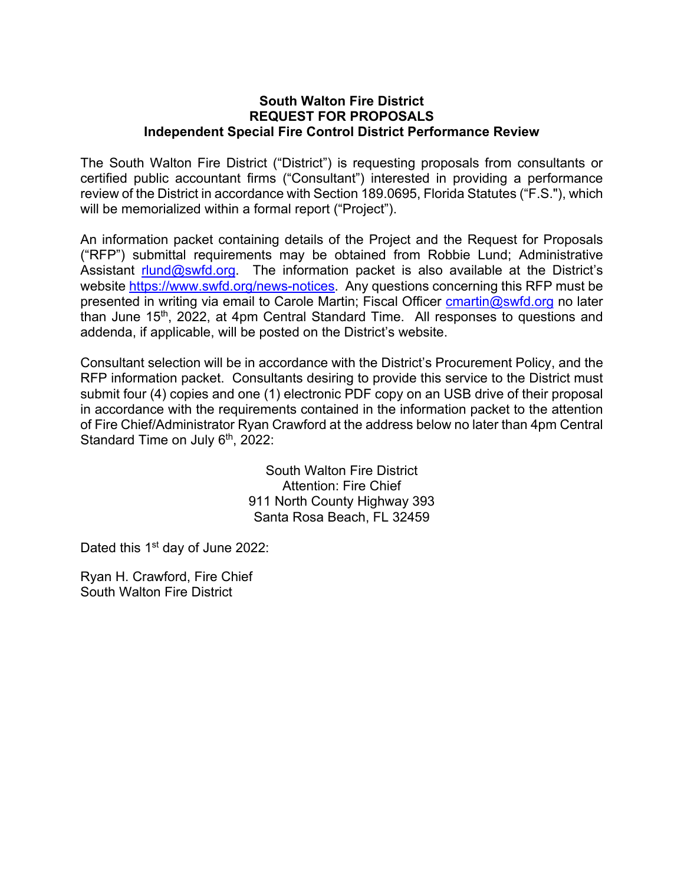**South Walton Fire District**
**REQUEST FOR PROPOSALS**
**Independent Special Fire Control District Performance Review**

The South Walton Fire District ("District") is requesting proposals from consultants or certified public accountant firms ("Consultant") interested in providing a performance review of the District in accordance with Section 189.0695, Florida Statutes ("F.S."), which will be memorialized within a formal report ("Project").

An information packet containing details of the Project and the Request for Proposals ("RFP") submittal requirements may be obtained from Robbie Lund; Administrative Assistant rlund@swfd.org. The information packet is also available at the District's website https://www.swfd.org/news-notices. Any questions concerning this RFP must be presented in writing via email to Carole Martin; Fiscal Officer cmartin@swfd.org no later than June 15th, 2022, at 4pm Central Standard Time. All responses to questions and addenda, if applicable, will be posted on the District's website.

Consultant selection will be in accordance with the District's Procurement Policy, and the RFP information packet. Consultants desiring to provide this service to the District must submit four (4) copies and one (1) electronic PDF copy on an USB drive of their proposal in accordance with the requirements contained in the information packet to the attention of Fire Chief/Administrator Ryan Crawford at the address below no later than 4pm Central Standard Time on July 6th, 2022:

South Walton Fire District
Attention: Fire Chief
911 North County Highway 393
Santa Rosa Beach, FL 32459

Dated this 1st day of June 2022:

Ryan H. Crawford, Fire Chief
South Walton Fire District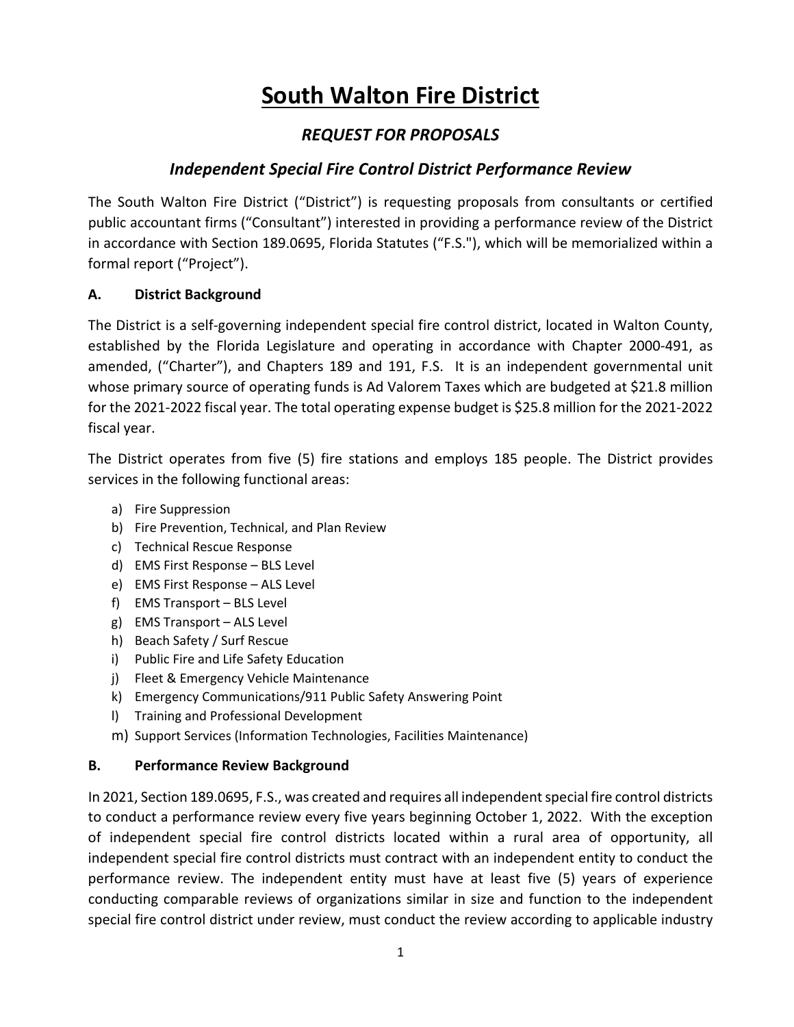# South Walton Fire District

## *REQUEST FOR PROPOSALS*

### *Independent Special Fire Control District Performance Review*

The South Walton Fire District ("District") is requesting proposals from consultants or certified public accountant firms ("Consultant") interested in providing a performance review of the District in accordance with Section 189.0695, Florida Statutes ("F.S."), which will be memorialized within a formal report ("Project").

### A. District Background

The District is a self-governing independent special fire control district, located in Walton County, established by the Florida Legislature and operating in accordance with Chapter 2000-491, as amended, ("Charter"), and Chapters 189 and 191, F.S. It is an independent governmental unit whose primary source of operating funds is Ad Valorem Taxes which are budgeted at $21.8 million for the 2021-2022 fiscal year. The total operating expense budget is $25.8 million for the 2021-2022 fiscal year.

The District operates from five (5) fire stations and employs 185 people. The District provides services in the following functional areas:

a) Fire Suppression
b) Fire Prevention, Technical, and Plan Review
c) Technical Rescue Response
d) EMS First Response – BLS Level
e) EMS First Response – ALS Level
f) EMS Transport – BLS Level
g) EMS Transport – ALS Level
h) Beach Safety / Surf Rescue
i) Public Fire and Life Safety Education
j) Fleet & Emergency Vehicle Maintenance
k) Emergency Communications/911 Public Safety Answering Point
l) Training and Professional Development
m) Support Services (Information Technologies, Facilities Maintenance)

### B. Performance Review Background

In 2021, Section 189.0695, F.S., was created and requires all independent special fire control districts to conduct a performance review every five years beginning October 1, 2022. With the exception of independent special fire control districts located within a rural area of opportunity, all independent special fire control districts must contract with an independent entity to conduct the performance review. The independent entity must have at least five (5) years of experience conducting comparable reviews of organizations similar in size and function to the independent special fire control district under review, must conduct the review according to applicable industry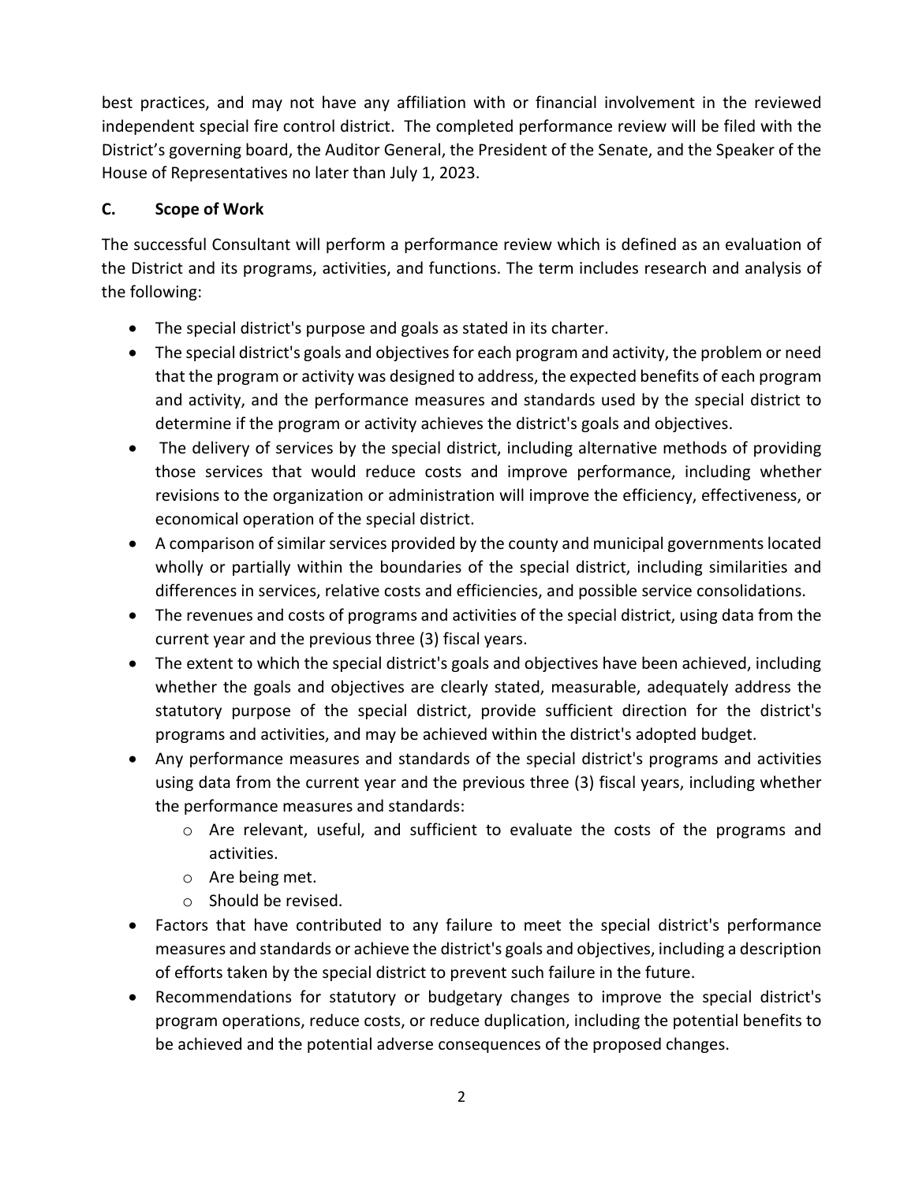best practices, and may not have any affiliation with or financial involvement in the reviewed independent special fire control district. The completed performance review will be filed with the District's governing board, the Auditor General, the President of the Senate, and the Speaker of the House of Representatives no later than July 1, 2023.

## C. Scope of Work

The successful Consultant will perform a performance review which is defined as an evaluation of the District and its programs, activities, and functions. The term includes research and analysis of the following:

- The special district's purpose and goals as stated in its charter.
- The special district's goals and objectives for each program and activity, the problem or need that the program or activity was designed to address, the expected benefits of each program and activity, and the performance measures and standards used by the special district to determine if the program or activity achieves the district's goals and objectives.
- The delivery of services by the special district, including alternative methods of providing those services that would reduce costs and improve performance, including whether revisions to the organization or administration will improve the efficiency, effectiveness, or economical operation of the special district.
- A comparison of similar services provided by the county and municipal governments located wholly or partially within the boundaries of the special district, including similarities and differences in services, relative costs and efficiencies, and possible service consolidations.
- The revenues and costs of programs and activities of the special district, using data from the current year and the previous three (3) fiscal years.
- The extent to which the special district's goals and objectives have been achieved, including whether the goals and objectives are clearly stated, measurable, adequately address the statutory purpose of the special district, provide sufficient direction for the district's programs and activities, and may be achieved within the district's adopted budget.
- Any performance measures and standards of the special district's programs and activities using data from the current year and the previous three (3) fiscal years, including whether the performance measures and standards:
  - Are relevant, useful, and sufficient to evaluate the costs of the programs and activities.
  - Are being met.
  - Should be revised.
- Factors that have contributed to any failure to meet the special district's performance measures and standards or achieve the district's goals and objectives, including a description of efforts taken by the special district to prevent such failure in the future.
- Recommendations for statutory or budgetary changes to improve the special district's program operations, reduce costs, or reduce duplication, including the potential benefits to be achieved and the potential adverse consequences of the proposed changes.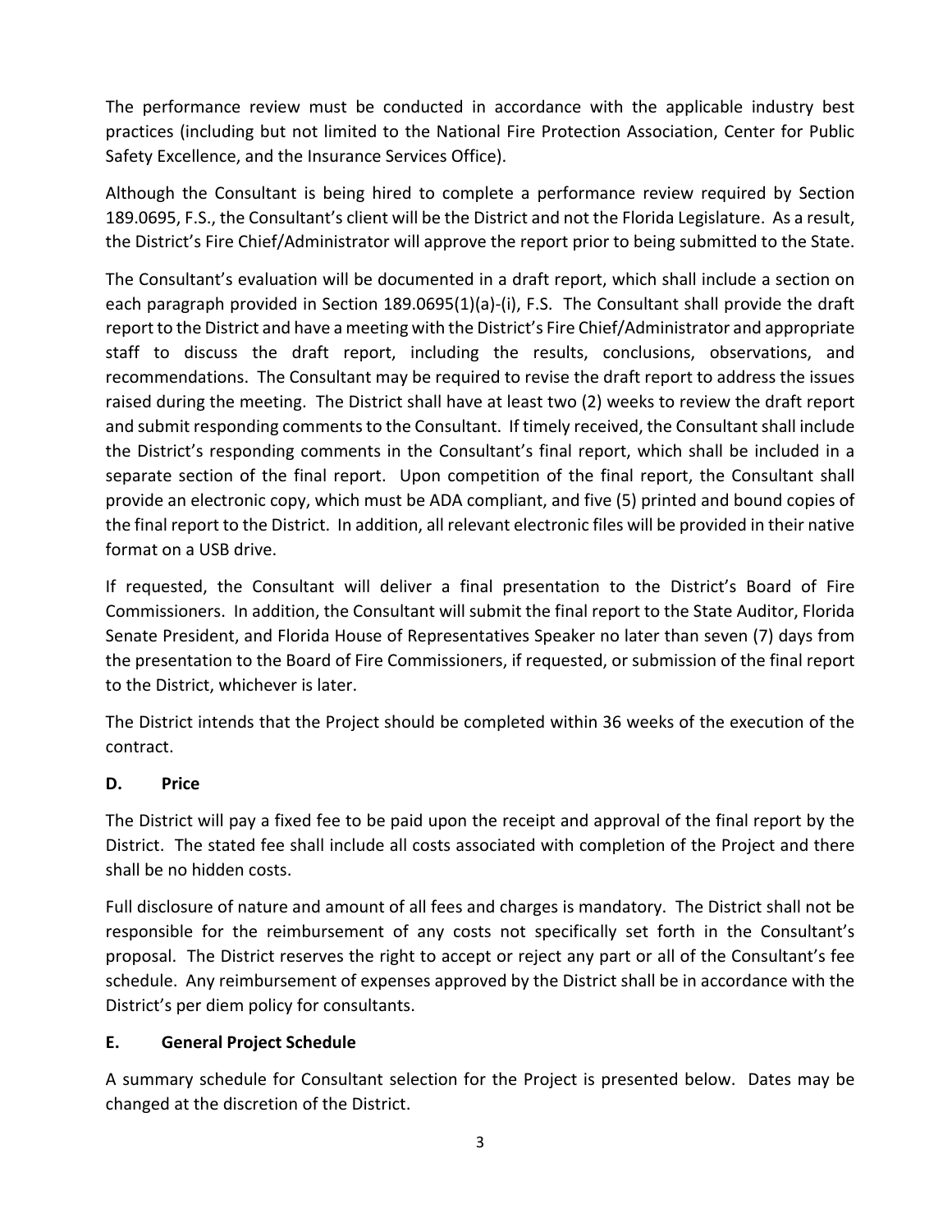The performance review must be conducted in accordance with the applicable industry best practices (including but not limited to the National Fire Protection Association, Center for Public Safety Excellence, and the Insurance Services Office).

Although the Consultant is being hired to complete a performance review required by Section 189.0695, F.S., the Consultant's client will be the District and not the Florida Legislature. As a result, the District's Fire Chief/Administrator will approve the report prior to being submitted to the State.

The Consultant's evaluation will be documented in a draft report, which shall include a section on each paragraph provided in Section 189.0695(1)(a)-(i), F.S. The Consultant shall provide the draft report to the District and have a meeting with the District's Fire Chief/Administrator and appropriate staff to discuss the draft report, including the results, conclusions, observations, and recommendations. The Consultant may be required to revise the draft report to address the issues raised during the meeting. The District shall have at least two (2) weeks to review the draft report and submit responding comments to the Consultant. If timely received, the Consultant shall include the District's responding comments in the Consultant's final report, which shall be included in a separate section of the final report. Upon competition of the final report, the Consultant shall provide an electronic copy, which must be ADA compliant, and five (5) printed and bound copies of the final report to the District. In addition, all relevant electronic files will be provided in their native format on a USB drive.

If requested, the Consultant will deliver a final presentation to the District's Board of Fire Commissioners. In addition, the Consultant will submit the final report to the State Auditor, Florida Senate President, and Florida House of Representatives Speaker no later than seven (7) days from the presentation to the Board of Fire Commissioners, if requested, or submission of the final report to the District, whichever is later.

The District intends that the Project should be completed within 36 weeks of the execution of the contract.

## D. Price

The District will pay a fixed fee to be paid upon the receipt and approval of the final report by the District. The stated fee shall include all costs associated with completion of the Project and there shall be no hidden costs.

Full disclosure of nature and amount of all fees and charges is mandatory. The District shall not be responsible for the reimbursement of any costs not specifically set forth in the Consultant's proposal. The District reserves the right to accept or reject any part or all of the Consultant's fee schedule. Any reimbursement of expenses approved by the District shall be in accordance with the District's per diem policy for consultants.

## E. General Project Schedule

A summary schedule for Consultant selection for the Project is presented below. Dates may be changed at the discretion of the District.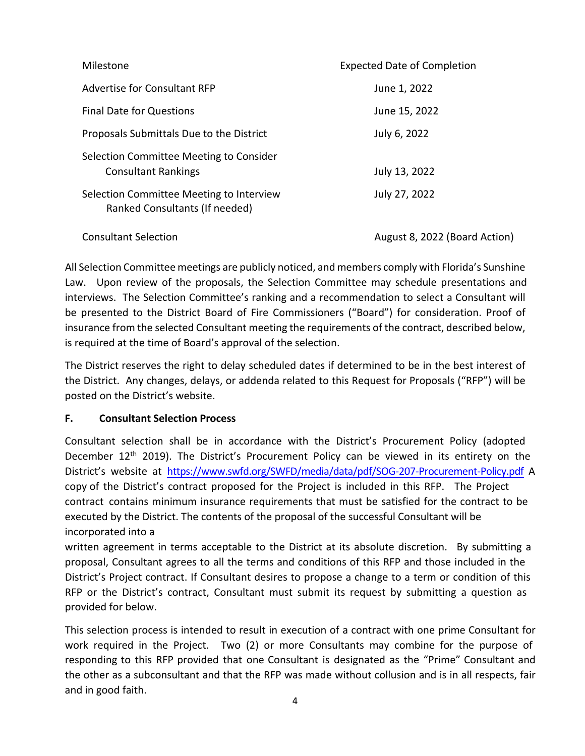| Milestone | Expected Date of Completion |
|---|---|
| Advertise for Consultant RFP | June 1, 2022 |
| Final Date for Questions | June 15, 2022 |
| Proposals Submittals Due to the District | July 6, 2022 |
| Selection Committee Meeting to Consider Consultant Rankings | July 13, 2022 |
| Selection Committee Meeting to Interview Ranked Consultants (If needed) | July 27, 2022 |
| Consultant Selection | August 8, 2022 (Board Action) |

All Selection Committee meetings are publicly noticed, and members comply with Florida's Sunshine Law. Upon review of the proposals, the Selection Committee may schedule presentations and interviews. The Selection Committee's ranking and a recommendation to select a Consultant will be presented to the District Board of Fire Commissioners ("Board") for consideration. Proof of insurance from the selected Consultant meeting the requirements of the contract, described below, is required at the time of Board's approval of the selection.

The District reserves the right to delay scheduled dates if determined to be in the best interest of the District. Any changes, delays, or addenda related to this Request for Proposals ("RFP") will be posted on the District's website.

### F. Consultant Selection Process

Consultant selection shall be in accordance with the District's Procurement Policy (adopted December 12th 2019). The District's Procurement Policy can be viewed in its entirety on the District's website at https://www.swfd.org/SWFD/media/data/pdf/SOG-207-Procurement-Policy.pdf A copy of the District's contract proposed for the Project is included in this RFP. The Project contract contains minimum insurance requirements that must be satisfied for the contract to be executed by the District. The contents of the proposal of the successful Consultant will be incorporated into a written agreement in terms acceptable to the District at its absolute discretion. By submitting a proposal, Consultant agrees to all the terms and conditions of this RFP and those included in the District's Project contract. If Consultant desires to propose a change to a term or condition of this RFP or the District's contract, Consultant must submit its request by submitting a question as provided for below.

This selection process is intended to result in execution of a contract with one prime Consultant for work required in the Project. Two (2) or more Consultants may combine for the purpose of responding to this RFP provided that one Consultant is designated as the "Prime" Consultant and the other as a subconsultant and that the RFP was made without collusion and is in all respects, fair and in good faith.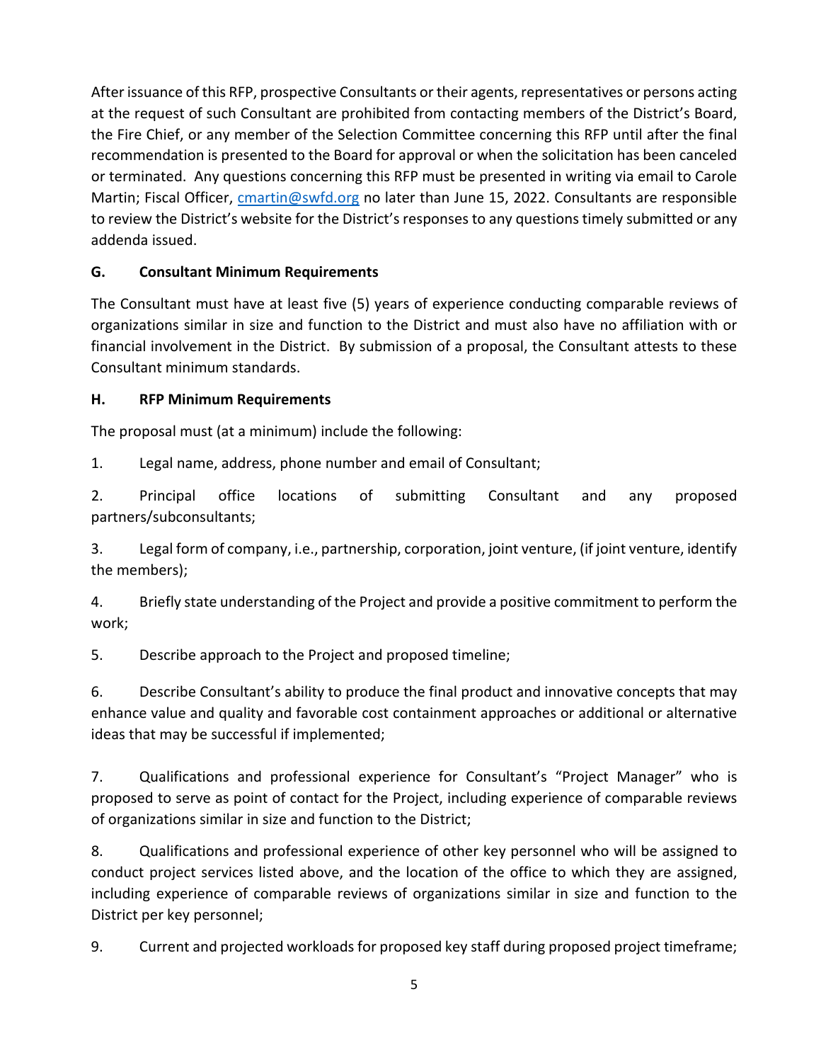After issuance of this RFP, prospective Consultants or their agents, representatives or persons acting at the request of such Consultant are prohibited from contacting members of the District's Board, the Fire Chief, or any member of the Selection Committee concerning this RFP until after the final recommendation is presented to the Board for approval or when the solicitation has been canceled or terminated. Any questions concerning this RFP must be presented in writing via email to Carole Martin; Fiscal Officer, cmartin@swfd.org no later than June 15, 2022. Consultants are responsible to review the District's website for the District's responses to any questions timely submitted or any addenda issued.

### G. Consultant Minimum Requirements

The Consultant must have at least five (5) years of experience conducting comparable reviews of organizations similar in size and function to the District and must also have no affiliation with or financial involvement in the District. By submission of a proposal, the Consultant attests to these Consultant minimum standards.

### H. RFP Minimum Requirements

The proposal must (at a minimum) include the following:

1. Legal name, address, phone number and email of Consultant;
2. Principal office locations of submitting Consultant and any proposed partners/subconsultants;
3. Legal form of company, i.e., partnership, corporation, joint venture, (if joint venture, identify the members);
4. Briefly state understanding of the Project and provide a positive commitment to perform the work;
5. Describe approach to the Project and proposed timeline;
6. Describe Consultant's ability to produce the final product and innovative concepts that may enhance value and quality and favorable cost containment approaches or additional or alternative ideas that may be successful if implemented;
7. Qualifications and professional experience for Consultant's "Project Manager" who is proposed to serve as point of contact for the Project, including experience of comparable reviews of organizations similar in size and function to the District;
8. Qualifications and professional experience of other key personnel who will be assigned to conduct project services listed above, and the location of the office to which they are assigned, including experience of comparable reviews of organizations similar in size and function to the District per key personnel;
9. Current and projected workloads for proposed key staff during proposed project timeframe;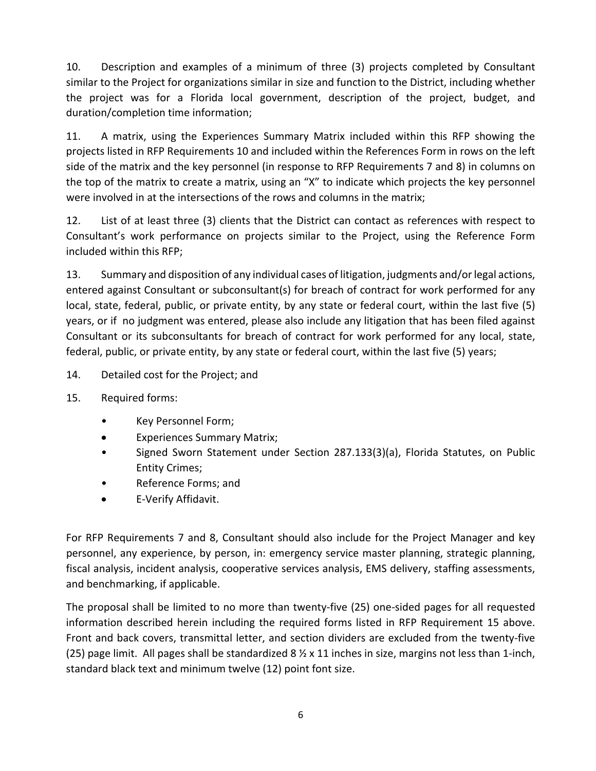10. Description and examples of a minimum of three (3) projects completed by Consultant similar to the Project for organizations similar in size and function to the District, including whether the project was for a Florida local government, description of the project, budget, and duration/completion time information;

11. A matrix, using the Experiences Summary Matrix included within this RFP showing the projects listed in RFP Requirements 10 and included within the References Form in rows on the left side of the matrix and the key personnel (in response to RFP Requirements 7 and 8) in columns on the top of the matrix to create a matrix, using an "X" to indicate which projects the key personnel were involved in at the intersections of the rows and columns in the matrix;

12. List of at least three (3) clients that the District can contact as references with respect to Consultant's work performance on projects similar to the Project, using the Reference Form included within this RFP;

13. Summary and disposition of any individual cases of litigation, judgments and/or legal actions, entered against Consultant or subconsultant(s) for breach of contract for work performed for any local, state, federal, public, or private entity, by any state or federal court, within the last five (5) years, or if no judgment was entered, please also include any litigation that has been filed against Consultant or its subconsultants for breach of contract for work performed for any local, state, federal, public, or private entity, by any state or federal court, within the last five (5) years;

14. Detailed cost for the Project; and

15. Required forms:

- Key Personnel Form;
- Experiences Summary Matrix;
- Signed Sworn Statement under Section 287.133(3)(a), Florida Statutes, on Public Entity Crimes;
- Reference Forms; and
- E-Verify Affidavit.

For RFP Requirements 7 and 8, Consultant should also include for the Project Manager and key personnel, any experience, by person, in: emergency service master planning, strategic planning, fiscal analysis, incident analysis, cooperative services analysis, EMS delivery, staffing assessments, and benchmarking, if applicable.

The proposal shall be limited to no more than twenty-five (25) one-sided pages for all requested information described herein including the required forms listed in RFP Requirement 15 above. Front and back covers, transmittal letter, and section dividers are excluded from the twenty-five (25) page limit. All pages shall be standardized 8 ½ x 11 inches in size, margins not less than 1-inch, standard black text and minimum twelve (12) point font size.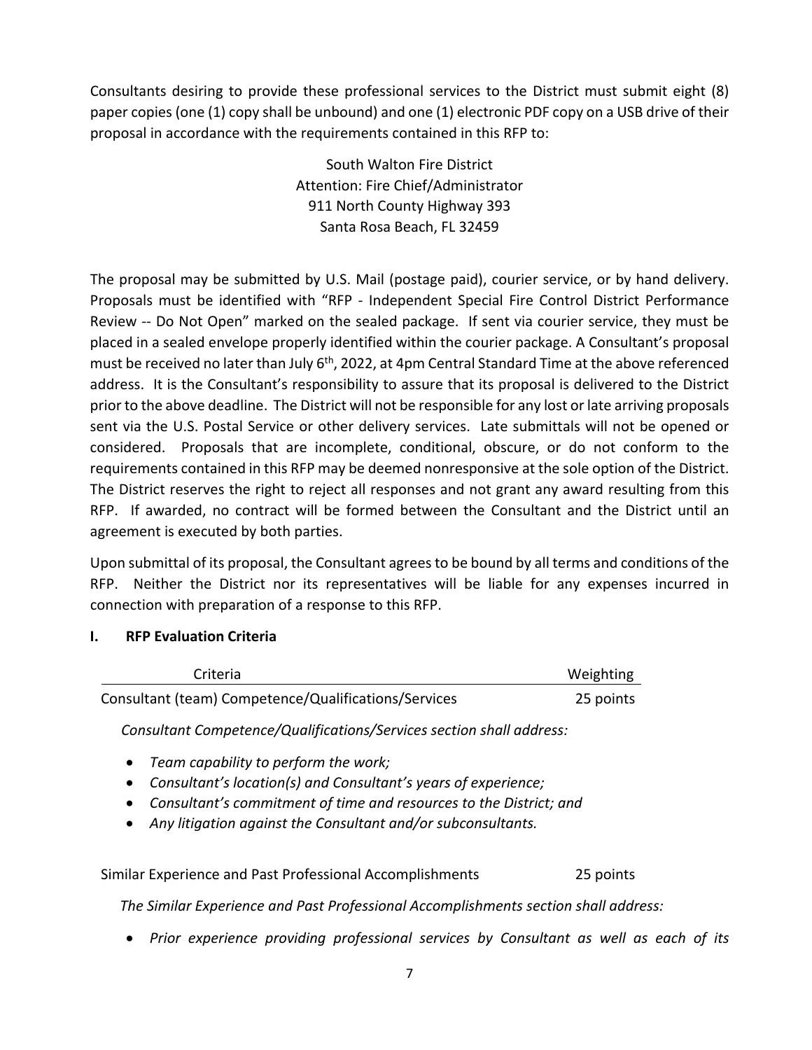Consultants desiring to provide these professional services to the District must submit eight (8) paper copies (one (1) copy shall be unbound) and one (1) electronic PDF copy on a USB drive of their proposal in accordance with the requirements contained in this RFP to:

South Walton Fire District
Attention: Fire Chief/Administrator
911 North County Highway 393
Santa Rosa Beach, FL 32459

The proposal may be submitted by U.S. Mail (postage paid), courier service, or by hand delivery. Proposals must be identified with "RFP - Independent Special Fire Control District Performance Review -- Do Not Open" marked on the sealed package. If sent via courier service, they must be placed in a sealed envelope properly identified within the courier package. A Consultant's proposal must be received no later than July 6th, 2022, at 4pm Central Standard Time at the above referenced address. It is the Consultant's responsibility to assure that its proposal is delivered to the District prior to the above deadline. The District will not be responsible for any lost or late arriving proposals sent via the U.S. Postal Service or other delivery services. Late submittals will not be opened or considered. Proposals that are incomplete, conditional, obscure, or do not conform to the requirements contained in this RFP may be deemed nonresponsive at the sole option of the District. The District reserves the right to reject all responses and not grant any award resulting from this RFP. If awarded, no contract will be formed between the Consultant and the District until an agreement is executed by both parties.

Upon submittal of its proposal, the Consultant agrees to be bound by all terms and conditions of the RFP. Neither the District nor its representatives will be liable for any expenses incurred in connection with preparation of a response to this RFP.

## I. RFP Evaluation Criteria

| Criteria | Weighting |
|---|---|
| Consultant (team) Competence/Qualifications/Services | 25 points |

*Consultant Competence/Qualifications/Services section shall address:*

- *Team capability to perform the work;*
- *Consultant's location(s) and Consultant's years of experience;*
- *Consultant's commitment of time and resources to the District; and*
- *Any litigation against the Consultant and/or subconsultants.*

| Criteria | Weighting |
|---|---|
| Similar Experience and Past Professional Accomplishments | 25 points |

*The Similar Experience and Past Professional Accomplishments section shall address:*

- *Prior experience providing professional services by Consultant as well as each of its*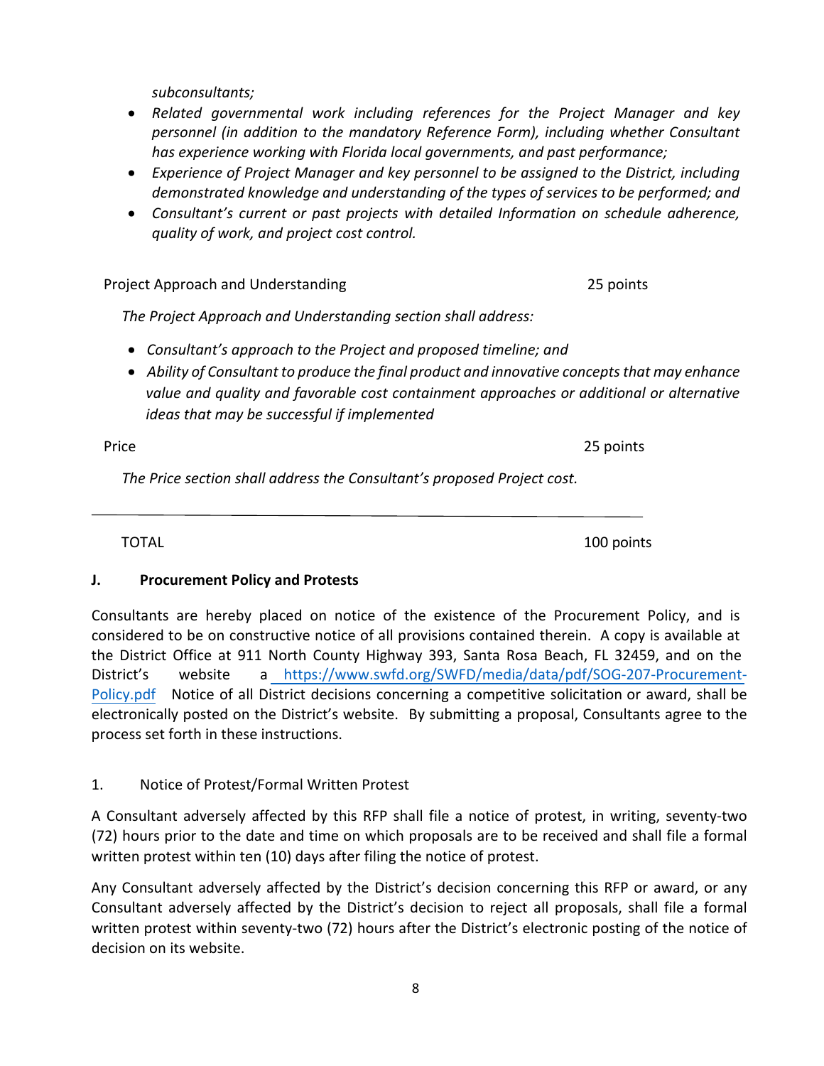*subconsultants;*

- *Related governmental work including references for the Project Manager and key personnel (in addition to the mandatory Reference Form), including whether Consultant has experience working with Florida local governments, and past performance;*
- *Experience of Project Manager and key personnel to be assigned to the District, including demonstrated knowledge and understanding of the types of services to be performed; and*
- *Consultant's current or past projects with detailed Information on schedule adherence, quality of work, and project cost control.*

Project Approach and Understanding 25 points

*The Project Approach and Understanding section shall address:*

- *Consultant's approach to the Project and proposed timeline; and*
- *Ability of Consultant to produce the final product and innovative concepts that may enhance value and quality and favorable cost containment approaches or additional or alternative ideas that may be successful if implemented*

Price 25 points

*The Price section shall address the Consultant's proposed Project cost.*

---

TOTAL 100 points

**J. Procurement Policy and Protests**

Consultants are hereby placed on notice of the existence of the Procurement Policy, and is considered to be on constructive notice of all provisions contained therein. A copy is available at the District Office at 911 North County Highway 393, Santa Rosa Beach, FL 32459, and on the District's website a https://www.swfd.org/SWFD/media/data/pdf/SOG-207-Procurement-Policy.pdf Notice of all District decisions concerning a competitive solicitation or award, shall be electronically posted on the District's website. By submitting a proposal, Consultants agree to the process set forth in these instructions.

1. Notice of Protest/Formal Written Protest

A Consultant adversely affected by this RFP shall file a notice of protest, in writing, seventy-two (72) hours prior to the date and time on which proposals are to be received and shall file a formal written protest within ten (10) days after filing the notice of protest.

Any Consultant adversely affected by the District's decision concerning this RFP or award, or any Consultant adversely affected by the District's decision to reject all proposals, shall file a formal written protest within seventy-two (72) hours after the District's electronic posting of the notice of decision on its website.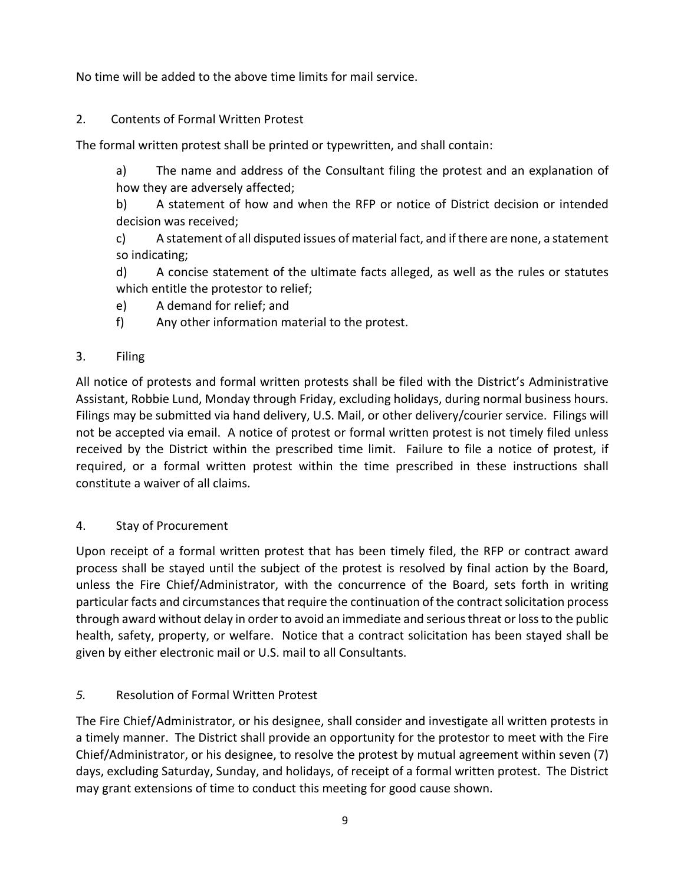No time will be added to the above time limits for mail service.

2. Contents of Formal Written Protest

The formal written protest shall be printed or typewritten, and shall contain:

a) The name and address of the Consultant filing the protest and an explanation of how they are adversely affected;

b) A statement of how and when the RFP or notice of District decision or intended decision was received;

c) A statement of all disputed issues of material fact, and if there are none, a statement so indicating;

d) A concise statement of the ultimate facts alleged, as well as the rules or statutes which entitle the protestor to relief;

e) A demand for relief; and

f) Any other information material to the protest.

3. Filing

All notice of protests and formal written protests shall be filed with the District's Administrative Assistant, Robbie Lund, Monday through Friday, excluding holidays, during normal business hours. Filings may be submitted via hand delivery, U.S. Mail, or other delivery/courier service. Filings will not be accepted via email. A notice of protest or formal written protest is not timely filed unless received by the District within the prescribed time limit. Failure to file a notice of protest, if required, or a formal written protest within the time prescribed in these instructions shall constitute a waiver of all claims.

4. Stay of Procurement

Upon receipt of a formal written protest that has been timely filed, the RFP or contract award process shall be stayed until the subject of the protest is resolved by final action by the Board, unless the Fire Chief/Administrator, with the concurrence of the Board, sets forth in writing particular facts and circumstances that require the continuation of the contract solicitation process through award without delay in order to avoid an immediate and serious threat or loss to the public health, safety, property, or welfare. Notice that a contract solicitation has been stayed shall be given by either electronic mail or U.S. mail to all Consultants.

*5.* Resolution of Formal Written Protest

The Fire Chief/Administrator, or his designee, shall consider and investigate all written protests in a timely manner. The District shall provide an opportunity for the protestor to meet with the Fire Chief/Administrator, or his designee, to resolve the protest by mutual agreement within seven (7) days, excluding Saturday, Sunday, and holidays, of receipt of a formal written protest. The District may grant extensions of time to conduct this meeting for good cause shown.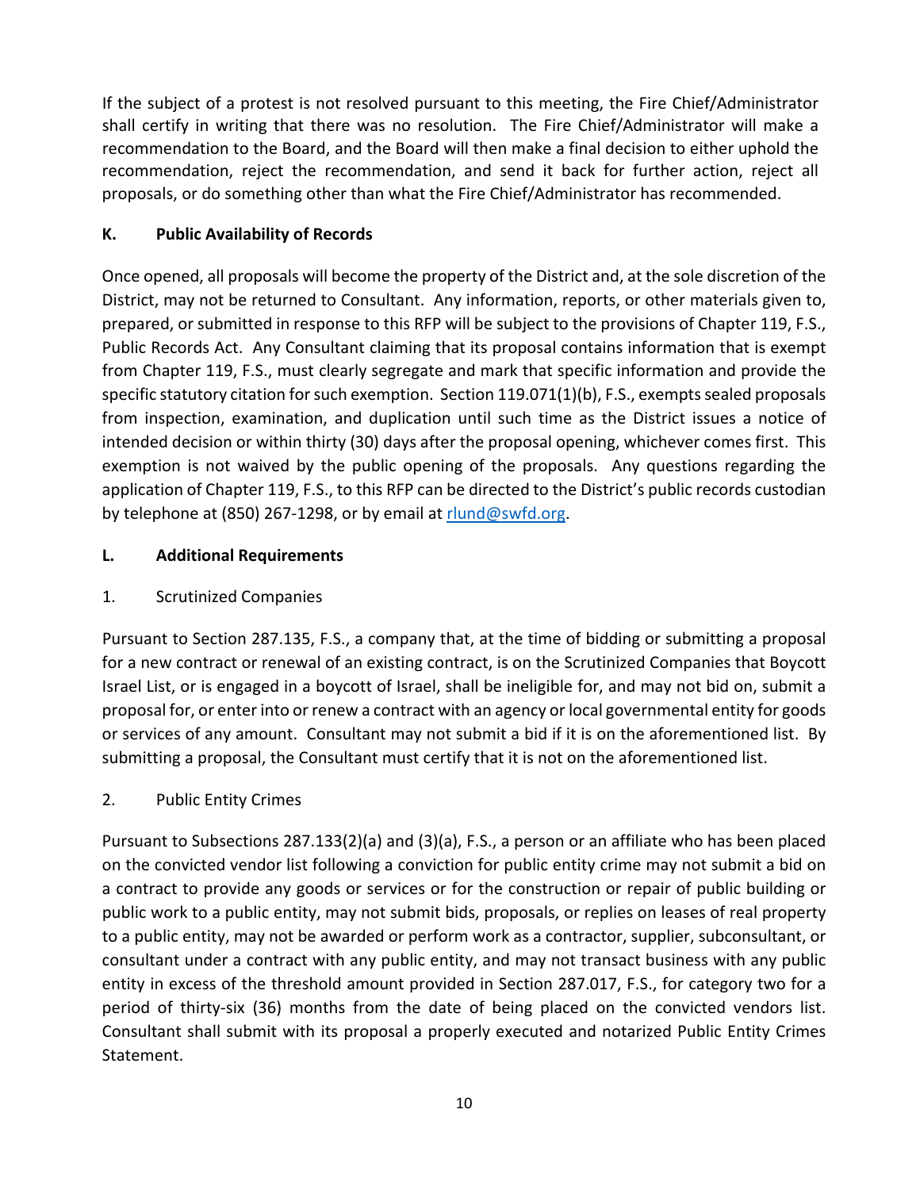If the subject of a protest is not resolved pursuant to this meeting, the Fire Chief/Administrator shall certify in writing that there was no resolution. The Fire Chief/Administrator will make a recommendation to the Board, and the Board will then make a final decision to either uphold the recommendation, reject the recommendation, and send it back for further action, reject all proposals, or do something other than what the Fire Chief/Administrator has recommended.

**K. Public Availability of Records**

Once opened, all proposals will become the property of the District and, at the sole discretion of the District, may not be returned to Consultant. Any information, reports, or other materials given to, prepared, or submitted in response to this RFP will be subject to the provisions of Chapter 119, F.S., Public Records Act. Any Consultant claiming that its proposal contains information that is exempt from Chapter 119, F.S., must clearly segregate and mark that specific information and provide the specific statutory citation for such exemption. Section 119.071(1)(b), F.S., exempts sealed proposals from inspection, examination, and duplication until such time as the District issues a notice of intended decision or within thirty (30) days after the proposal opening, whichever comes first. This exemption is not waived by the public opening of the proposals. Any questions regarding the application of Chapter 119, F.S., to this RFP can be directed to the District's public records custodian by telephone at (850) 267-1298, or by email at rlund@swfd.org.

**L. Additional Requirements**

1. Scrutinized Companies

Pursuant to Section 287.135, F.S., a company that, at the time of bidding or submitting a proposal for a new contract or renewal of an existing contract, is on the Scrutinized Companies that Boycott Israel List, or is engaged in a boycott of Israel, shall be ineligible for, and may not bid on, submit a proposal for, or enter into or renew a contract with an agency or local governmental entity for goods or services of any amount. Consultant may not submit a bid if it is on the aforementioned list. By submitting a proposal, the Consultant must certify that it is not on the aforementioned list.

2. Public Entity Crimes

Pursuant to Subsections 287.133(2)(a) and (3)(a), F.S., a person or an affiliate who has been placed on the convicted vendor list following a conviction for public entity crime may not submit a bid on a contract to provide any goods or services or for the construction or repair of public building or public work to a public entity, may not submit bids, proposals, or replies on leases of real property to a public entity, may not be awarded or perform work as a contractor, supplier, subconsultant, or consultant under a contract with any public entity, and may not transact business with any public entity in excess of the threshold amount provided in Section 287.017, F.S., for category two for a period of thirty-six (36) months from the date of being placed on the convicted vendors list. Consultant shall submit with its proposal a properly executed and notarized Public Entity Crimes Statement.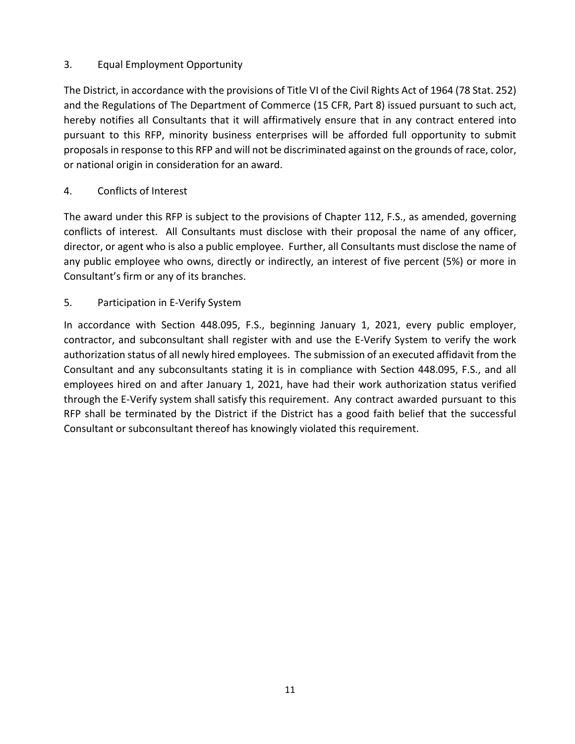### 3. Equal Employment Opportunity

The District, in accordance with the provisions of Title VI of the Civil Rights Act of 1964 (78 Stat. 252) and the Regulations of The Department of Commerce (15 CFR, Part 8) issued pursuant to such act, hereby notifies all Consultants that it will affirmatively ensure that in any contract entered into pursuant to this RFP, minority business enterprises will be afforded full opportunity to submit proposals in response to this RFP and will not be discriminated against on the grounds of race, color, or national origin in consideration for an award.

### 4. Conflicts of Interest

The award under this RFP is subject to the provisions of Chapter 112, F.S., as amended, governing conflicts of interest. All Consultants must disclose with their proposal the name of any officer, director, or agent who is also a public employee. Further, all Consultants must disclose the name of any public employee who owns, directly or indirectly, an interest of five percent (5%) or more in Consultant's firm or any of its branches.

### 5. Participation in E-Verify System

In accordance with Section 448.095, F.S., beginning January 1, 2021, every public employer, contractor, and subconsultant shall register with and use the E-Verify System to verify the work authorization status of all newly hired employees. The submission of an executed affidavit from the Consultant and any subconsultants stating it is in compliance with Section 448.095, F.S., and all employees hired on and after January 1, 2021, have had their work authorization status verified through the E-Verify system shall satisfy this requirement. Any contract awarded pursuant to this RFP shall be terminated by the District if the District has a good faith belief that the successful Consultant or subconsultant thereof has knowingly violated this requirement.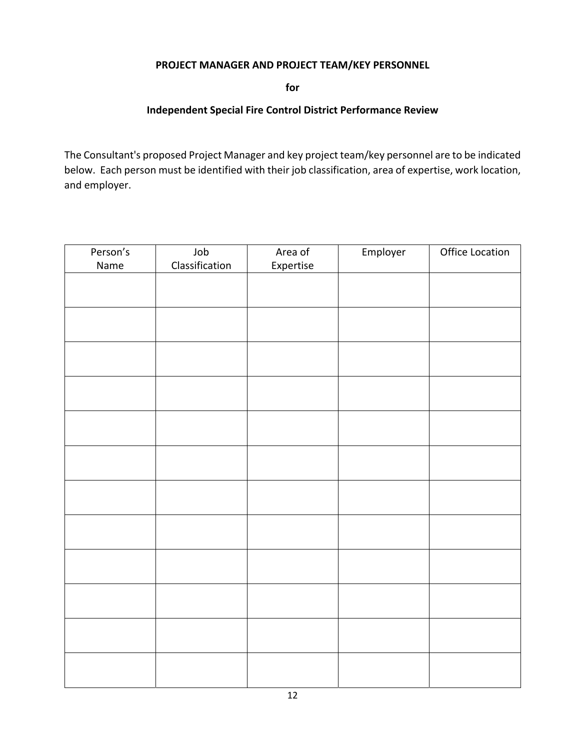**PROJECT MANAGER AND PROJECT TEAM/KEY PERSONNEL**

**for**

**Independent Special Fire Control District Performance Review**

The Consultant's proposed Project Manager and key project team/key personnel are to be indicated below. Each person must be identified with their job classification, area of expertise, work location, and employer.

| Person's Name | Job Classification | Area of Expertise | Employer | Office Location |
|---|---|---|---|---|
| | | | | |
| | | | | |
| | | | | |
| | | | | |
| | | | | |
| | | | | |
| | | | | |
| | | | | |
| | | | | |
| | | | | |
| | | | | |
| | | | | |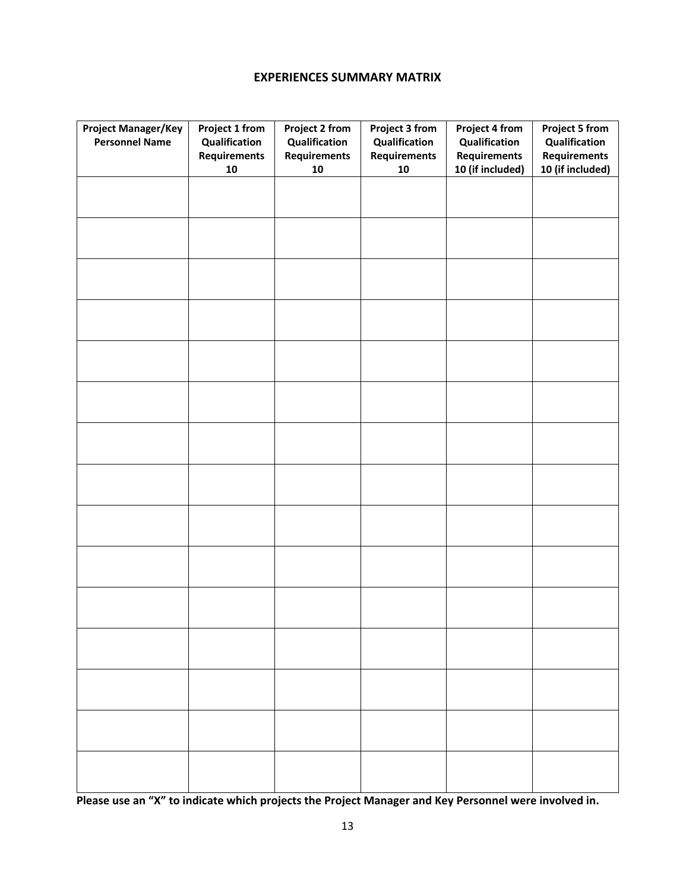## EXPERIENCES SUMMARY MATRIX

| Project Manager/Key Personnel Name | Project 1 from Qualification Requirements 10 | Project 2 from Qualification Requirements 10 | Project 3 from Qualification Requirements 10 | Project 4 from Qualification Requirements 10 (if included) | Project 5 from Qualification Requirements 10 (if included) |
|---|---|---|---|---|---|
| | | | | | |
| | | | | | |
| | | | | | |
| | | | | | |
| | | | | | |
| | | | | | |
| | | | | | |
| | | | | | |
| | | | | | |
| | | | | | |
| | | | | | |
| | | | | | |
| | | | | | |
| | | | | | |
| | | | | | |

**Please use an "X" to indicate which projects the Project Manager and Key Personnel were involved in.**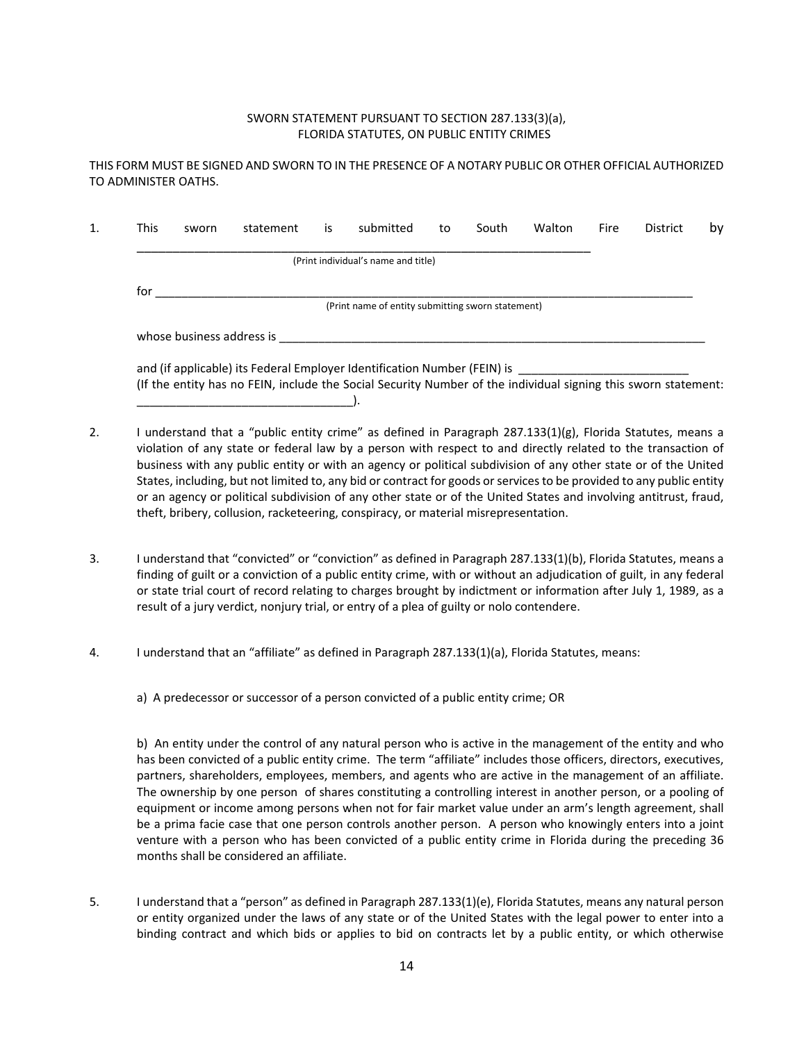SWORN STATEMENT PURSUANT TO SECTION 287.133(3)(a),
FLORIDA STATUTES, ON PUBLIC ENTITY CRIMES

THIS FORM MUST BE SIGNED AND SWORN TO IN THE PRESENCE OF A NOTARY PUBLIC OR OTHER OFFICIAL AUTHORIZED TO ADMINISTER OATHS.

1. This sworn statement is submitted to South Walton Fire District by \_\_\_\_\_\_\_\_\_\_\_\_\_\_\_\_\_\_\_\_\_\_\_\_\_\_\_\_\_\_\_\_\_\_\_\_\_\_\_\_\_\_\_\_\_\_\_\_\_\_\_\_\_\_\_\_\_\_\_\_\_\_\_\_\_\_\_\_\_\_
   (Print individual's name and title)

   for \_\_\_\_\_\_\_\_\_\_\_\_\_\_\_\_\_\_\_\_\_\_\_\_\_\_\_\_\_\_\_\_\_\_\_\_\_\_\_\_\_\_\_\_\_\_\_\_\_\_\_\_\_\_\_\_\_\_\_\_\_\_\_\_\_\_\_\_\_\_\_\_\_\_\_\_
   (Print name of entity submitting sworn statement)

   whose business address is \_\_\_\_\_\_\_\_\_\_\_\_\_\_\_\_\_\_\_\_\_\_\_\_\_\_\_\_\_\_\_\_\_\_\_\_\_\_\_\_\_\_\_\_\_\_\_\_\_\_\_\_\_\_\_\_\_\_\_\_\_\_\_\_

   and (if applicable) its Federal Employer Identification Number (FEIN) is \_\_\_\_\_\_\_\_\_\_\_\_\_\_\_\_\_\_\_\_\_\_\_\_\_\_
   (If the entity has no FEIN, include the Social Security Number of the individual signing this sworn statement: \_\_\_\_\_\_\_\_\_\_\_\_\_\_\_\_\_\_\_\_\_\_\_\_\_\_\_\_\_\_\_\_\_).

2. I understand that a "public entity crime" as defined in Paragraph 287.133(1)(g), Florida Statutes, means a violation of any state or federal law by a person with respect to and directly related to the transaction of business with any public entity or with an agency or political subdivision of any other state or of the United States, including, but not limited to, any bid or contract for goods or services to be provided to any public entity or an agency or political subdivision of any other state or of the United States and involving antitrust, fraud, theft, bribery, collusion, racketeering, conspiracy, or material misrepresentation.

3. I understand that "convicted" or "conviction" as defined in Paragraph 287.133(1)(b), Florida Statutes, means a finding of guilt or a conviction of a public entity crime, with or without an adjudication of guilt, in any federal or state trial court of record relating to charges brought by indictment or information after July 1, 1989, as a result of a jury verdict, nonjury trial, or entry of a plea of guilty or nolo contendere.

4. I understand that an "affiliate" as defined in Paragraph 287.133(1)(a), Florida Statutes, means:

   a) A predecessor or successor of a person convicted of a public entity crime; OR

   b) An entity under the control of any natural person who is active in the management of the entity and who has been convicted of a public entity crime. The term "affiliate" includes those officers, directors, executives, partners, shareholders, employees, members, and agents who are active in the management of an affiliate. The ownership by one person of shares constituting a controlling interest in another person, or a pooling of equipment or income among persons when not for fair market value under an arm's length agreement, shall be a prima facie case that one person controls another person. A person who knowingly enters into a joint venture with a person who has been convicted of a public entity crime in Florida during the preceding 36 months shall be considered an affiliate.

5. I understand that a "person" as defined in Paragraph 287.133(1)(e), Florida Statutes, means any natural person or entity organized under the laws of any state or of the United States with the legal power to enter into a binding contract and which bids or applies to bid on contracts let by a public entity, or which otherwise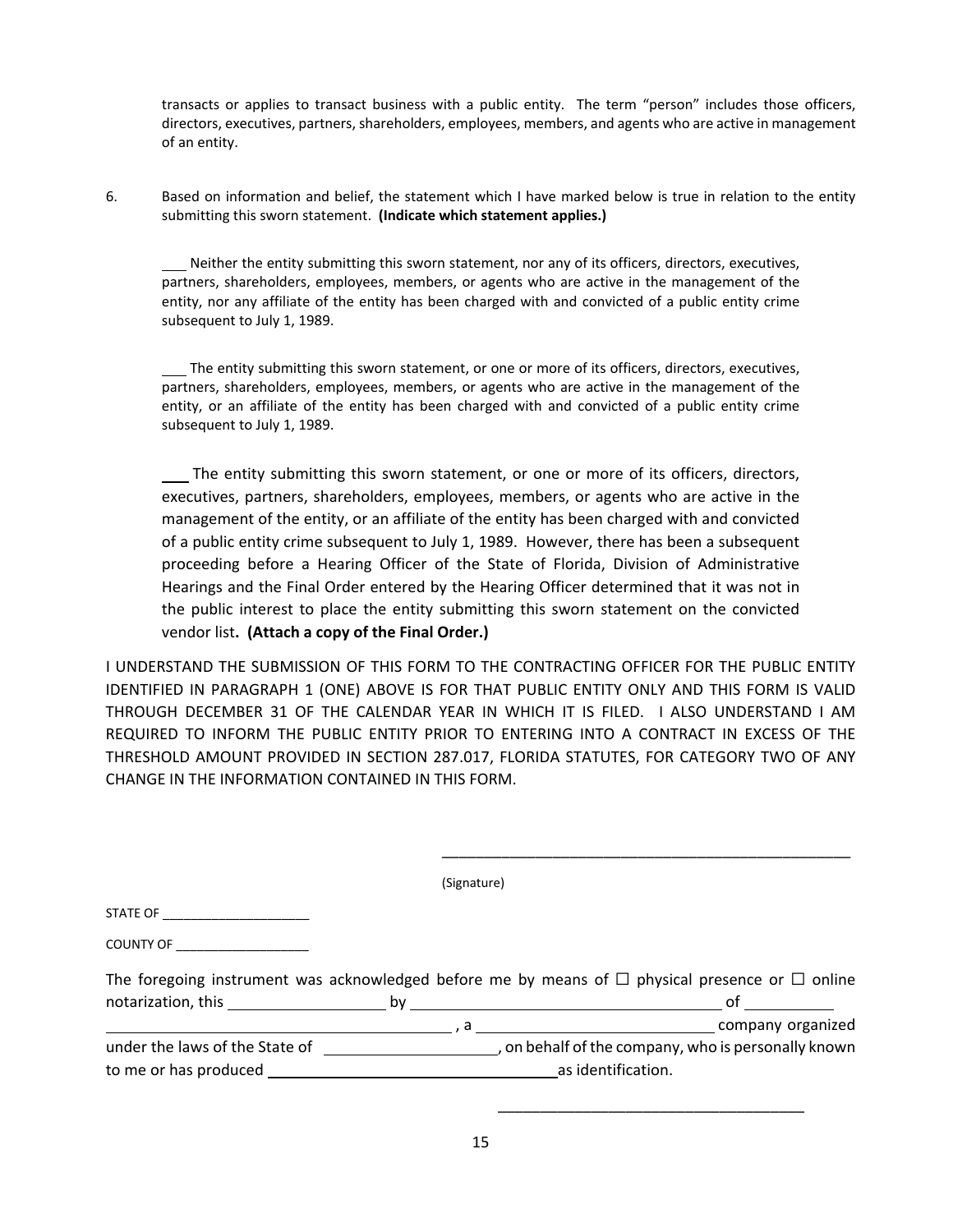transacts or applies to transact business with a public entity. The term “person” includes those officers, directors, executives, partners, shareholders, employees, members, and agents who are active in management of an entity.

6. Based on information and belief, the statement which I have marked below is true in relation to the entity submitting this sworn statement. **(Indicate which statement applies.)**

\_\_\_ Neither the entity submitting this sworn statement, nor any of its officers, directors, executives, partners, shareholders, employees, members, or agents who are active in the management of the entity, nor any affiliate of the entity has been charged with and convicted of a public entity crime subsequent to July 1, 1989.

\_\_\_ The entity submitting this sworn statement, or one or more of its officers, directors, executives, partners, shareholders, employees, members, or agents who are active in the management of the entity, or an affiliate of the entity has been charged with and convicted of a public entity crime subsequent to July 1, 1989.

\_\_\_ The entity submitting this sworn statement, or one or more of its officers, directors, executives, partners, shareholders, employees, members, or agents who are active in the management of the entity, or an affiliate of the entity has been charged with and convicted of a public entity crime subsequent to July 1, 1989. However, there has been a subsequent proceeding before a Hearing Officer of the State of Florida, Division of Administrative Hearings and the Final Order entered by the Hearing Officer determined that it was not in the public interest to place the entity submitting this sworn statement on the convicted vendor list. **(Attach a copy of the Final Order.)**

I UNDERSTAND THE SUBMISSION OF THIS FORM TO THE CONTRACTING OFFICER FOR THE PUBLIC ENTITY IDENTIFIED IN PARAGRAPH 1 (ONE) ABOVE IS FOR THAT PUBLIC ENTITY ONLY AND THIS FORM IS VALID THROUGH DECEMBER 31 OF THE CALENDAR YEAR IN WHICH IT IS FILED. I ALSO UNDERSTAND I AM REQUIRED TO INFORM THE PUBLIC ENTITY PRIOR TO ENTERING INTO A CONTRACT IN EXCESS OF THE THRESHOLD AMOUNT PROVIDED IN SECTION 287.017, FLORIDA STATUTES, FOR CATEGORY TWO OF ANY CHANGE IN THE INFORMATION CONTAINED IN THIS FORM.

\_\_\_\_\_\_\_\_\_\_\_\_\_\_\_\_\_\_\_\_\_\_\_\_\_\_\_\_\_\_\_\_\_\_\_\_\_\_\_\_\_\_\_\_\_\_\_\_

(Signature)

STATE OF \_\_\_\_\_\_\_\_\_\_\_\_\_\_\_\_\_\_\_\_

COUNTY OF \_\_\_\_\_\_\_\_\_\_\_\_\_\_\_\_\_\_\_

The foregoing instrument was acknowledged before me by means of ☐ physical presence or ☐ online notarization, this \_\_\_\_\_\_\_\_\_\_\_\_\_\_\_\_\_\_ by \_\_\_\_\_\_\_\_\_\_\_\_\_\_\_\_\_\_\_\_\_\_\_\_\_\_\_\_\_\_\_\_\_\_\_\_\_ of \_\_\_\_\_\_\_\_\_\_ \_\_\_\_\_\_\_\_\_\_\_\_\_\_\_\_\_\_\_\_\_\_\_\_\_\_\_\_\_\_\_\_\_\_\_\_\_\_\_\_\_\_, a \_\_\_\_\_\_\_\_\_\_\_\_\_\_\_\_\_\_\_\_\_\_\_\_\_\_\_\_\_ company organized under the laws of the State of \_\_\_\_\_\_\_\_\_\_\_\_\_\_\_\_\_\_\_\_, on behalf of the company, who is personally known to me or has produced \_\_\_\_\_\_\_\_\_\_\_\_\_\_\_\_\_\_\_\_\_\_\_\_\_\_\_\_\_\_\_\_\_\_\_ as identification.

\_\_\_\_\_\_\_\_\_\_\_\_\_\_\_\_\_\_\_\_\_\_\_\_\_\_\_\_\_\_\_\_\_\_\_\_\_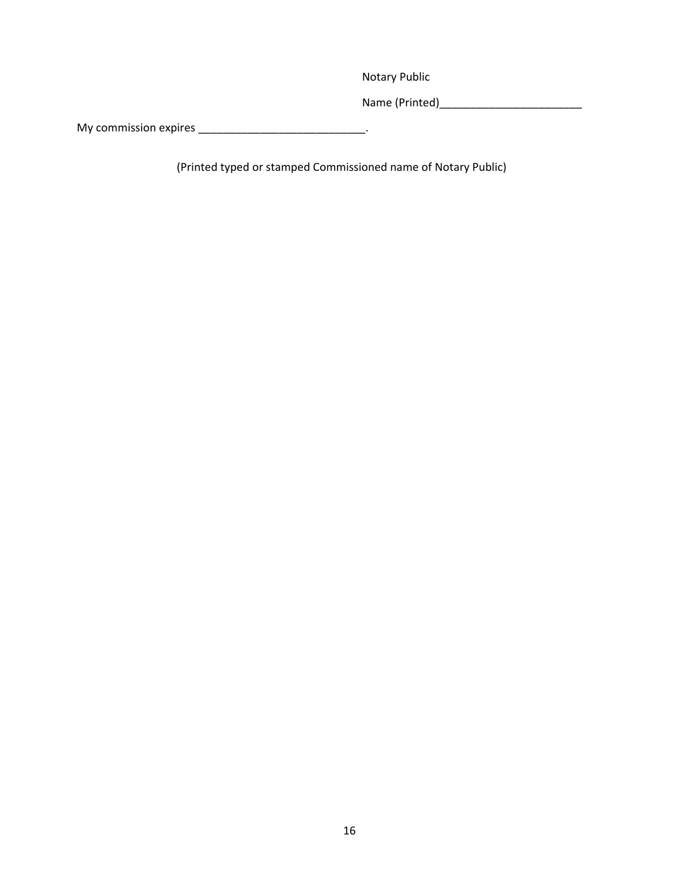Notary Public

Name (Printed)________________________

My commission expires ____________________________.

(Printed typed or stamped Commissioned name of Notary Public)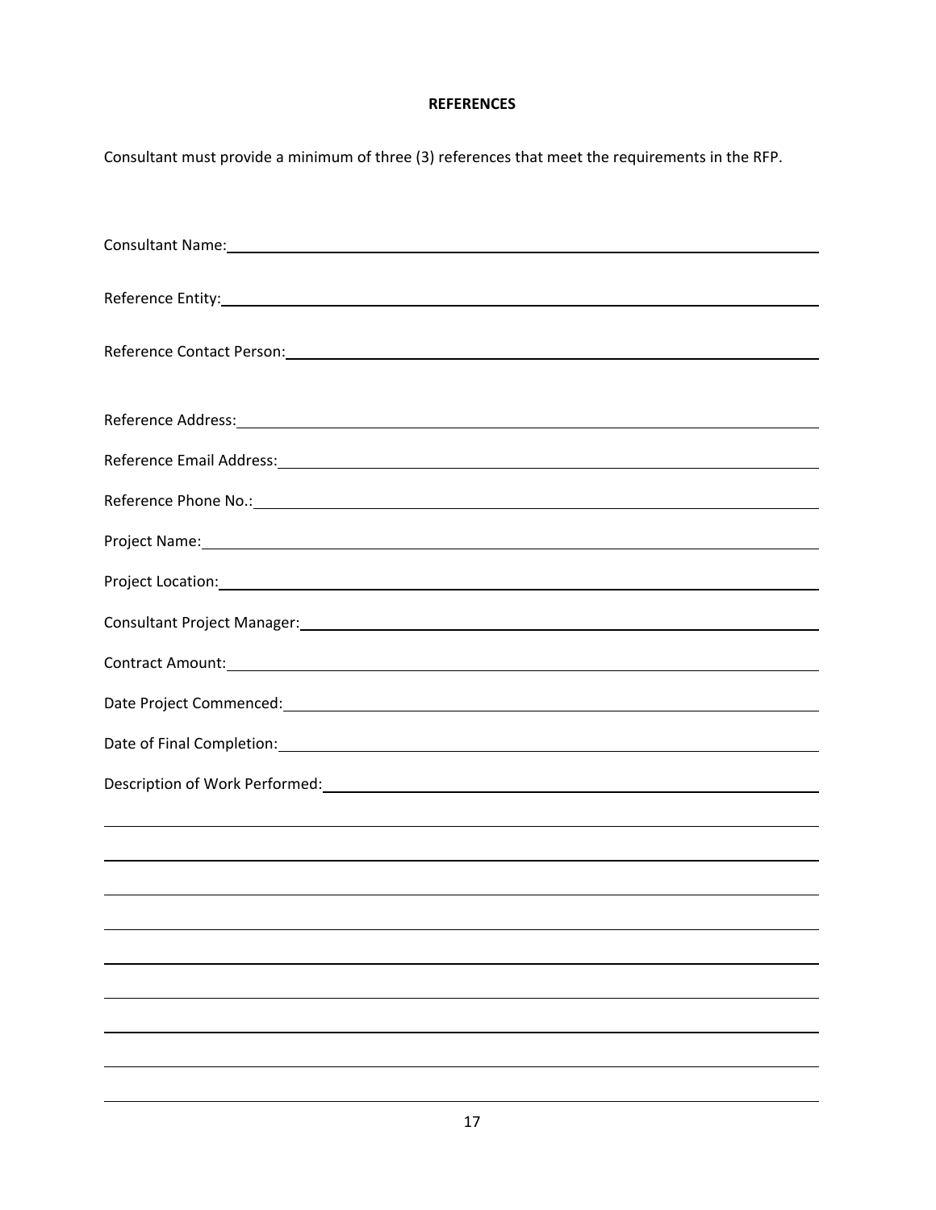**REFERENCES**

Consultant must provide a minimum of three (3) references that meet the requirements in the RFP.

Consultant Name: \_\_\_\_\_\_\_\_\_\_\_\_\_\_\_\_\_\_\_\_\_\_\_\_\_\_\_\_\_\_\_\_\_\_\_\_\_\_\_\_

Reference Entity: \_\_\_\_\_\_\_\_\_\_\_\_\_\_\_\_\_\_\_\_\_\_\_\_\_\_\_\_\_\_\_\_\_\_\_\_\_\_\_\_

Reference Contact Person: \_\_\_\_\_\_\_\_\_\_\_\_\_\_\_\_\_\_\_\_\_\_\_\_\_\_\_\_\_\_\_\_\_\_\_\_

Reference Address: \_\_\_\_\_\_\_\_\_\_\_\_\_\_\_\_\_\_\_\_\_\_\_\_\_\_\_\_\_\_\_\_\_\_\_\_\_\_\_\_

Reference Email Address: \_\_\_\_\_\_\_\_\_\_\_\_\_\_\_\_\_\_\_\_\_\_\_\_\_\_\_\_\_\_\_\_\_\_\_\_

Reference Phone No.: \_\_\_\_\_\_\_\_\_\_\_\_\_\_\_\_\_\_\_\_\_\_\_\_\_\_\_\_\_\_\_\_\_\_\_\_\_\_

Project Name: \_\_\_\_\_\_\_\_\_\_\_\_\_\_\_\_\_\_\_\_\_\_\_\_\_\_\_\_\_\_\_\_\_\_\_\_\_\_\_\_\_\_

Project Location: \_\_\_\_\_\_\_\_\_\_\_\_\_\_\_\_\_\_\_\_\_\_\_\_\_\_\_\_\_\_\_\_\_\_\_\_\_\_\_\_

Consultant Project Manager: \_\_\_\_\_\_\_\_\_\_\_\_\_\_\_\_\_\_\_\_\_\_\_\_\_\_\_\_\_\_\_\_\_\_

Contract Amount: \_\_\_\_\_\_\_\_\_\_\_\_\_\_\_\_\_\_\_\_\_\_\_\_\_\_\_\_\_\_\_\_\_\_\_\_\_\_\_\_

Date Project Commenced: \_\_\_\_\_\_\_\_\_\_\_\_\_\_\_\_\_\_\_\_\_\_\_\_\_\_\_\_\_\_\_\_\_\_\_\_

Date of Final Completion: \_\_\_\_\_\_\_\_\_\_\_\_\_\_\_\_\_\_\_\_\_\_\_\_\_\_\_\_\_\_\_\_\_\_\_

Description of Work Performed: \_\_\_\_\_\_\_\_\_\_\_\_\_\_\_\_\_\_\_\_\_\_\_\_\_\_\_\_\_\_\_\_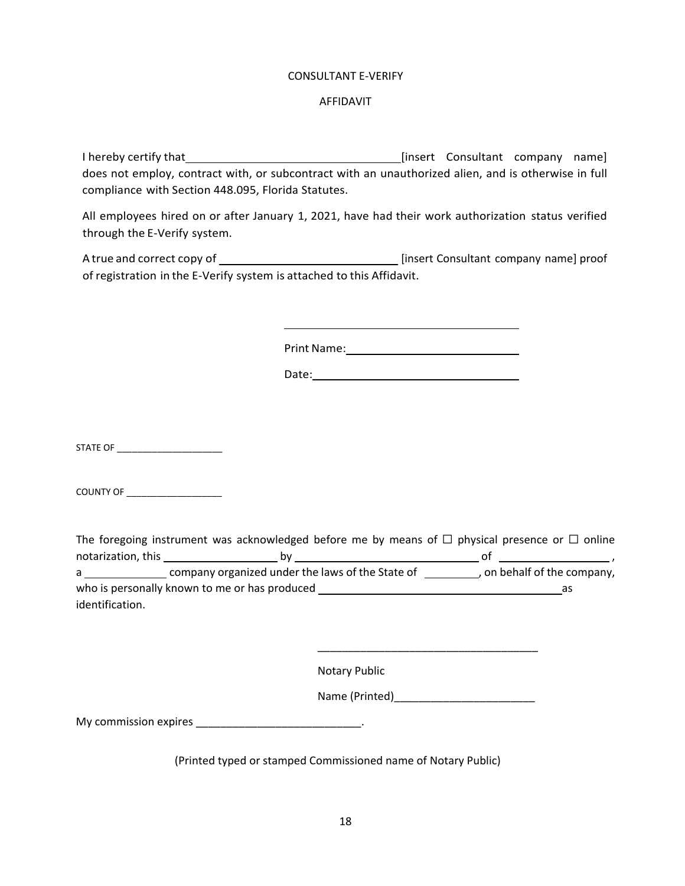# CONSULTANT E-VERIFY

# AFFIDAVIT

I hereby certify that ________________________________ [insert Consultant company name] does not employ, contract with, or subcontract with an unauthorized alien, and is otherwise in full compliance with Section 448.095, Florida Statutes.

All employees hired on or after January 1, 2021, have had their work authorization status verified through the E-Verify system.

A true and correct copy of ____________________________ [insert Consultant company name] proof of registration in the E-Verify system is attached to this Affidavit.

_______________________________________

Print Name: ____________________________

Date: _________________________________

STATE OF ____________________

COUNTY OF __________________

The foregoing instrument was acknowledged before me by means of ☐ physical presence or ☐ online notarization, this __________________ by ______________________________ of __________________ , a _____________ company organized under the laws of the State of _________, on behalf of the company, who is personally known to me or has produced __________________________________________ as identification.

_____________________________________

Notary Public

Name (Printed)_______________________

My commission expires ___________________________.

(Printed typed or stamped Commissioned name of Notary Public)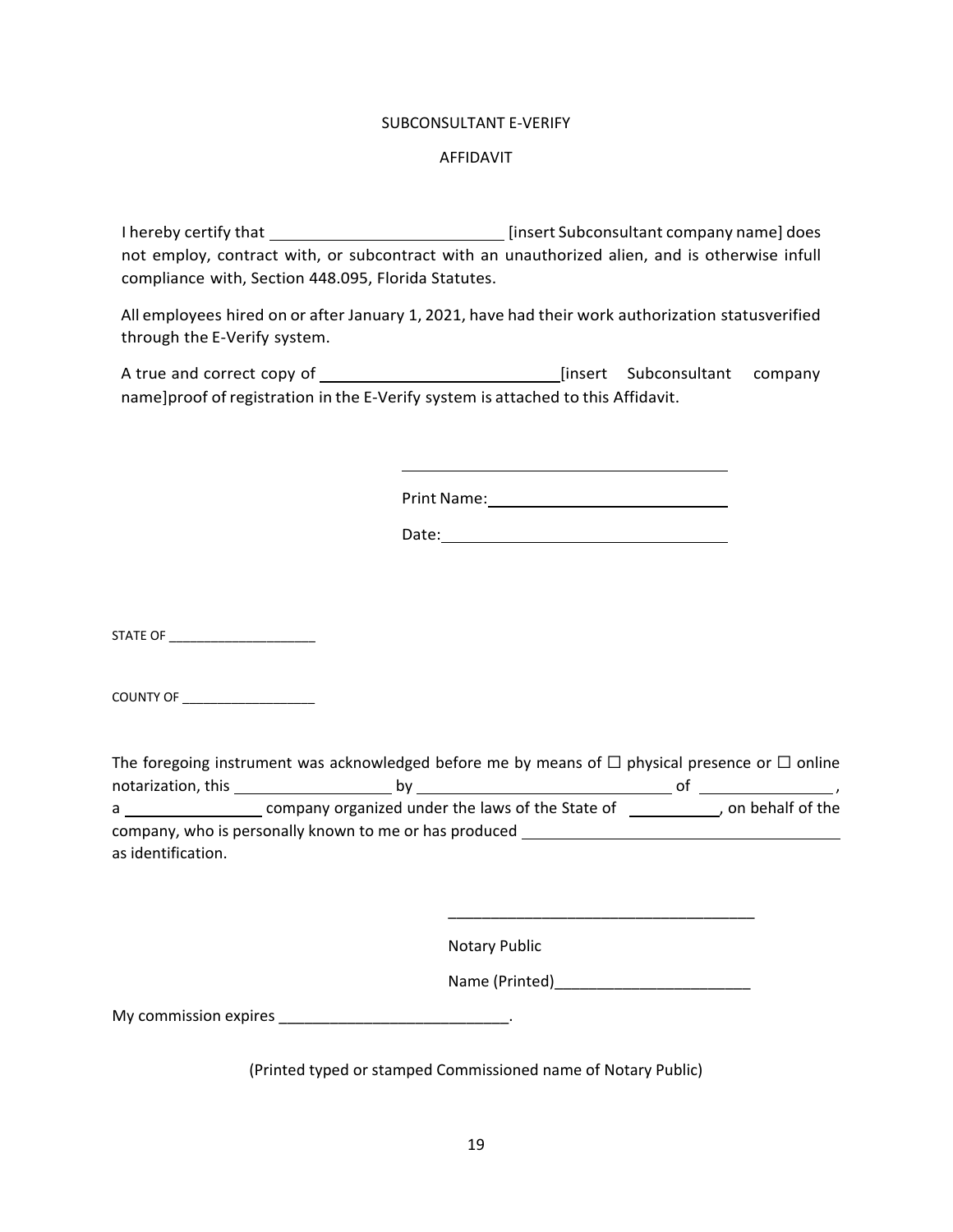SUBCONSULTANT E-VERIFY

AFFIDAVIT

I hereby certify that ____________________________ [insert Subconsultant company name] does not employ, contract with, or subcontract with an unauthorized alien, and is otherwise infull compliance with, Section 448.095, Florida Statutes.

All employees hired on or after January 1, 2021, have had their work authorization statusverified through the E-Verify system.

A true and correct copy of ____________________________[insert Subconsultant company name]proof of registration in the E-Verify system is attached to this Affidavit.

______________________________________

Print Name:____________________________

Date:_________________________________

STATE OF ____________________

COUNTY OF __________________

The foregoing instrument was acknowledged before me by means of ☐ physical presence or ☐ online notarization, this ___________________ by ______________________________ of ________________, a _________________ company organized under the laws of the State of ___________, on behalf of the company, who is personally known to me or has produced ____________________________________ as identification.

____________________________________

Notary Public

Name (Printed)_______________________

My commission expires ___________________________.

(Printed typed or stamped Commissioned name of Notary Public)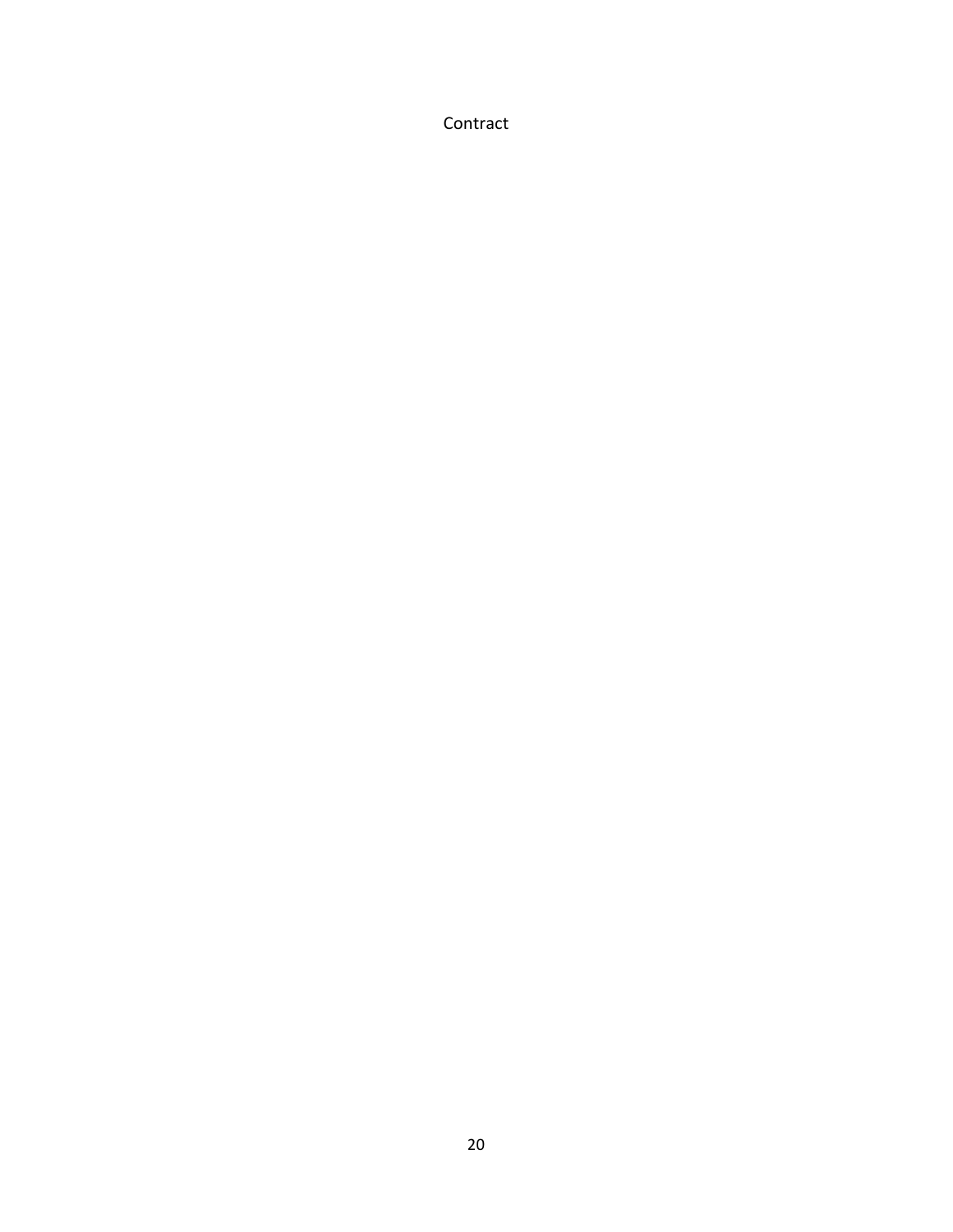Contract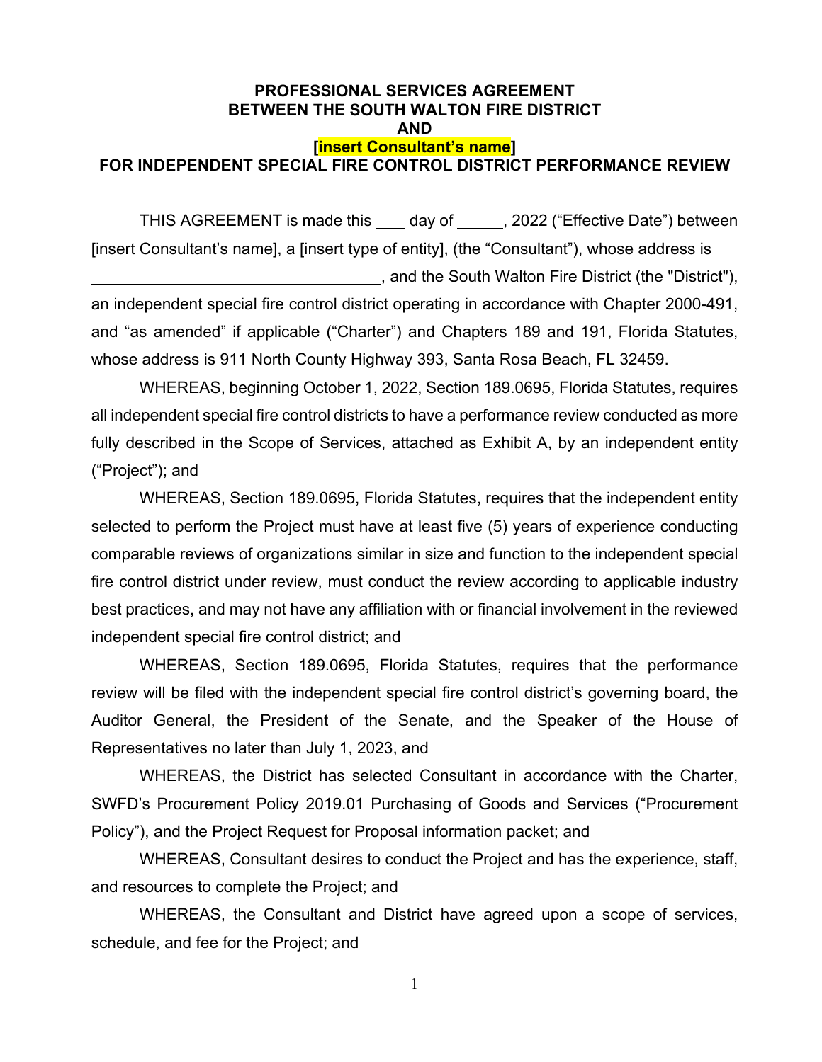**PROFESSIONAL SERVICES AGREEMENT**
**BETWEEN THE SOUTH WALTON FIRE DISTRICT**
**AND**
**[insert Consultant's name]**
**FOR INDEPENDENT SPECIAL FIRE CONTROL DISTRICT PERFORMANCE REVIEW**

THIS AGREEMENT is made this ___ day of _____, 2022 ("Effective Date") between [insert Consultant's name], a [insert type of entity], (the "Consultant"), whose address is _________________________________, and the South Walton Fire District (the "District"), an independent special fire control district operating in accordance with Chapter 2000-491, and "as amended" if applicable ("Charter") and Chapters 189 and 191, Florida Statutes, whose address is 911 North County Highway 393, Santa Rosa Beach, FL 32459.

WHEREAS, beginning October 1, 2022, Section 189.0695, Florida Statutes, requires all independent special fire control districts to have a performance review conducted as more fully described in the Scope of Services, attached as Exhibit A, by an independent entity ("Project"); and

WHEREAS, Section 189.0695, Florida Statutes, requires that the independent entity selected to perform the Project must have at least five (5) years of experience conducting comparable reviews of organizations similar in size and function to the independent special fire control district under review, must conduct the review according to applicable industry best practices, and may not have any affiliation with or financial involvement in the reviewed independent special fire control district; and

WHEREAS, Section 189.0695, Florida Statutes, requires that the performance review will be filed with the independent special fire control district's governing board, the Auditor General, the President of the Senate, and the Speaker of the House of Representatives no later than July 1, 2023, and

WHEREAS, the District has selected Consultant in accordance with the Charter, SWFD's Procurement Policy 2019.01 Purchasing of Goods and Services ("Procurement Policy"), and the Project Request for Proposal information packet; and

WHEREAS, Consultant desires to conduct the Project and has the experience, staff, and resources to complete the Project; and

WHEREAS, the Consultant and District have agreed upon a scope of services, schedule, and fee for the Project; and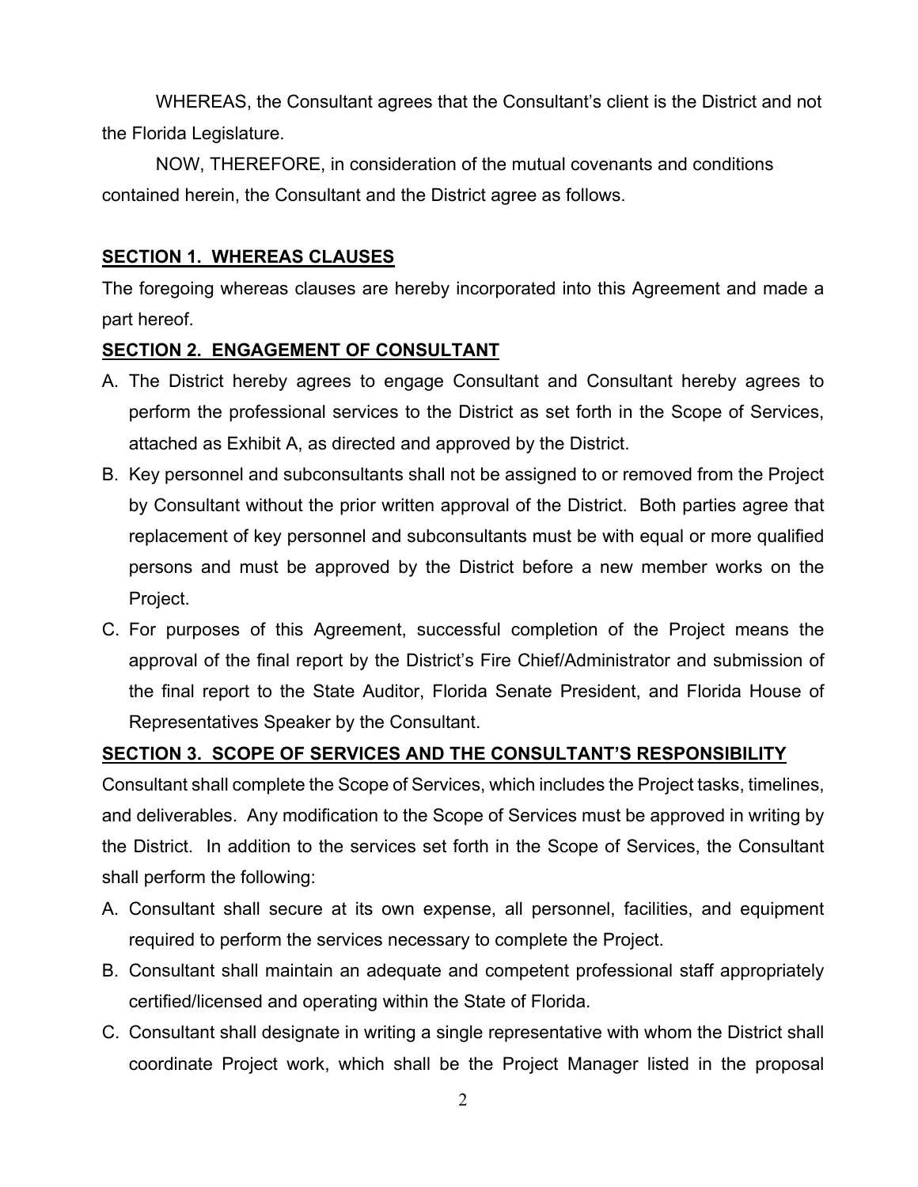WHEREAS, the Consultant agrees that the Consultant's client is the District and not the Florida Legislature.

NOW, THEREFORE, in consideration of the mutual covenants and conditions contained herein, the Consultant and the District agree as follows.

**SECTION 1. WHEREAS CLAUSES**

The foregoing whereas clauses are hereby incorporated into this Agreement and made a part hereof.

**SECTION 2. ENGAGEMENT OF CONSULTANT**

A. The District hereby agrees to engage Consultant and Consultant hereby agrees to perform the professional services to the District as set forth in the Scope of Services, attached as Exhibit A, as directed and approved by the District.

B. Key personnel and subconsultants shall not be assigned to or removed from the Project by Consultant without the prior written approval of the District. Both parties agree that replacement of key personnel and subconsultants must be with equal or more qualified persons and must be approved by the District before a new member works on the Project.

C. For purposes of this Agreement, successful completion of the Project means the approval of the final report by the District's Fire Chief/Administrator and submission of the final report to the State Auditor, Florida Senate President, and Florida House of Representatives Speaker by the Consultant.

**SECTION 3. SCOPE OF SERVICES AND THE CONSULTANT'S RESPONSIBILITY**

Consultant shall complete the Scope of Services, which includes the Project tasks, timelines, and deliverables. Any modification to the Scope of Services must be approved in writing by the District. In addition to the services set forth in the Scope of Services, the Consultant shall perform the following:

A. Consultant shall secure at its own expense, all personnel, facilities, and equipment required to perform the services necessary to complete the Project.

B. Consultant shall maintain an adequate and competent professional staff appropriately certified/licensed and operating within the State of Florida.

C. Consultant shall designate in writing a single representative with whom the District shall coordinate Project work, which shall be the Project Manager listed in the proposal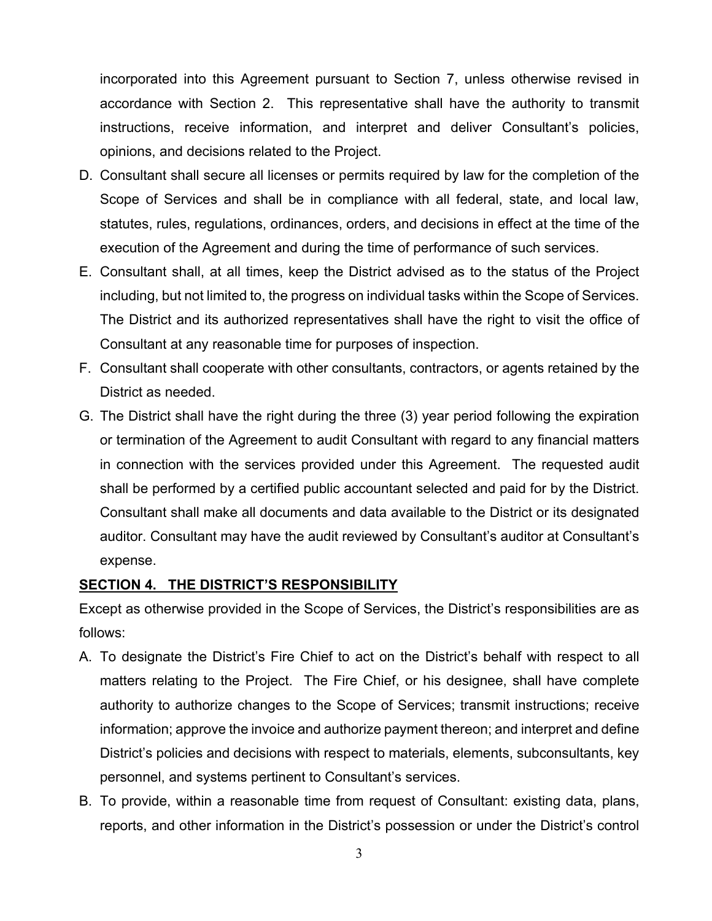incorporated into this Agreement pursuant to Section 7, unless otherwise revised in accordance with Section 2. This representative shall have the authority to transmit instructions, receive information, and interpret and deliver Consultant's policies, opinions, and decisions related to the Project.

D. Consultant shall secure all licenses or permits required by law for the completion of the Scope of Services and shall be in compliance with all federal, state, and local law, statutes, rules, regulations, ordinances, orders, and decisions in effect at the time of the execution of the Agreement and during the time of performance of such services.

E. Consultant shall, at all times, keep the District advised as to the status of the Project including, but not limited to, the progress on individual tasks within the Scope of Services. The District and its authorized representatives shall have the right to visit the office of Consultant at any reasonable time for purposes of inspection.

F. Consultant shall cooperate with other consultants, contractors, or agents retained by the District as needed.

G. The District shall have the right during the three (3) year period following the expiration or termination of the Agreement to audit Consultant with regard to any financial matters in connection with the services provided under this Agreement. The requested audit shall be performed by a certified public accountant selected and paid for by the District. Consultant shall make all documents and data available to the District or its designated auditor. Consultant may have the audit reviewed by Consultant's auditor at Consultant's expense.

**SECTION 4. THE DISTRICT'S RESPONSIBILITY**

Except as otherwise provided in the Scope of Services, the District's responsibilities are as follows:

A. To designate the District's Fire Chief to act on the District's behalf with respect to all matters relating to the Project. The Fire Chief, or his designee, shall have complete authority to authorize changes to the Scope of Services; transmit instructions; receive information; approve the invoice and authorize payment thereon; and interpret and define District's policies and decisions with respect to materials, elements, subconsultants, key personnel, and systems pertinent to Consultant's services.

B. To provide, within a reasonable time from request of Consultant: existing data, plans, reports, and other information in the District's possession or under the District's control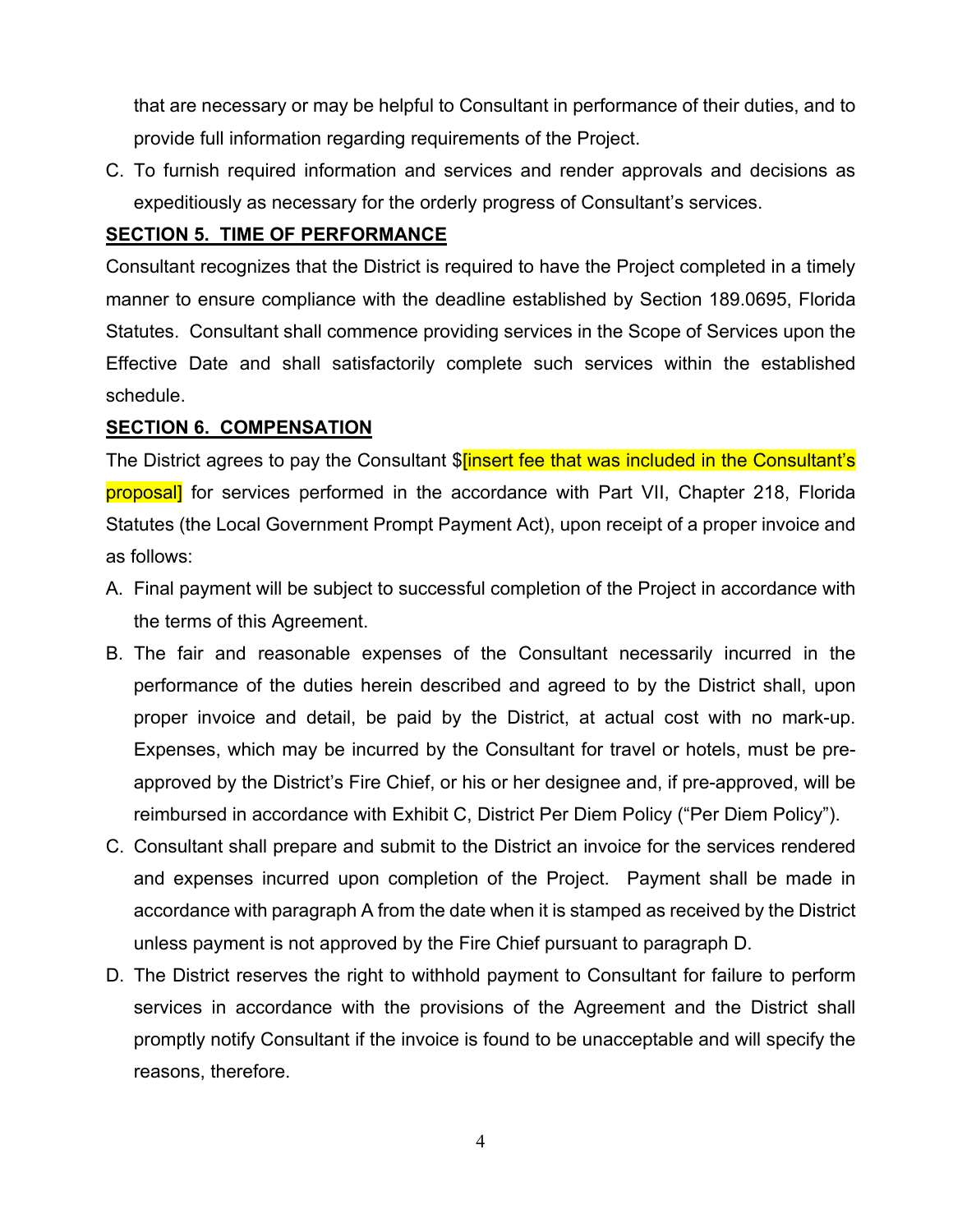that are necessary or may be helpful to Consultant in performance of their duties, and to provide full information regarding requirements of the Project.

C. To furnish required information and services and render approvals and decisions as expeditiously as necessary for the orderly progress of Consultant's services.

**SECTION 5. TIME OF PERFORMANCE**

Consultant recognizes that the District is required to have the Project completed in a timely manner to ensure compliance with the deadline established by Section 189.0695, Florida Statutes. Consultant shall commence providing services in the Scope of Services upon the Effective Date and shall satisfactorily complete such services within the established schedule.

**SECTION 6. COMPENSATION**

The District agrees to pay the Consultant $[insert fee that was included in the Consultant's proposal] for services performed in the accordance with Part VII, Chapter 218, Florida Statutes (the Local Government Prompt Payment Act), upon receipt of a proper invoice and as follows:

A. Final payment will be subject to successful completion of the Project in accordance with the terms of this Agreement.

B. The fair and reasonable expenses of the Consultant necessarily incurred in the performance of the duties herein described and agreed to by the District shall, upon proper invoice and detail, be paid by the District, at actual cost with no mark-up. Expenses, which may be incurred by the Consultant for travel or hotels, must be pre-approved by the District's Fire Chief, or his or her designee and, if pre-approved, will be reimbursed in accordance with Exhibit C, District Per Diem Policy ("Per Diem Policy").

C. Consultant shall prepare and submit to the District an invoice for the services rendered and expenses incurred upon completion of the Project. Payment shall be made in accordance with paragraph A from the date when it is stamped as received by the District unless payment is not approved by the Fire Chief pursuant to paragraph D.

D. The District reserves the right to withhold payment to Consultant for failure to perform services in accordance with the provisions of the Agreement and the District shall promptly notify Consultant if the invoice is found to be unacceptable and will specify the reasons, therefore.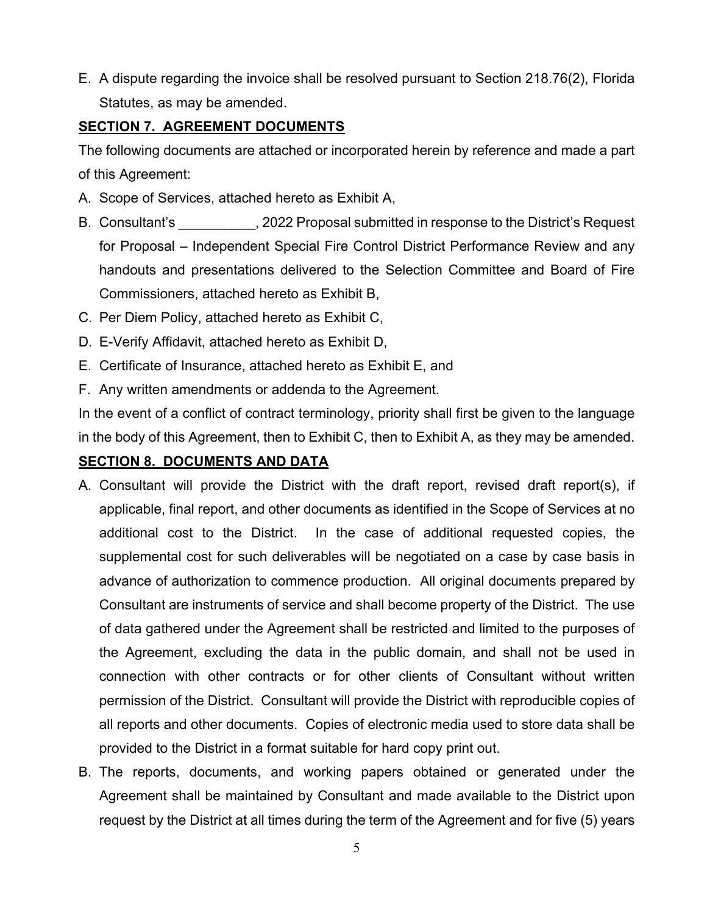E. A dispute regarding the invoice shall be resolved pursuant to Section 218.76(2), Florida Statutes, as may be amended.

**SECTION 7. AGREEMENT DOCUMENTS**

The following documents are attached or incorporated herein by reference and made a part of this Agreement:

A. Scope of Services, attached hereto as Exhibit A,
B. Consultant's __________, 2022 Proposal submitted in response to the District's Request for Proposal – Independent Special Fire Control District Performance Review and any handouts and presentations delivered to the Selection Committee and Board of Fire Commissioners, attached hereto as Exhibit B,
C. Per Diem Policy, attached hereto as Exhibit C,
D. E-Verify Affidavit, attached hereto as Exhibit D,
E. Certificate of Insurance, attached hereto as Exhibit E, and
F. Any written amendments or addenda to the Agreement.

In the event of a conflict of contract terminology, priority shall first be given to the language in the body of this Agreement, then to Exhibit C, then to Exhibit A, as they may be amended.

**SECTION 8. DOCUMENTS AND DATA**

A. Consultant will provide the District with the draft report, revised draft report(s), if applicable, final report, and other documents as identified in the Scope of Services at no additional cost to the District. In the case of additional requested copies, the supplemental cost for such deliverables will be negotiated on a case by case basis in advance of authorization to commence production. All original documents prepared by Consultant are instruments of service and shall become property of the District. The use of data gathered under the Agreement shall be restricted and limited to the purposes of the Agreement, excluding the data in the public domain, and shall not be used in connection with other contracts or for other clients of Consultant without written permission of the District. Consultant will provide the District with reproducible copies of all reports and other documents. Copies of electronic media used to store data shall be provided to the District in a format suitable for hard copy print out.

B. The reports, documents, and working papers obtained or generated under the Agreement shall be maintained by Consultant and made available to the District upon request by the District at all times during the term of the Agreement and for five (5) years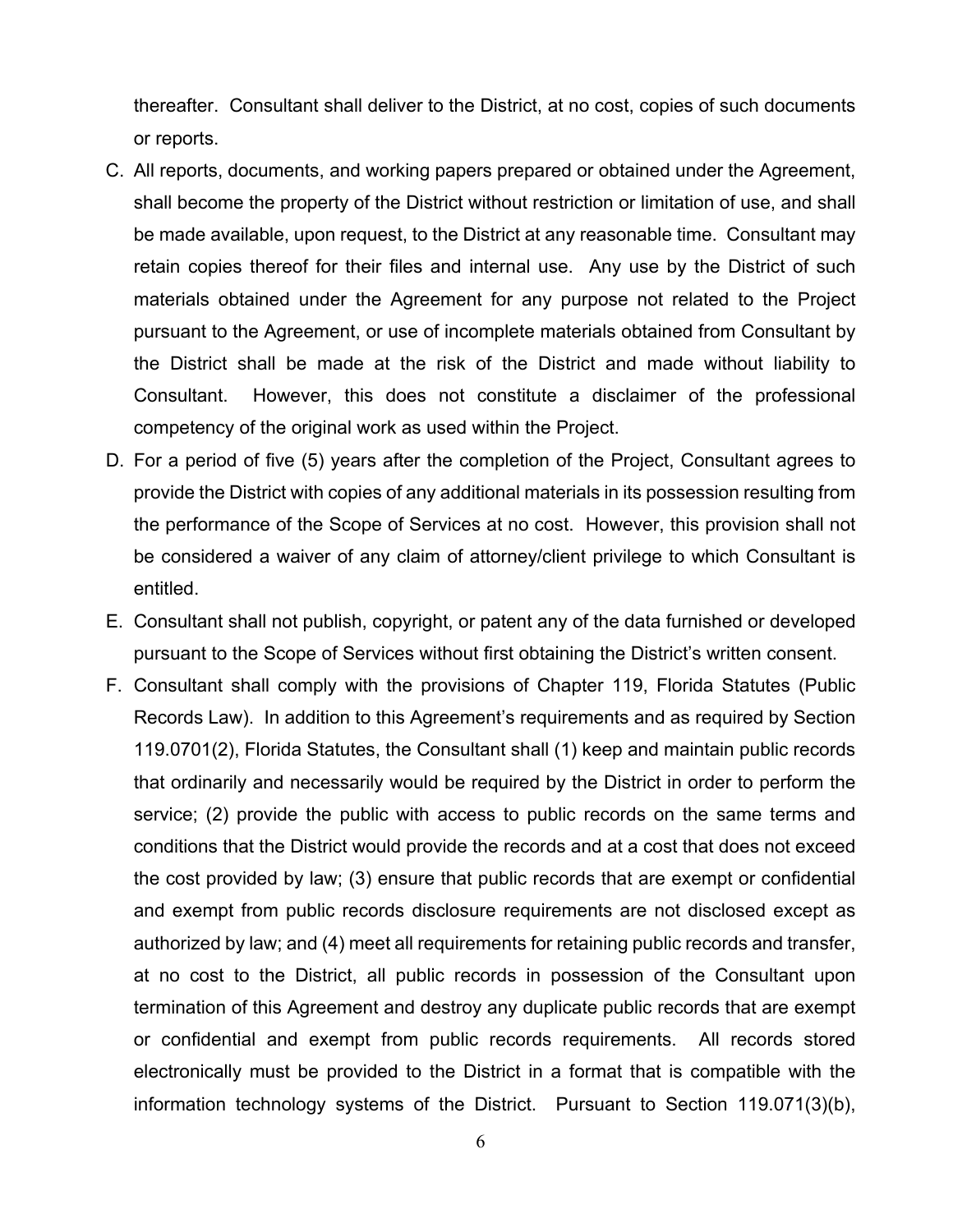thereafter. Consultant shall deliver to the District, at no cost, copies of such documents or reports.

C. All reports, documents, and working papers prepared or obtained under the Agreement, shall become the property of the District without restriction or limitation of use, and shall be made available, upon request, to the District at any reasonable time. Consultant may retain copies thereof for their files and internal use. Any use by the District of such materials obtained under the Agreement for any purpose not related to the Project pursuant to the Agreement, or use of incomplete materials obtained from Consultant by the District shall be made at the risk of the District and made without liability to Consultant. However, this does not constitute a disclaimer of the professional competency of the original work as used within the Project.

D. For a period of five (5) years after the completion of the Project, Consultant agrees to provide the District with copies of any additional materials in its possession resulting from the performance of the Scope of Services at no cost. However, this provision shall not be considered a waiver of any claim of attorney/client privilege to which Consultant is entitled.

E. Consultant shall not publish, copyright, or patent any of the data furnished or developed pursuant to the Scope of Services without first obtaining the District's written consent.

F. Consultant shall comply with the provisions of Chapter 119, Florida Statutes (Public Records Law). In addition to this Agreement's requirements and as required by Section 119.0701(2), Florida Statutes, the Consultant shall (1) keep and maintain public records that ordinarily and necessarily would be required by the District in order to perform the service; (2) provide the public with access to public records on the same terms and conditions that the District would provide the records and at a cost that does not exceed the cost provided by law; (3) ensure that public records that are exempt or confidential and exempt from public records disclosure requirements are not disclosed except as authorized by law; and (4) meet all requirements for retaining public records and transfer, at no cost to the District, all public records in possession of the Consultant upon termination of this Agreement and destroy any duplicate public records that are exempt or confidential and exempt from public records requirements. All records stored electronically must be provided to the District in a format that is compatible with the information technology systems of the District. Pursuant to Section 119.071(3)(b),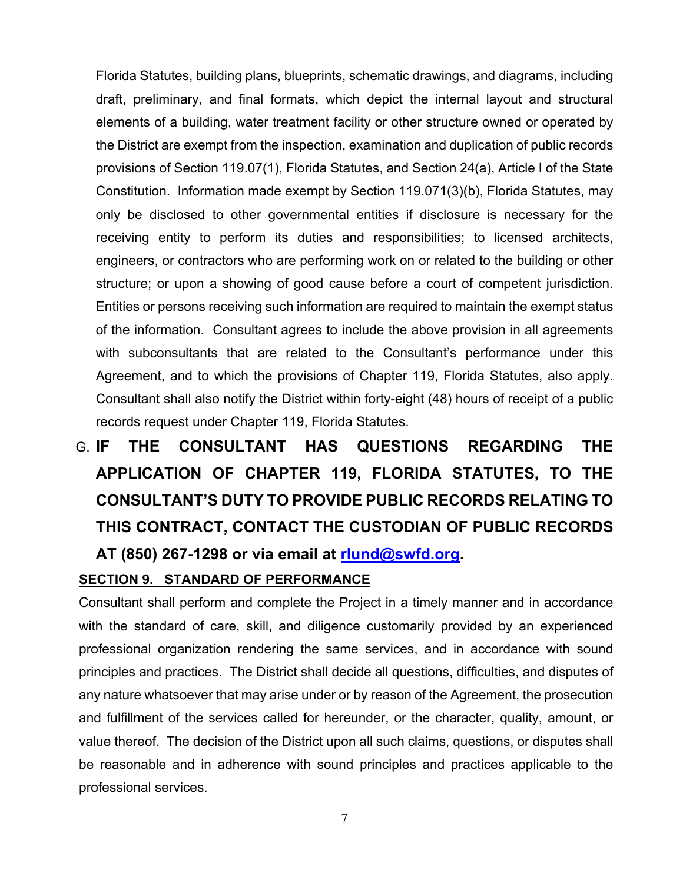Florida Statutes, building plans, blueprints, schematic drawings, and diagrams, including draft, preliminary, and final formats, which depict the internal layout and structural elements of a building, water treatment facility or other structure owned or operated by the District are exempt from the inspection, examination and duplication of public records provisions of Section 119.07(1), Florida Statutes, and Section 24(a), Article I of the State Constitution. Information made exempt by Section 119.071(3)(b), Florida Statutes, may only be disclosed to other governmental entities if disclosure is necessary for the receiving entity to perform its duties and responsibilities; to licensed architects, engineers, or contractors who are performing work on or related to the building or other structure; or upon a showing of good cause before a court of competent jurisdiction. Entities or persons receiving such information are required to maintain the exempt status of the information. Consultant agrees to include the above provision in all agreements with subconsultants that are related to the Consultant's performance under this Agreement, and to which the provisions of Chapter 119, Florida Statutes, also apply. Consultant shall also notify the District within forty-eight (48) hours of receipt of a public records request under Chapter 119, Florida Statutes.

G. **IF THE CONSULTANT HAS QUESTIONS REGARDING THE APPLICATION OF CHAPTER 119, FLORIDA STATUTES, TO THE CONSULTANT'S DUTY TO PROVIDE PUBLIC RECORDS RELATING TO THIS CONTRACT, CONTACT THE CUSTODIAN OF PUBLIC RECORDS AT (850) 267-1298 or via email at rlund@swfd.org.**

**SECTION 9. STANDARD OF PERFORMANCE**

Consultant shall perform and complete the Project in a timely manner and in accordance with the standard of care, skill, and diligence customarily provided by an experienced professional organization rendering the same services, and in accordance with sound principles and practices. The District shall decide all questions, difficulties, and disputes of any nature whatsoever that may arise under or by reason of the Agreement, the prosecution and fulfillment of the services called for hereunder, or the character, quality, amount, or value thereof. The decision of the District upon all such claims, questions, or disputes shall be reasonable and in adherence with sound principles and practices applicable to the professional services.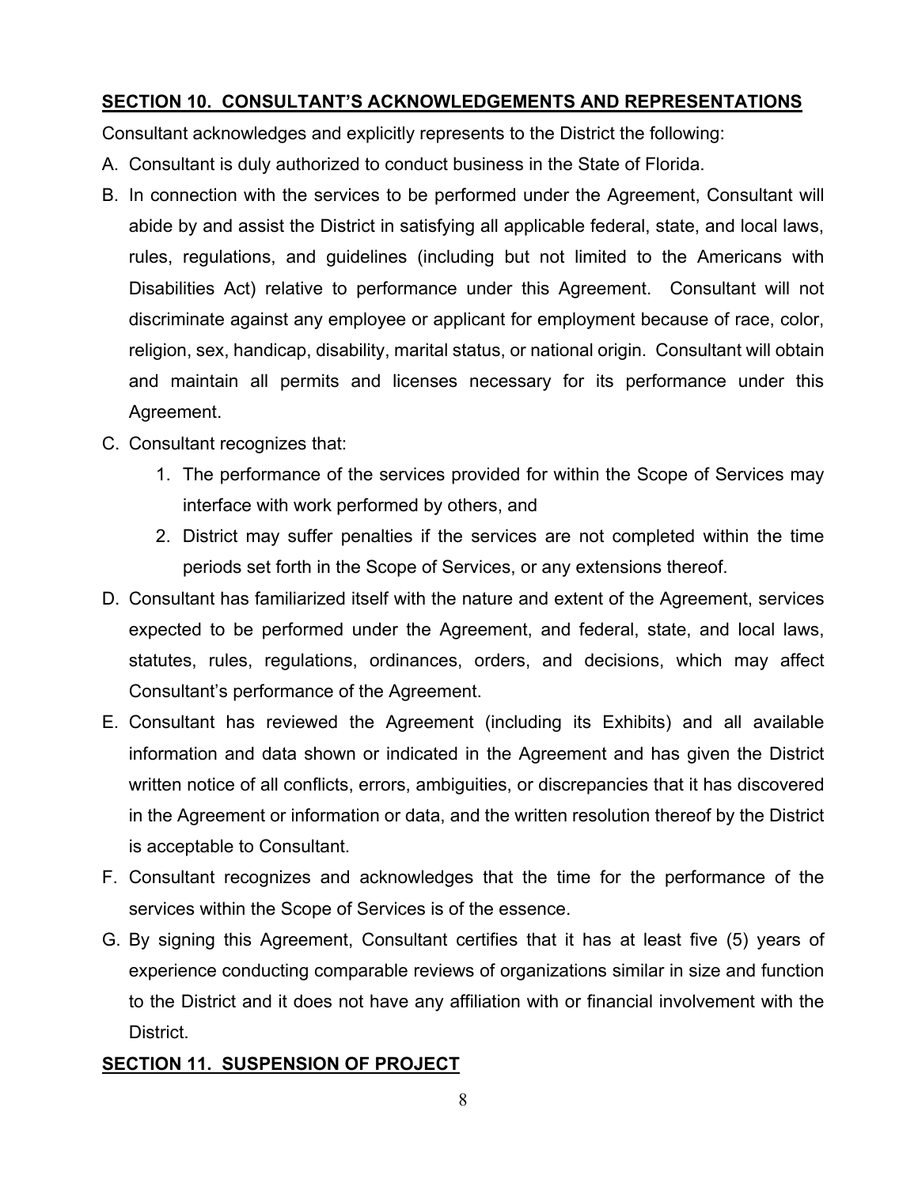**SECTION 10. CONSULTANT'S ACKNOWLEDGEMENTS AND REPRESENTATIONS**

Consultant acknowledges and explicitly represents to the District the following:

A. Consultant is duly authorized to conduct business in the State of Florida.

B. In connection with the services to be performed under the Agreement, Consultant will abide by and assist the District in satisfying all applicable federal, state, and local laws, rules, regulations, and guidelines (including but not limited to the Americans with Disabilities Act) relative to performance under this Agreement. Consultant will not discriminate against any employee or applicant for employment because of race, color, religion, sex, handicap, disability, marital status, or national origin. Consultant will obtain and maintain all permits and licenses necessary for its performance under this Agreement.

C. Consultant recognizes that:

   1. The performance of the services provided for within the Scope of Services may interface with work performed by others, and
   2. District may suffer penalties if the services are not completed within the time periods set forth in the Scope of Services, or any extensions thereof.

D. Consultant has familiarized itself with the nature and extent of the Agreement, services expected to be performed under the Agreement, and federal, state, and local laws, statutes, rules, regulations, ordinances, orders, and decisions, which may affect Consultant's performance of the Agreement.

E. Consultant has reviewed the Agreement (including its Exhibits) and all available information and data shown or indicated in the Agreement and has given the District written notice of all conflicts, errors, ambiguities, or discrepancies that it has discovered in the Agreement or information or data, and the written resolution thereof by the District is acceptable to Consultant.

F. Consultant recognizes and acknowledges that the time for the performance of the services within the Scope of Services is of the essence.

G. By signing this Agreement, Consultant certifies that it has at least five (5) years of experience conducting comparable reviews of organizations similar in size and function to the District and it does not have any affiliation with or financial involvement with the District.

**SECTION 11. SUSPENSION OF PROJECT**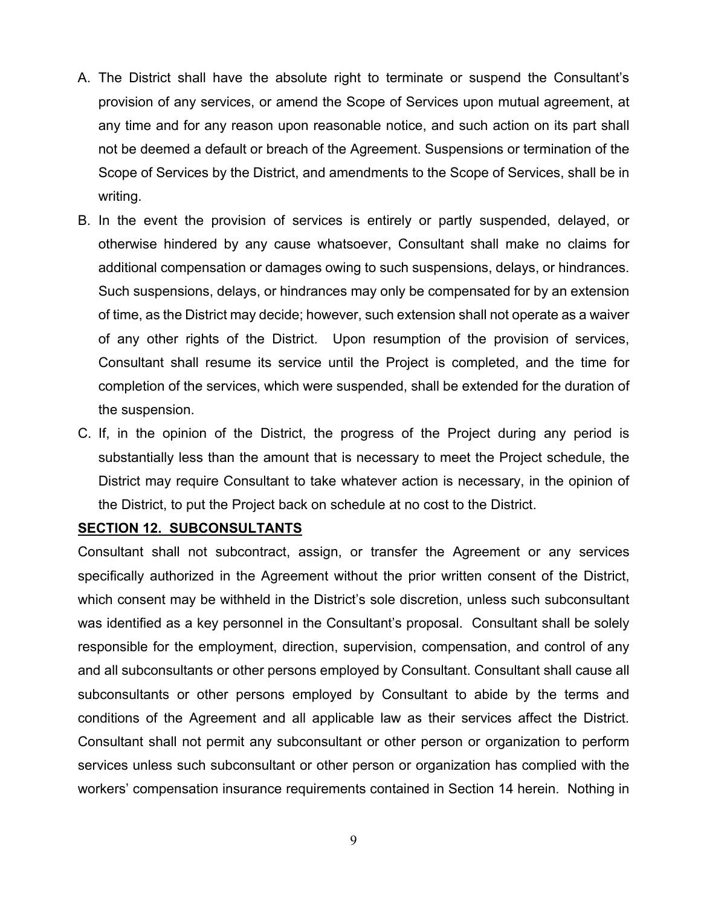A. The District shall have the absolute right to terminate or suspend the Consultant's provision of any services, or amend the Scope of Services upon mutual agreement, at any time and for any reason upon reasonable notice, and such action on its part shall not be deemed a default or breach of the Agreement. Suspensions or termination of the Scope of Services by the District, and amendments to the Scope of Services, shall be in writing.

B. In the event the provision of services is entirely or partly suspended, delayed, or otherwise hindered by any cause whatsoever, Consultant shall make no claims for additional compensation or damages owing to such suspensions, delays, or hindrances. Such suspensions, delays, or hindrances may only be compensated for by an extension of time, as the District may decide; however, such extension shall not operate as a waiver of any other rights of the District. Upon resumption of the provision of services, Consultant shall resume its service until the Project is completed, and the time for completion of the services, which were suspended, shall be extended for the duration of the suspension.

C. If, in the opinion of the District, the progress of the Project during any period is substantially less than the amount that is necessary to meet the Project schedule, the District may require Consultant to take whatever action is necessary, in the opinion of the District, to put the Project back on schedule at no cost to the District.

**SECTION 12. SUBCONSULTANTS**

Consultant shall not subcontract, assign, or transfer the Agreement or any services specifically authorized in the Agreement without the prior written consent of the District, which consent may be withheld in the District's sole discretion, unless such subconsultant was identified as a key personnel in the Consultant's proposal. Consultant shall be solely responsible for the employment, direction, supervision, compensation, and control of any and all subconsultants or other persons employed by Consultant. Consultant shall cause all subconsultants or other persons employed by Consultant to abide by the terms and conditions of the Agreement and all applicable law as their services affect the District. Consultant shall not permit any subconsultant or other person or organization to perform services unless such subconsultant or other person or organization has complied with the workers' compensation insurance requirements contained in Section 14 herein. Nothing in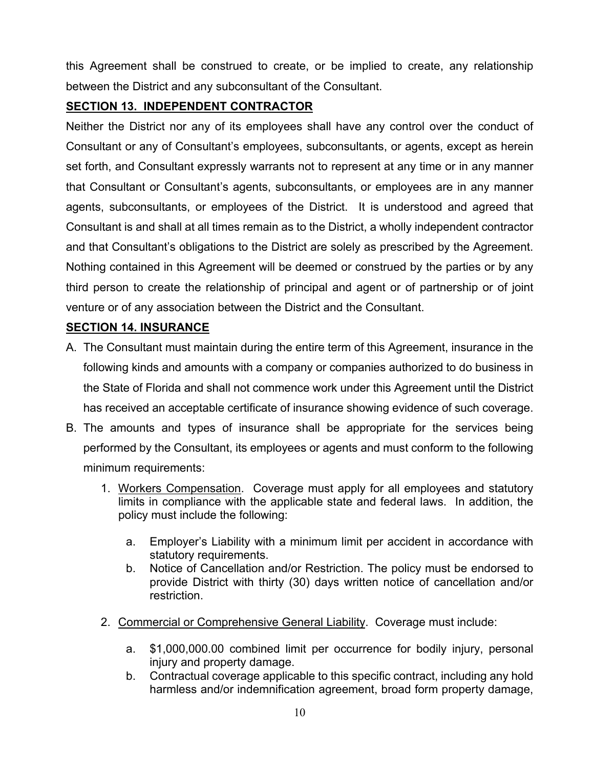this Agreement shall be construed to create, or be implied to create, any relationship between the District and any subconsultant of the Consultant.

**SECTION 13. INDEPENDENT CONTRACTOR**

Neither the District nor any of its employees shall have any control over the conduct of Consultant or any of Consultant's employees, subconsultants, or agents, except as herein set forth, and Consultant expressly warrants not to represent at any time or in any manner that Consultant or Consultant's agents, subconsultants, or employees are in any manner agents, subconsultants, or employees of the District. It is understood and agreed that Consultant is and shall at all times remain as to the District, a wholly independent contractor and that Consultant's obligations to the District are solely as prescribed by the Agreement. Nothing contained in this Agreement will be deemed or construed by the parties or by any third person to create the relationship of principal and agent or of partnership or of joint venture or of any association between the District and the Consultant.

**SECTION 14. INSURANCE**

A. The Consultant must maintain during the entire term of this Agreement, insurance in the following kinds and amounts with a company or companies authorized to do business in the State of Florida and shall not commence work under this Agreement until the District has received an acceptable certificate of insurance showing evidence of such coverage.

B. The amounts and types of insurance shall be appropriate for the services being performed by the Consultant, its employees or agents and must conform to the following minimum requirements:

   1. Workers Compensation. Coverage must apply for all employees and statutory limits in compliance with the applicable state and federal laws. In addition, the policy must include the following:

      a. Employer's Liability with a minimum limit per accident in accordance with statutory requirements.
      b. Notice of Cancellation and/or Restriction. The policy must be endorsed to provide District with thirty (30) days written notice of cancellation and/or restriction.

   2. Commercial or Comprehensive General Liability. Coverage must include:

      a. $1,000,000.00 combined limit per occurrence for bodily injury, personal injury and property damage.
      b. Contractual coverage applicable to this specific contract, including any hold harmless and/or indemnification agreement, broad form property damage,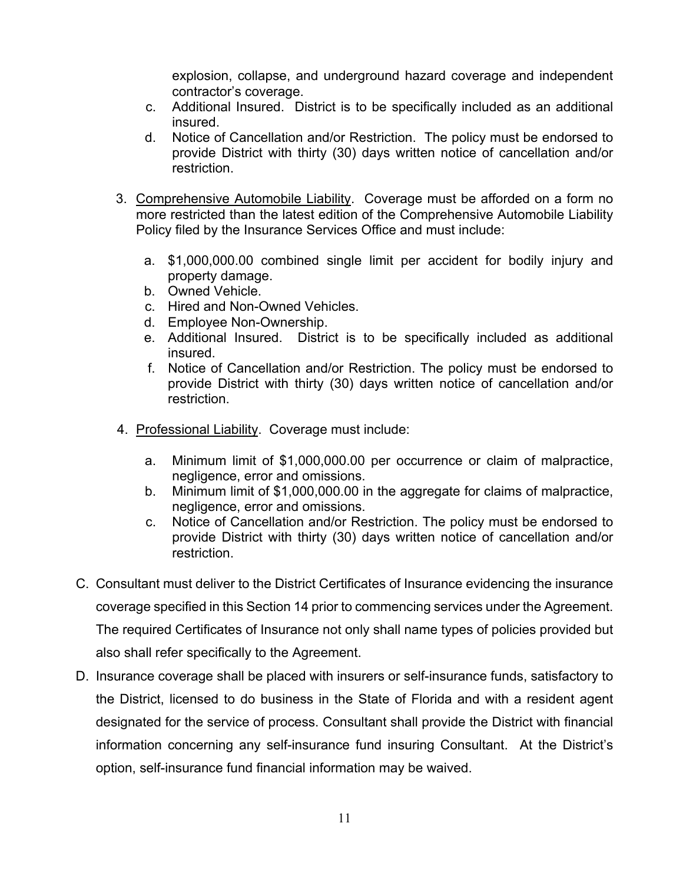explosion, collapse, and underground hazard coverage and independent contractor's coverage.

c. Additional Insured. District is to be specifically included as an additional insured.

d. Notice of Cancellation and/or Restriction. The policy must be endorsed to provide District with thirty (30) days written notice of cancellation and/or restriction.

3. <u>Comprehensive Automobile Liability</u>. Coverage must be afforded on a form no more restricted than the latest edition of the Comprehensive Automobile Liability Policy filed by the Insurance Services Office and must include:

   a. $1,000,000.00 combined single limit per accident for bodily injury and property damage.
   b. Owned Vehicle.
   c. Hired and Non-Owned Vehicles.
   d. Employee Non-Ownership.
   e. Additional Insured. District is to be specifically included as additional insured.
   f. Notice of Cancellation and/or Restriction. The policy must be endorsed to provide District with thirty (30) days written notice of cancellation and/or restriction.

4. <u>Professional Liability</u>. Coverage must include:

   a. Minimum limit of $1,000,000.00 per occurrence or claim of malpractice, negligence, error and omissions.
   b. Minimum limit of $1,000,000.00 in the aggregate for claims of malpractice, negligence, error and omissions.
   c. Notice of Cancellation and/or Restriction. The policy must be endorsed to provide District with thirty (30) days written notice of cancellation and/or restriction.

C. Consultant must deliver to the District Certificates of Insurance evidencing the insurance coverage specified in this Section 14 prior to commencing services under the Agreement. The required Certificates of Insurance not only shall name types of policies provided but also shall refer specifically to the Agreement.

D. Insurance coverage shall be placed with insurers or self-insurance funds, satisfactory to the District, licensed to do business in the State of Florida and with a resident agent designated for the service of process. Consultant shall provide the District with financial information concerning any self-insurance fund insuring Consultant. At the District's option, self-insurance fund financial information may be waived.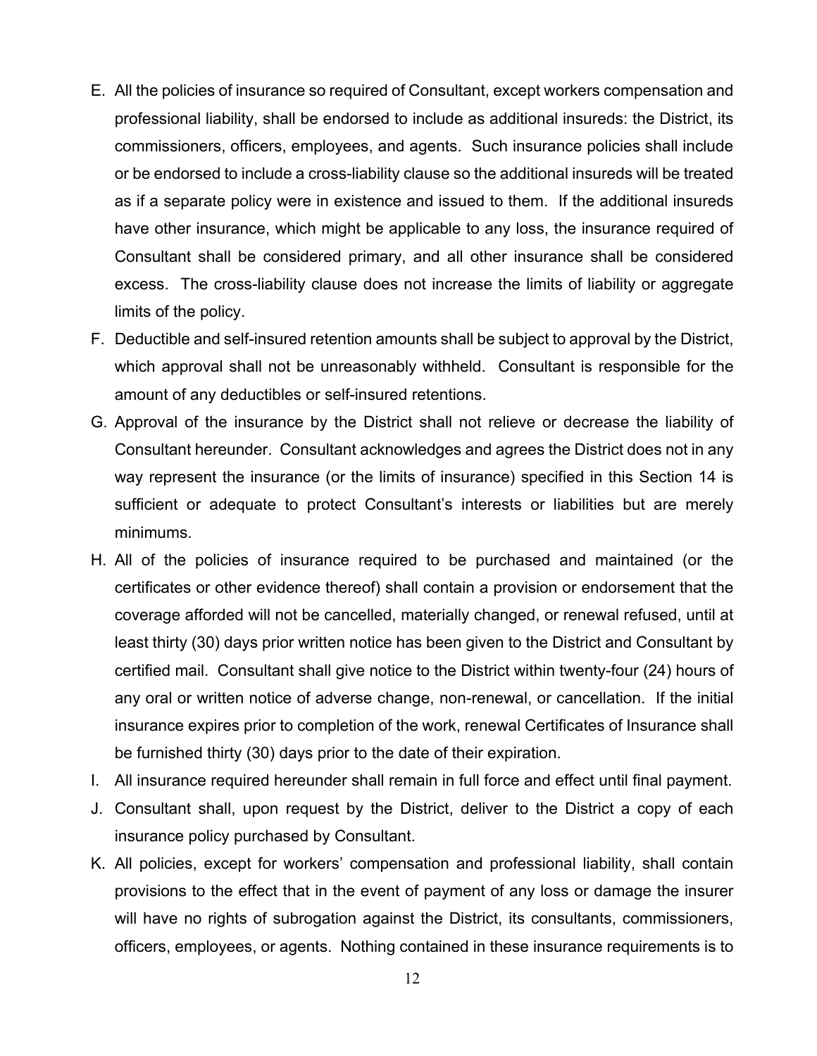E. All the policies of insurance so required of Consultant, except workers compensation and professional liability, shall be endorsed to include as additional insureds: the District, its commissioners, officers, employees, and agents. Such insurance policies shall include or be endorsed to include a cross-liability clause so the additional insureds will be treated as if a separate policy were in existence and issued to them. If the additional insureds have other insurance, which might be applicable to any loss, the insurance required of Consultant shall be considered primary, and all other insurance shall be considered excess. The cross-liability clause does not increase the limits of liability or aggregate limits of the policy.

F. Deductible and self-insured retention amounts shall be subject to approval by the District, which approval shall not be unreasonably withheld. Consultant is responsible for the amount of any deductibles or self-insured retentions.

G. Approval of the insurance by the District shall not relieve or decrease the liability of Consultant hereunder. Consultant acknowledges and agrees the District does not in any way represent the insurance (or the limits of insurance) specified in this Section 14 is sufficient or adequate to protect Consultant's interests or liabilities but are merely minimums.

H. All of the policies of insurance required to be purchased and maintained (or the certificates or other evidence thereof) shall contain a provision or endorsement that the coverage afforded will not be cancelled, materially changed, or renewal refused, until at least thirty (30) days prior written notice has been given to the District and Consultant by certified mail. Consultant shall give notice to the District within twenty-four (24) hours of any oral or written notice of adverse change, non-renewal, or cancellation. If the initial insurance expires prior to completion of the work, renewal Certificates of Insurance shall be furnished thirty (30) days prior to the date of their expiration.

I. All insurance required hereunder shall remain in full force and effect until final payment.

J. Consultant shall, upon request by the District, deliver to the District a copy of each insurance policy purchased by Consultant.

K. All policies, except for workers' compensation and professional liability, shall contain provisions to the effect that in the event of payment of any loss or damage the insurer will have no rights of subrogation against the District, its consultants, commissioners, officers, employees, or agents. Nothing contained in these insurance requirements is to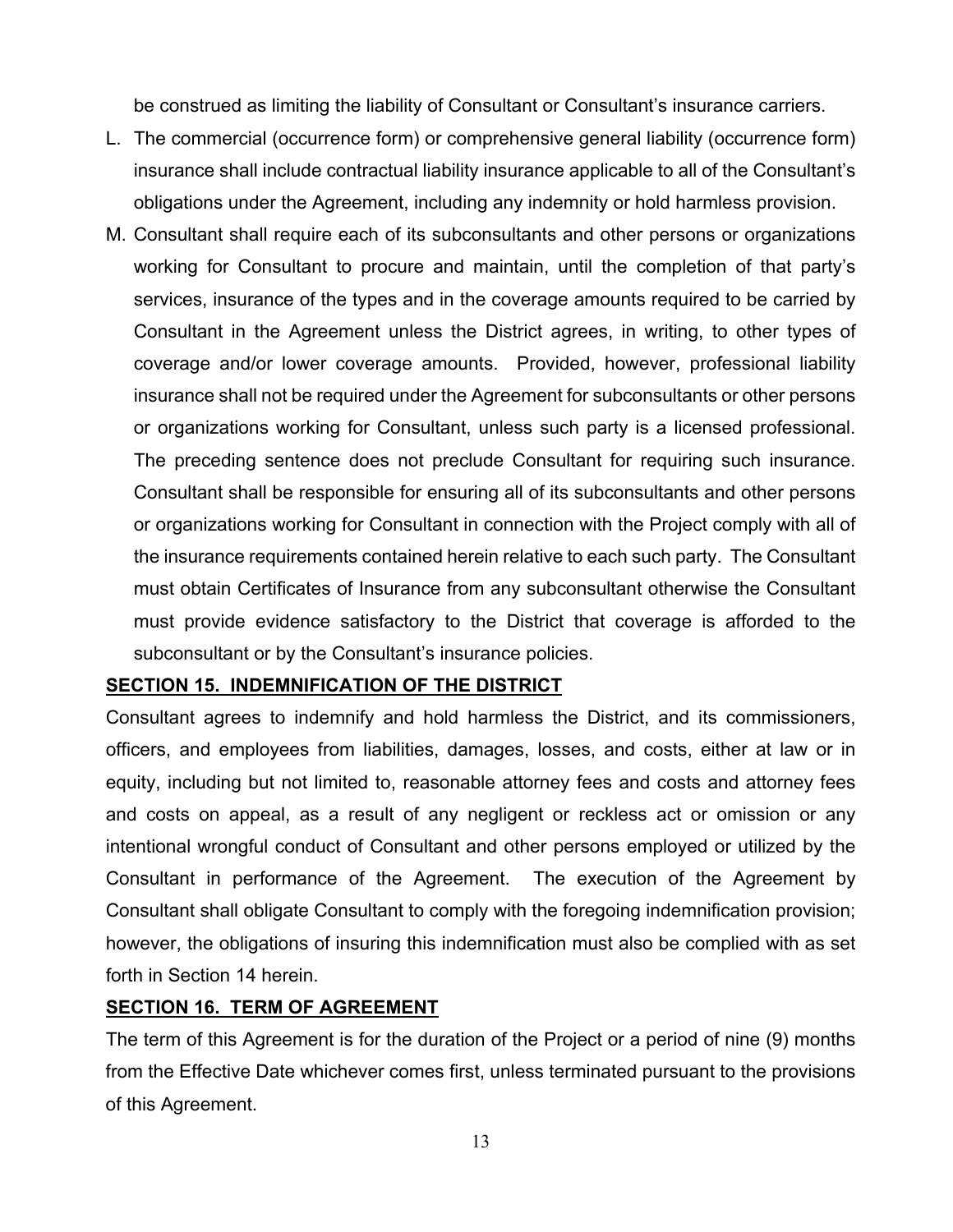be construed as limiting the liability of Consultant or Consultant's insurance carriers.

L. The commercial (occurrence form) or comprehensive general liability (occurrence form) insurance shall include contractual liability insurance applicable to all of the Consultant's obligations under the Agreement, including any indemnity or hold harmless provision.

M. Consultant shall require each of its subconsultants and other persons or organizations working for Consultant to procure and maintain, until the completion of that party's services, insurance of the types and in the coverage amounts required to be carried by Consultant in the Agreement unless the District agrees, in writing, to other types of coverage and/or lower coverage amounts. Provided, however, professional liability insurance shall not be required under the Agreement for subconsultants or other persons or organizations working for Consultant, unless such party is a licensed professional. The preceding sentence does not preclude Consultant for requiring such insurance. Consultant shall be responsible for ensuring all of its subconsultants and other persons or organizations working for Consultant in connection with the Project comply with all of the insurance requirements contained herein relative to each such party. The Consultant must obtain Certificates of Insurance from any subconsultant otherwise the Consultant must provide evidence satisfactory to the District that coverage is afforded to the subconsultant or by the Consultant's insurance policies.

**SECTION 15. INDEMNIFICATION OF THE DISTRICT**

Consultant agrees to indemnify and hold harmless the District, and its commissioners, officers, and employees from liabilities, damages, losses, and costs, either at law or in equity, including but not limited to, reasonable attorney fees and costs and attorney fees and costs on appeal, as a result of any negligent or reckless act or omission or any intentional wrongful conduct of Consultant and other persons employed or utilized by the Consultant in performance of the Agreement. The execution of the Agreement by Consultant shall obligate Consultant to comply with the foregoing indemnification provision; however, the obligations of insuring this indemnification must also be complied with as set forth in Section 14 herein.

**SECTION 16. TERM OF AGREEMENT**

The term of this Agreement is for the duration of the Project or a period of nine (9) months from the Effective Date whichever comes first, unless terminated pursuant to the provisions of this Agreement.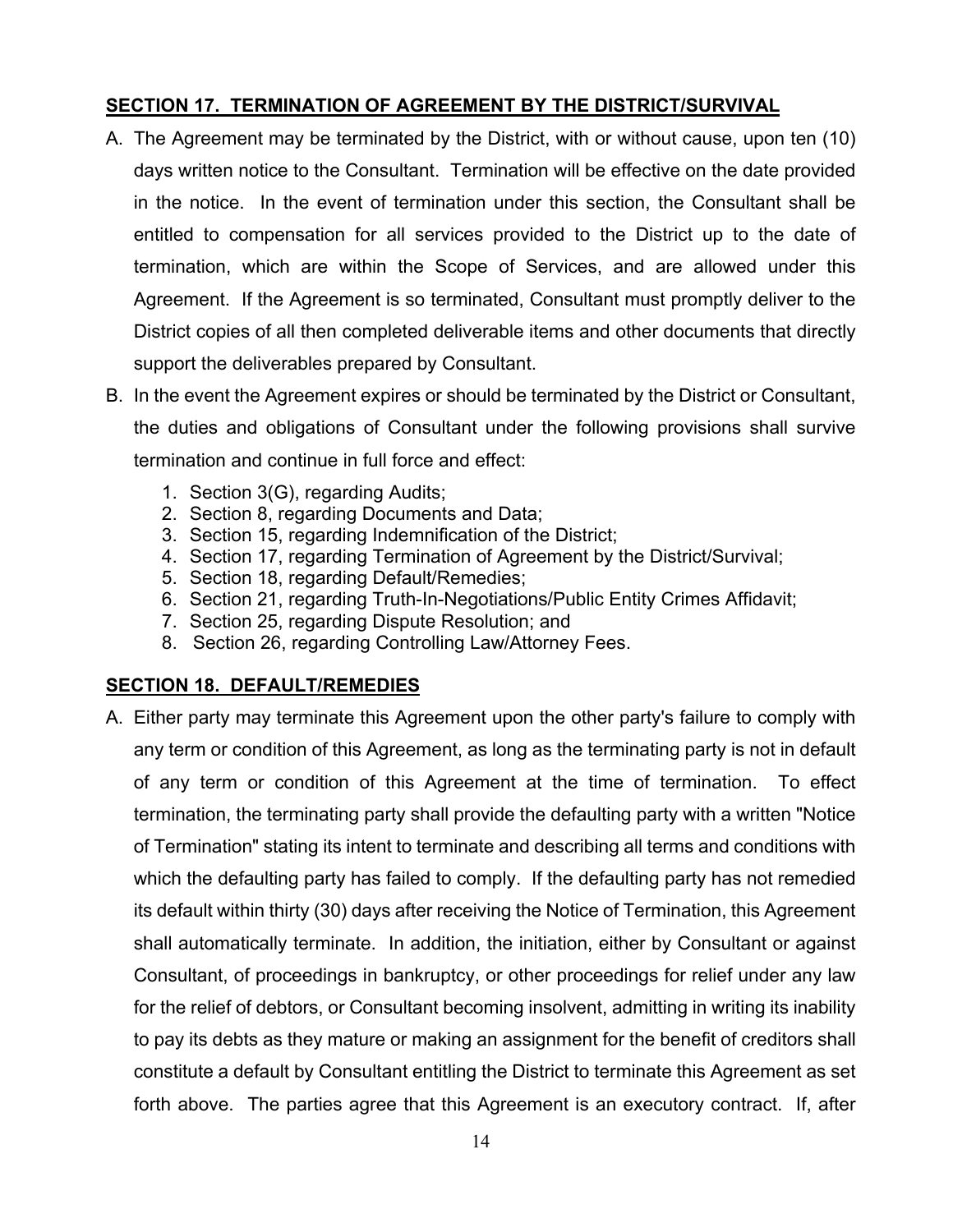## SECTION 17. TERMINATION OF AGREEMENT BY THE DISTRICT/SURVIVAL

A. The Agreement may be terminated by the District, with or without cause, upon ten (10) days written notice to the Consultant. Termination will be effective on the date provided in the notice. In the event of termination under this section, the Consultant shall be entitled to compensation for all services provided to the District up to the date of termination, which are within the Scope of Services, and are allowed under this Agreement. If the Agreement is so terminated, Consultant must promptly deliver to the District copies of all then completed deliverable items and other documents that directly support the deliverables prepared by Consultant.

B. In the event the Agreement expires or should be terminated by the District or Consultant, the duties and obligations of Consultant under the following provisions shall survive termination and continue in full force and effect:

   1. Section 3(G), regarding Audits;
   2. Section 8, regarding Documents and Data;
   3. Section 15, regarding Indemnification of the District;
   4. Section 17, regarding Termination of Agreement by the District/Survival;
   5. Section 18, regarding Default/Remedies;
   6. Section 21, regarding Truth-In-Negotiations/Public Entity Crimes Affidavit;
   7. Section 25, regarding Dispute Resolution; and
   8. Section 26, regarding Controlling Law/Attorney Fees.

## SECTION 18. DEFAULT/REMEDIES

A. Either party may terminate this Agreement upon the other party's failure to comply with any term or condition of this Agreement, as long as the terminating party is not in default of any term or condition of this Agreement at the time of termination. To effect termination, the terminating party shall provide the defaulting party with a written "Notice of Termination" stating its intent to terminate and describing all terms and conditions with which the defaulting party has failed to comply. If the defaulting party has not remedied its default within thirty (30) days after receiving the Notice of Termination, this Agreement shall automatically terminate. In addition, the initiation, either by Consultant or against Consultant, of proceedings in bankruptcy, or other proceedings for relief under any law for the relief of debtors, or Consultant becoming insolvent, admitting in writing its inability to pay its debts as they mature or making an assignment for the benefit of creditors shall constitute a default by Consultant entitling the District to terminate this Agreement as set forth above. The parties agree that this Agreement is an executory contract. If, after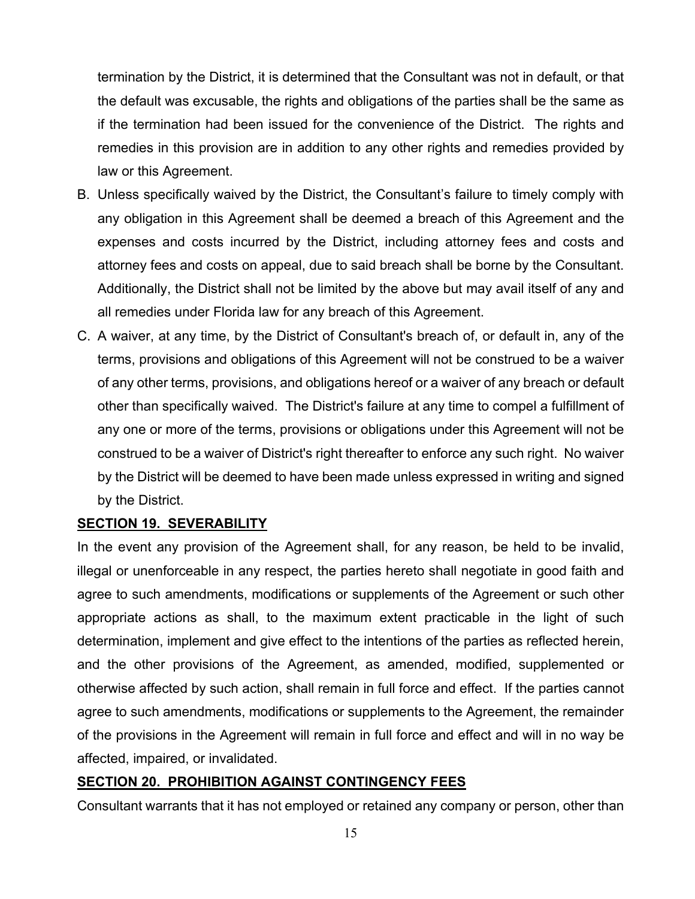termination by the District, it is determined that the Consultant was not in default, or that the default was excusable, the rights and obligations of the parties shall be the same as if the termination had been issued for the convenience of the District. The rights and remedies in this provision are in addition to any other rights and remedies provided by law or this Agreement.

B. Unless specifically waived by the District, the Consultant's failure to timely comply with any obligation in this Agreement shall be deemed a breach of this Agreement and the expenses and costs incurred by the District, including attorney fees and costs and attorney fees and costs on appeal, due to said breach shall be borne by the Consultant. Additionally, the District shall not be limited by the above but may avail itself of any and all remedies under Florida law for any breach of this Agreement.

C. A waiver, at any time, by the District of Consultant's breach of, or default in, any of the terms, provisions and obligations of this Agreement will not be construed to be a waiver of any other terms, provisions, and obligations hereof or a waiver of any breach or default other than specifically waived. The District's failure at any time to compel a fulfillment of any one or more of the terms, provisions or obligations under this Agreement will not be construed to be a waiver of District's right thereafter to enforce any such right. No waiver by the District will be deemed to have been made unless expressed in writing and signed by the District.

## SECTION 19. SEVERABILITY

In the event any provision of the Agreement shall, for any reason, be held to be invalid, illegal or unenforceable in any respect, the parties hereto shall negotiate in good faith and agree to such amendments, modifications or supplements of the Agreement or such other appropriate actions as shall, to the maximum extent practicable in the light of such determination, implement and give effect to the intentions of the parties as reflected herein, and the other provisions of the Agreement, as amended, modified, supplemented or otherwise affected by such action, shall remain in full force and effect. If the parties cannot agree to such amendments, modifications or supplements to the Agreement, the remainder of the provisions in the Agreement will remain in full force and effect and will in no way be affected, impaired, or invalidated.

## SECTION 20. PROHIBITION AGAINST CONTINGENCY FEES

Consultant warrants that it has not employed or retained any company or person, other than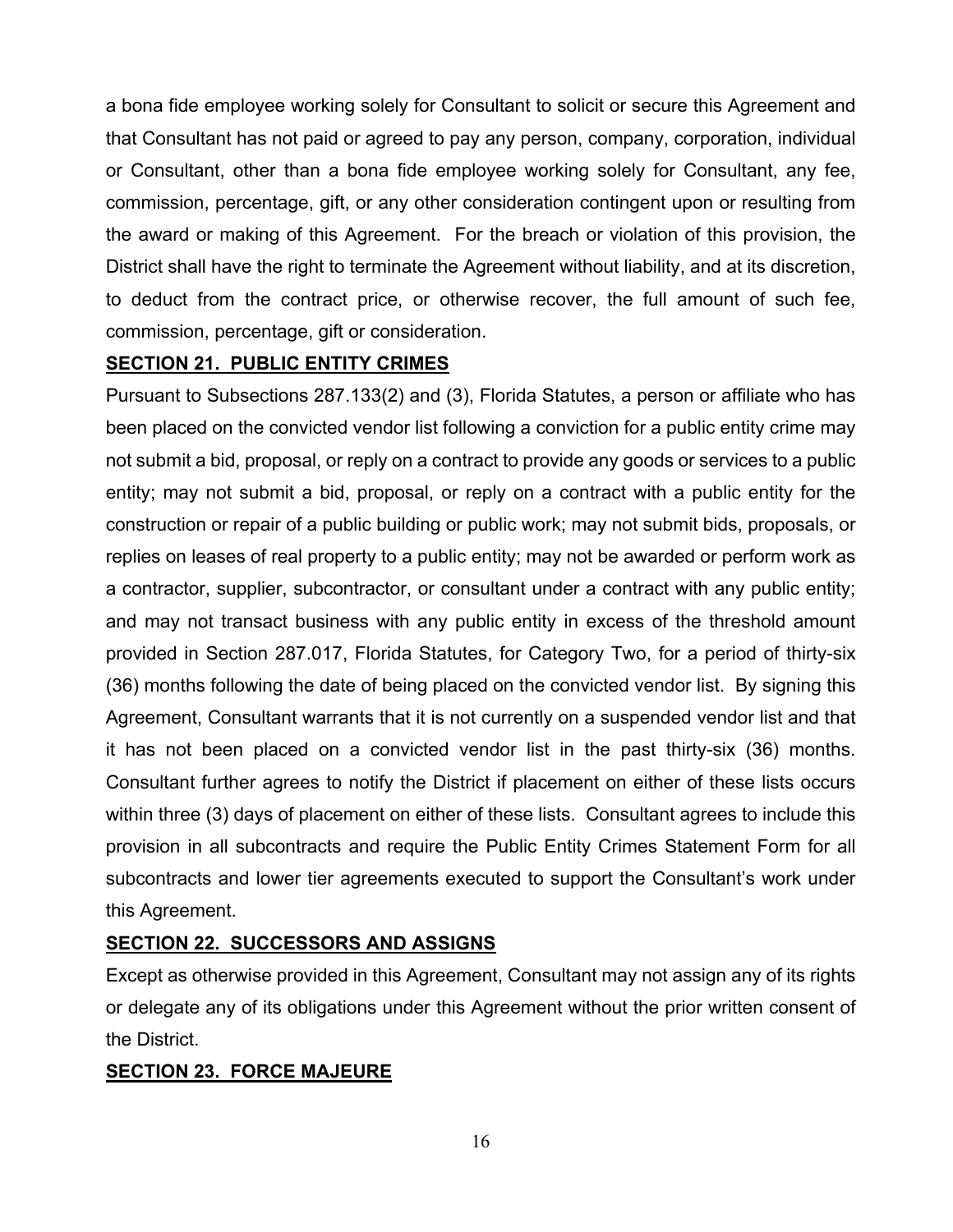a bona fide employee working solely for Consultant to solicit or secure this Agreement and that Consultant has not paid or agreed to pay any person, company, corporation, individual or Consultant, other than a bona fide employee working solely for Consultant, any fee, commission, percentage, gift, or any other consideration contingent upon or resulting from the award or making of this Agreement. For the breach or violation of this provision, the District shall have the right to terminate the Agreement without liability, and at its discretion, to deduct from the contract price, or otherwise recover, the full amount of such fee, commission, percentage, gift or consideration.

## SECTION 21. PUBLIC ENTITY CRIMES

Pursuant to Subsections 287.133(2) and (3), Florida Statutes, a person or affiliate who has been placed on the convicted vendor list following a conviction for a public entity crime may not submit a bid, proposal, or reply on a contract to provide any goods or services to a public entity; may not submit a bid, proposal, or reply on a contract with a public entity for the construction or repair of a public building or public work; may not submit bids, proposals, or replies on leases of real property to a public entity; may not be awarded or perform work as a contractor, supplier, subcontractor, or consultant under a contract with any public entity; and may not transact business with any public entity in excess of the threshold amount provided in Section 287.017, Florida Statutes, for Category Two, for a period of thirty-six (36) months following the date of being placed on the convicted vendor list. By signing this Agreement, Consultant warrants that it is not currently on a suspended vendor list and that it has not been placed on a convicted vendor list in the past thirty-six (36) months. Consultant further agrees to notify the District if placement on either of these lists occurs within three (3) days of placement on either of these lists. Consultant agrees to include this provision in all subcontracts and require the Public Entity Crimes Statement Form for all subcontracts and lower tier agreements executed to support the Consultant's work under this Agreement.

## SECTION 22. SUCCESSORS AND ASSIGNS

Except as otherwise provided in this Agreement, Consultant may not assign any of its rights or delegate any of its obligations under this Agreement without the prior written consent of the District.

## SECTION 23. FORCE MAJEURE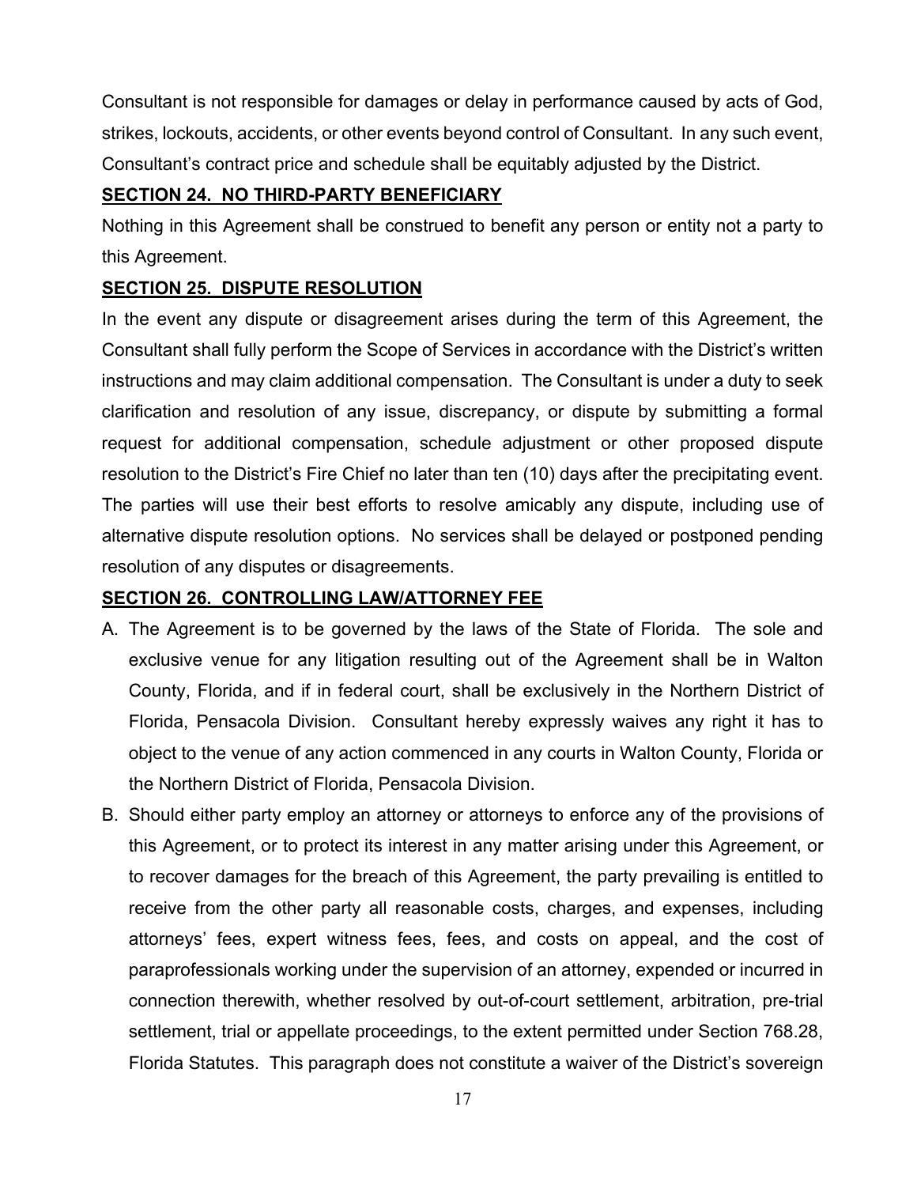Consultant is not responsible for damages or delay in performance caused by acts of God, strikes, lockouts, accidents, or other events beyond control of Consultant. In any such event, Consultant's contract price and schedule shall be equitably adjusted by the District.

**SECTION 24. NO THIRD-PARTY BENEFICIARY**

Nothing in this Agreement shall be construed to benefit any person or entity not a party to this Agreement.

**SECTION 25. DISPUTE RESOLUTION**

In the event any dispute or disagreement arises during the term of this Agreement, the Consultant shall fully perform the Scope of Services in accordance with the District's written instructions and may claim additional compensation. The Consultant is under a duty to seek clarification and resolution of any issue, discrepancy, or dispute by submitting a formal request for additional compensation, schedule adjustment or other proposed dispute resolution to the District's Fire Chief no later than ten (10) days after the precipitating event. The parties will use their best efforts to resolve amicably any dispute, including use of alternative dispute resolution options. No services shall be delayed or postponed pending resolution of any disputes or disagreements.

**SECTION 26. CONTROLLING LAW/ATTORNEY FEE**

A. The Agreement is to be governed by the laws of the State of Florida. The sole and exclusive venue for any litigation resulting out of the Agreement shall be in Walton County, Florida, and if in federal court, shall be exclusively in the Northern District of Florida, Pensacola Division. Consultant hereby expressly waives any right it has to object to the venue of any action commenced in any courts in Walton County, Florida or the Northern District of Florida, Pensacola Division.

B. Should either party employ an attorney or attorneys to enforce any of the provisions of this Agreement, or to protect its interest in any matter arising under this Agreement, or to recover damages for the breach of this Agreement, the party prevailing is entitled to receive from the other party all reasonable costs, charges, and expenses, including attorneys' fees, expert witness fees, fees, and costs on appeal, and the cost of paraprofessionals working under the supervision of an attorney, expended or incurred in connection therewith, whether resolved by out-of-court settlement, arbitration, pre-trial settlement, trial or appellate proceedings, to the extent permitted under Section 768.28, Florida Statutes. This paragraph does not constitute a waiver of the District's sovereign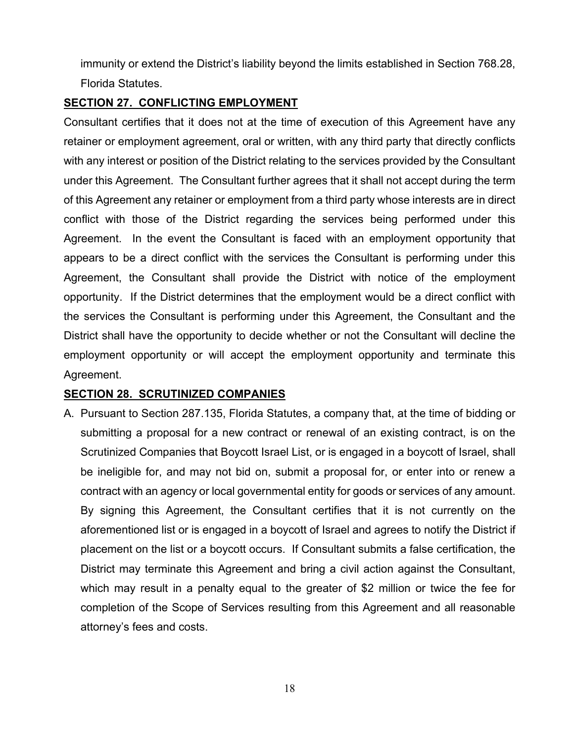immunity or extend the District's liability beyond the limits established in Section 768.28, Florida Statutes.

**SECTION 27. CONFLICTING EMPLOYMENT**

Consultant certifies that it does not at the time of execution of this Agreement have any retainer or employment agreement, oral or written, with any third party that directly conflicts with any interest or position of the District relating to the services provided by the Consultant under this Agreement. The Consultant further agrees that it shall not accept during the term of this Agreement any retainer or employment from a third party whose interests are in direct conflict with those of the District regarding the services being performed under this Agreement. In the event the Consultant is faced with an employment opportunity that appears to be a direct conflict with the services the Consultant is performing under this Agreement, the Consultant shall provide the District with notice of the employment opportunity. If the District determines that the employment would be a direct conflict with the services the Consultant is performing under this Agreement, the Consultant and the District shall have the opportunity to decide whether or not the Consultant will decline the employment opportunity or will accept the employment opportunity and terminate this Agreement.

**SECTION 28. SCRUTINIZED COMPANIES**

A. Pursuant to Section 287.135, Florida Statutes, a company that, at the time of bidding or submitting a proposal for a new contract or renewal of an existing contract, is on the Scrutinized Companies that Boycott Israel List, or is engaged in a boycott of Israel, shall be ineligible for, and may not bid on, submit a proposal for, or enter into or renew a contract with an agency or local governmental entity for goods or services of any amount. By signing this Agreement, the Consultant certifies that it is not currently on the aforementioned list or is engaged in a boycott of Israel and agrees to notify the District if placement on the list or a boycott occurs. If Consultant submits a false certification, the District may terminate this Agreement and bring a civil action against the Consultant, which may result in a penalty equal to the greater of $2 million or twice the fee for completion of the Scope of Services resulting from this Agreement and all reasonable attorney's fees and costs.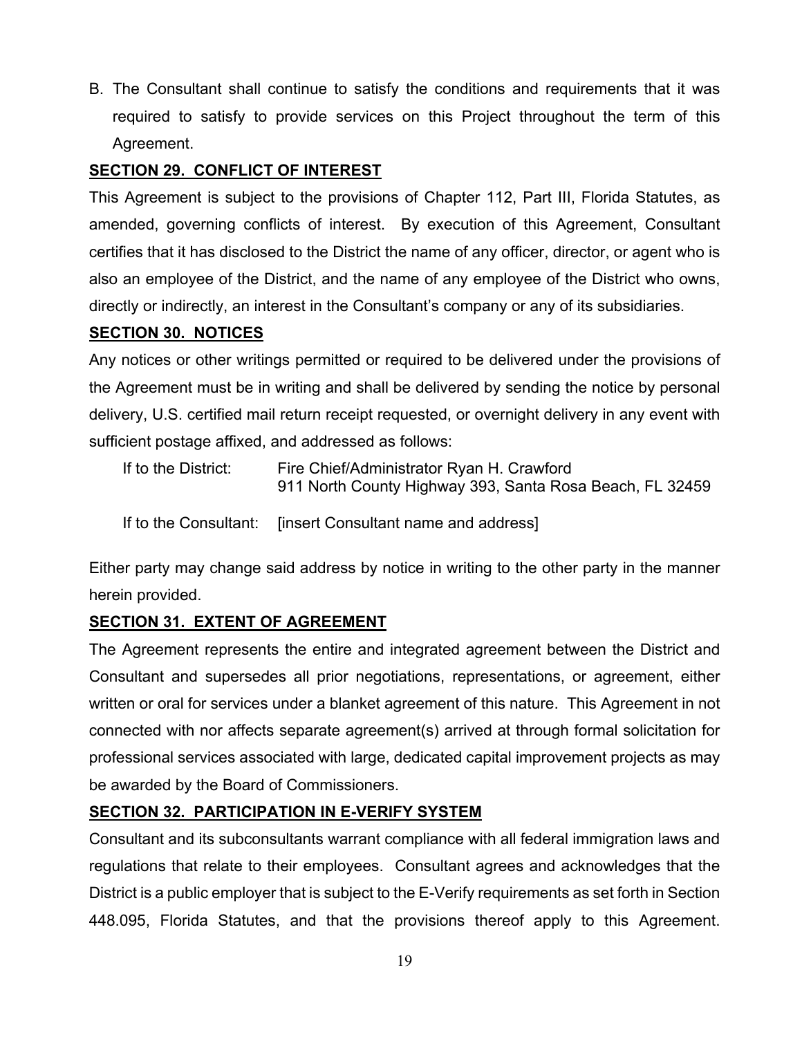B. The Consultant shall continue to satisfy the conditions and requirements that it was required to satisfy to provide services on this Project throughout the term of this Agreement.

**SECTION 29. CONFLICT OF INTEREST**

This Agreement is subject to the provisions of Chapter 112, Part III, Florida Statutes, as amended, governing conflicts of interest. By execution of this Agreement, Consultant certifies that it has disclosed to the District the name of any officer, director, or agent who is also an employee of the District, and the name of any employee of the District who owns, directly or indirectly, an interest in the Consultant's company or any of its subsidiaries.

**SECTION 30. NOTICES**

Any notices or other writings permitted or required to be delivered under the provisions of the Agreement must be in writing and shall be delivered by sending the notice by personal delivery, U.S. certified mail return receipt requested, or overnight delivery in any event with sufficient postage affixed, and addressed as follows:

If to the District: Fire Chief/Administrator Ryan H. Crawford
911 North County Highway 393, Santa Rosa Beach, FL 32459

If to the Consultant: [insert Consultant name and address]

Either party may change said address by notice in writing to the other party in the manner herein provided.

**SECTION 31. EXTENT OF AGREEMENT**

The Agreement represents the entire and integrated agreement between the District and Consultant and supersedes all prior negotiations, representations, or agreement, either written or oral for services under a blanket agreement of this nature. This Agreement in not connected with nor affects separate agreement(s) arrived at through formal solicitation for professional services associated with large, dedicated capital improvement projects as may be awarded by the Board of Commissioners.

**SECTION 32. PARTICIPATION IN E-VERIFY SYSTEM**

Consultant and its subconsultants warrant compliance with all federal immigration laws and regulations that relate to their employees. Consultant agrees and acknowledges that the District is a public employer that is subject to the E-Verify requirements as set forth in Section 448.095, Florida Statutes, and that the provisions thereof apply to this Agreement.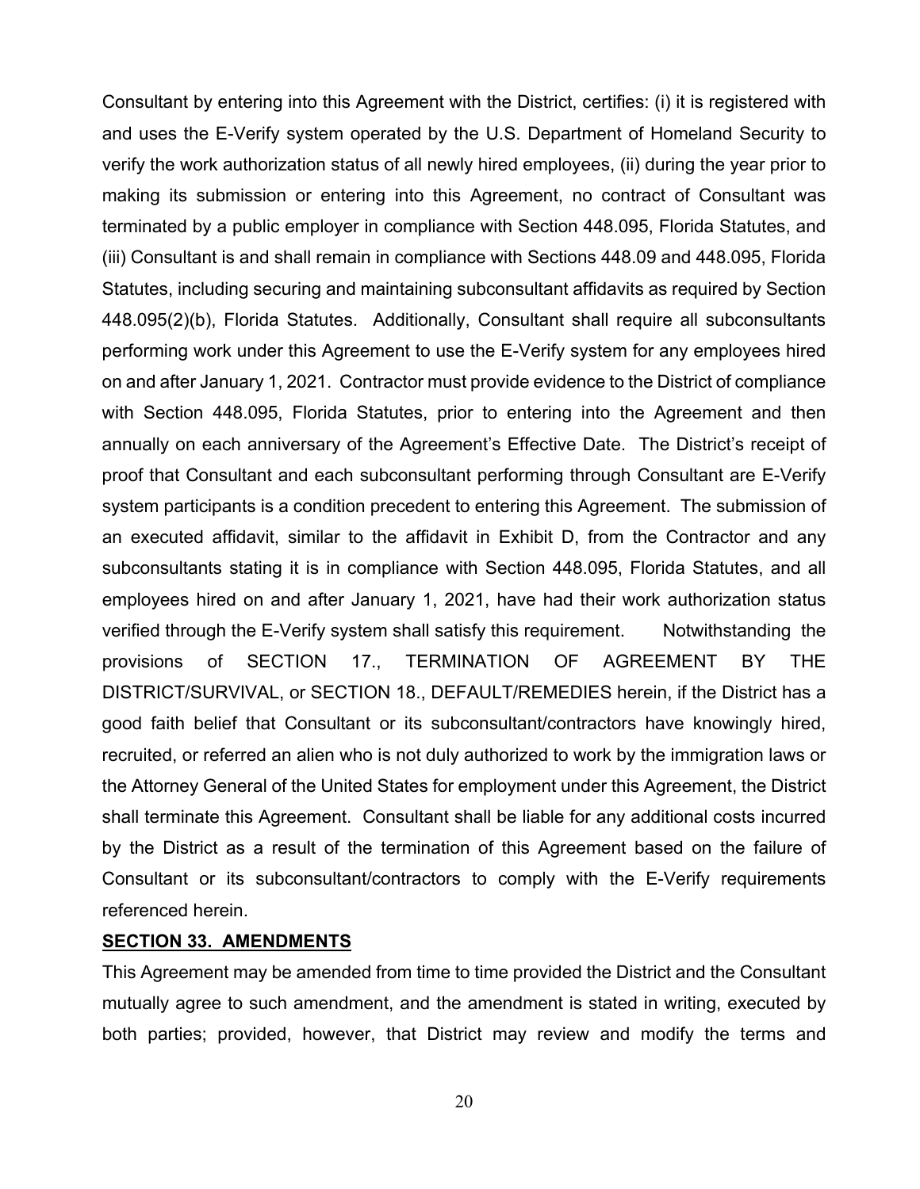Consultant by entering into this Agreement with the District, certifies: (i) it is registered with and uses the E-Verify system operated by the U.S. Department of Homeland Security to verify the work authorization status of all newly hired employees, (ii) during the year prior to making its submission or entering into this Agreement, no contract of Consultant was terminated by a public employer in compliance with Section 448.095, Florida Statutes, and (iii) Consultant is and shall remain in compliance with Sections 448.09 and 448.095, Florida Statutes, including securing and maintaining subconsultant affidavits as required by Section 448.095(2)(b), Florida Statutes. Additionally, Consultant shall require all subconsultants performing work under this Agreement to use the E-Verify system for any employees hired on and after January 1, 2021. Contractor must provide evidence to the District of compliance with Section 448.095, Florida Statutes, prior to entering into the Agreement and then annually on each anniversary of the Agreement's Effective Date. The District's receipt of proof that Consultant and each subconsultant performing through Consultant are E-Verify system participants is a condition precedent to entering this Agreement. The submission of an executed affidavit, similar to the affidavit in Exhibit D, from the Contractor and any subconsultants stating it is in compliance with Section 448.095, Florida Statutes, and all employees hired on and after January 1, 2021, have had their work authorization status verified through the E-Verify system shall satisfy this requirement. Notwithstanding the provisions of SECTION 17., TERMINATION OF AGREEMENT BY THE DISTRICT/SURVIVAL, or SECTION 18., DEFAULT/REMEDIES herein, if the District has a good faith belief that Consultant or its subconsultant/contractors have knowingly hired, recruited, or referred an alien who is not duly authorized to work by the immigration laws or the Attorney General of the United States for employment under this Agreement, the District shall terminate this Agreement. Consultant shall be liable for any additional costs incurred by the District as a result of the termination of this Agreement based on the failure of Consultant or its subconsultant/contractors to comply with the E-Verify requirements referenced herein.

**SECTION 33. AMENDMENTS**

This Agreement may be amended from time to time provided the District and the Consultant mutually agree to such amendment, and the amendment is stated in writing, executed by both parties; provided, however, that District may review and modify the terms and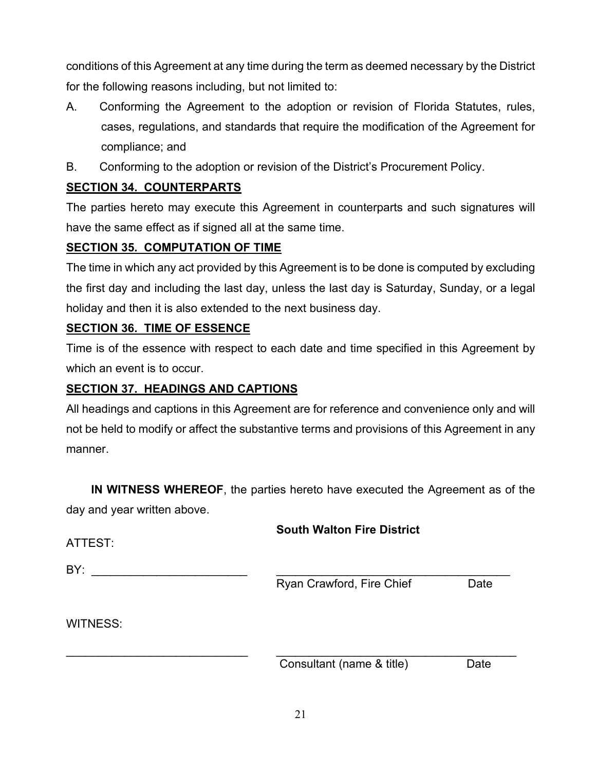conditions of this Agreement at any time during the term as deemed necessary by the District for the following reasons including, but not limited to:

A. Conforming the Agreement to the adoption or revision of Florida Statutes, rules, cases, regulations, and standards that require the modification of the Agreement for compliance; and

B. Conforming to the adoption or revision of the District's Procurement Policy.

**SECTION 34. COUNTERPARTS**

The parties hereto may execute this Agreement in counterparts and such signatures will have the same effect as if signed all at the same time.

**SECTION 35. COMPUTATION OF TIME**

The time in which any act provided by this Agreement is to be done is computed by excluding the first day and including the last day, unless the last day is Saturday, Sunday, or a legal holiday and then it is also extended to the next business day.

**SECTION 36. TIME OF ESSENCE**

Time is of the essence with respect to each date and time specified in this Agreement by which an event is to occur.

**SECTION 37. HEADINGS AND CAPTIONS**

All headings and captions in this Agreement are for reference and convenience only and will not be held to modify or affect the substantive terms and provisions of this Agreement in any manner.

**IN WITNESS WHEREOF**, the parties hereto have executed the Agreement as of the day and year written above.

**South Walton Fire District**

ATTEST:

BY: ________________________ ____________________________________
Ryan Crawford, Fire Chief Date

WITNESS:

____________________________ ____________________________________
Consultant (name & title) Date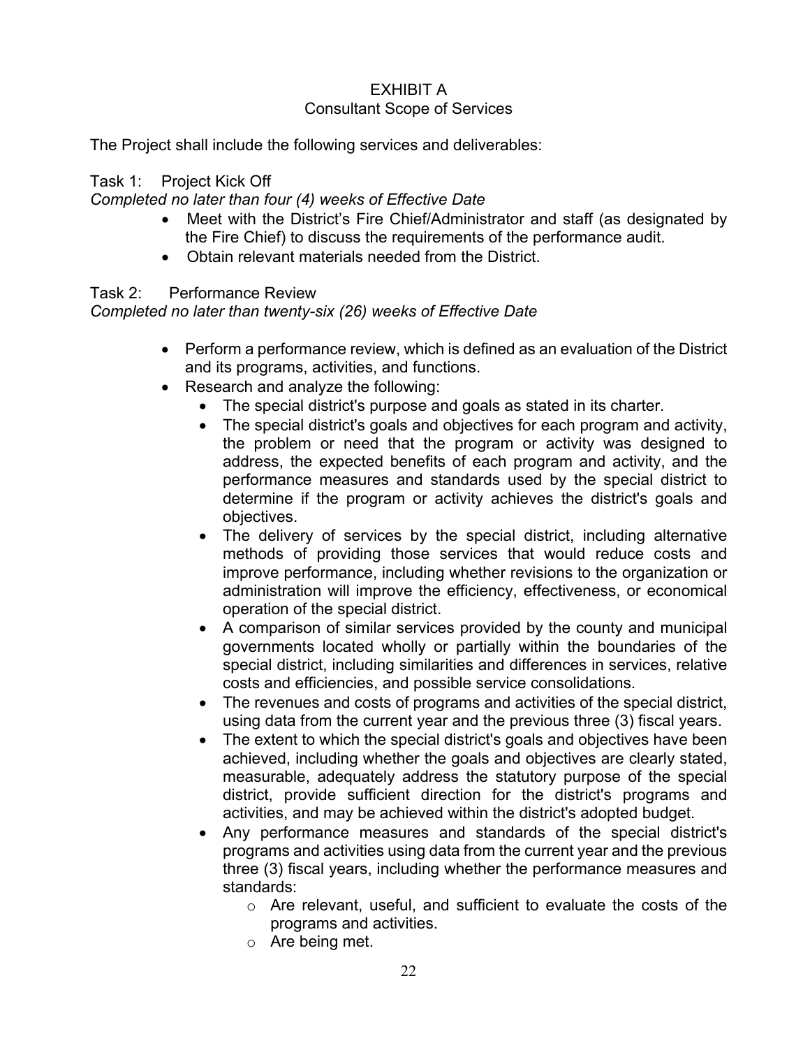## EXHIBIT A
### Consultant Scope of Services

The Project shall include the following services and deliverables:

Task 1: Project Kick Off

*Completed no later than four (4) weeks of Effective Date*

- Meet with the District's Fire Chief/Administrator and staff (as designated by the Fire Chief) to discuss the requirements of the performance audit.
- Obtain relevant materials needed from the District.

Task 2: Performance Review

*Completed no later than twenty-six (26) weeks of Effective Date*

- Perform a performance review, which is defined as an evaluation of the District and its programs, activities, and functions.
- Research and analyze the following:
  - The special district's purpose and goals as stated in its charter.
  - The special district's goals and objectives for each program and activity, the problem or need that the program or activity was designed to address, the expected benefits of each program and activity, and the performance measures and standards used by the special district to determine if the program or activity achieves the district's goals and objectives.
  - The delivery of services by the special district, including alternative methods of providing those services that would reduce costs and improve performance, including whether revisions to the organization or administration will improve the efficiency, effectiveness, or economical operation of the special district.
  - A comparison of similar services provided by the county and municipal governments located wholly or partially within the boundaries of the special district, including similarities and differences in services, relative costs and efficiencies, and possible service consolidations.
  - The revenues and costs of programs and activities of the special district, using data from the current year and the previous three (3) fiscal years.
  - The extent to which the special district's goals and objectives have been achieved, including whether the goals and objectives are clearly stated, measurable, adequately address the statutory purpose of the special district, provide sufficient direction for the district's programs and activities, and may be achieved within the district's adopted budget.
  - Any performance measures and standards of the special district's programs and activities using data from the current year and the previous three (3) fiscal years, including whether the performance measures and standards:
    - Are relevant, useful, and sufficient to evaluate the costs of the programs and activities.
    - Are being met.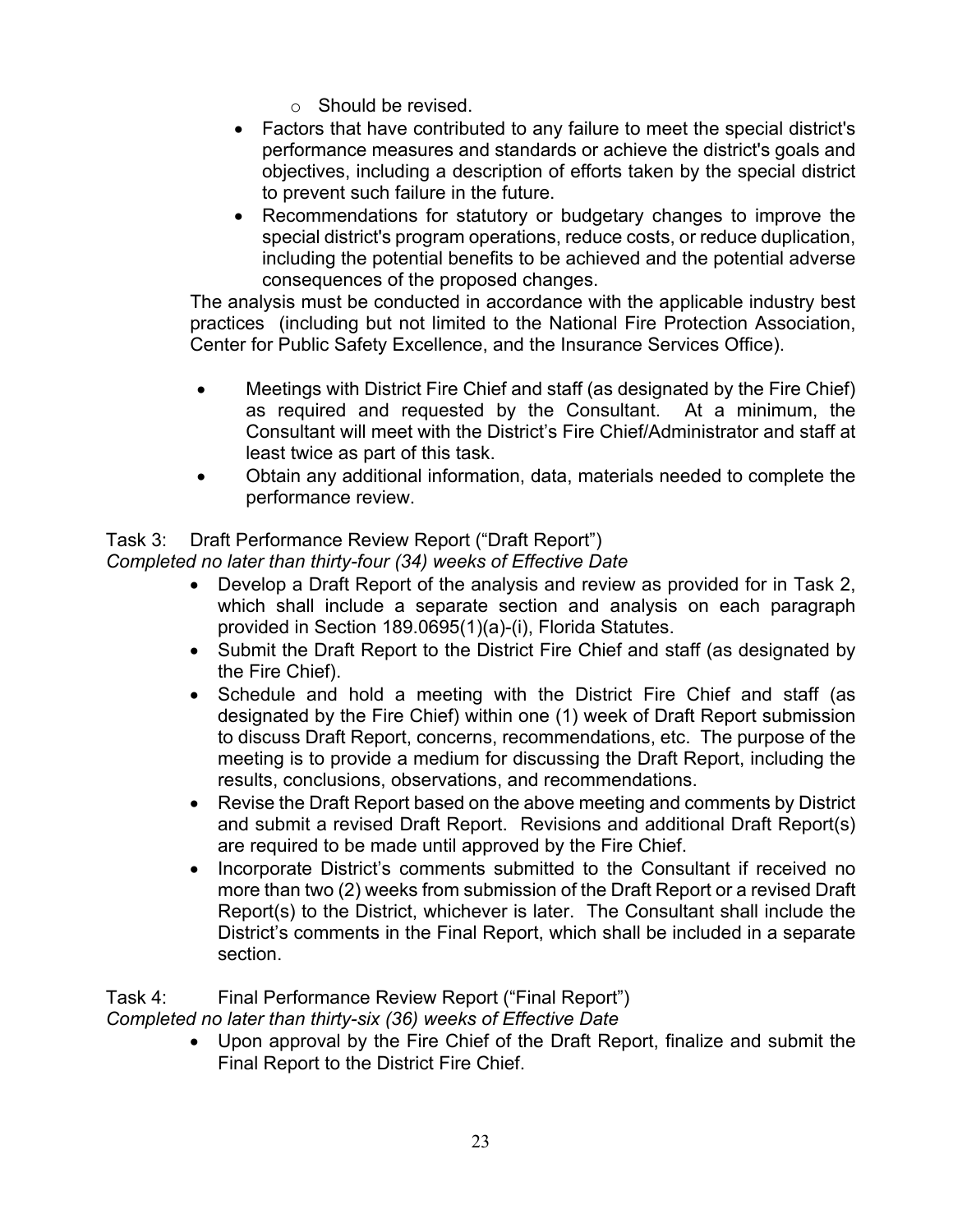- Should be revised.
- Factors that have contributed to any failure to meet the special district's performance measures and standards or achieve the district's goals and objectives, including a description of efforts taken by the special district to prevent such failure in the future.
- Recommendations for statutory or budgetary changes to improve the special district's program operations, reduce costs, or reduce duplication, including the potential benefits to be achieved and the potential adverse consequences of the proposed changes.

The analysis must be conducted in accordance with the applicable industry best practices (including but not limited to the National Fire Protection Association, Center for Public Safety Excellence, and the Insurance Services Office).

- Meetings with District Fire Chief and staff (as designated by the Fire Chief) as required and requested by the Consultant. At a minimum, the Consultant will meet with the District's Fire Chief/Administrator and staff at least twice as part of this task.
- Obtain any additional information, data, materials needed to complete the performance review.

Task 3: Draft Performance Review Report ("Draft Report")
*Completed no later than thirty-four (34) weeks of Effective Date*

- Develop a Draft Report of the analysis and review as provided for in Task 2, which shall include a separate section and analysis on each paragraph provided in Section 189.0695(1)(a)-(i), Florida Statutes.
- Submit the Draft Report to the District Fire Chief and staff (as designated by the Fire Chief).
- Schedule and hold a meeting with the District Fire Chief and staff (as designated by the Fire Chief) within one (1) week of Draft Report submission to discuss Draft Report, concerns, recommendations, etc. The purpose of the meeting is to provide a medium for discussing the Draft Report, including the results, conclusions, observations, and recommendations.
- Revise the Draft Report based on the above meeting and comments by District and submit a revised Draft Report. Revisions and additional Draft Report(s) are required to be made until approved by the Fire Chief.
- Incorporate District's comments submitted to the Consultant if received no more than two (2) weeks from submission of the Draft Report or a revised Draft Report(s) to the District, whichever is later. The Consultant shall include the District's comments in the Final Report, which shall be included in a separate section.

Task 4: Final Performance Review Report ("Final Report")
*Completed no later than thirty-six (36) weeks of Effective Date*

- Upon approval by the Fire Chief of the Draft Report, finalize and submit the Final Report to the District Fire Chief.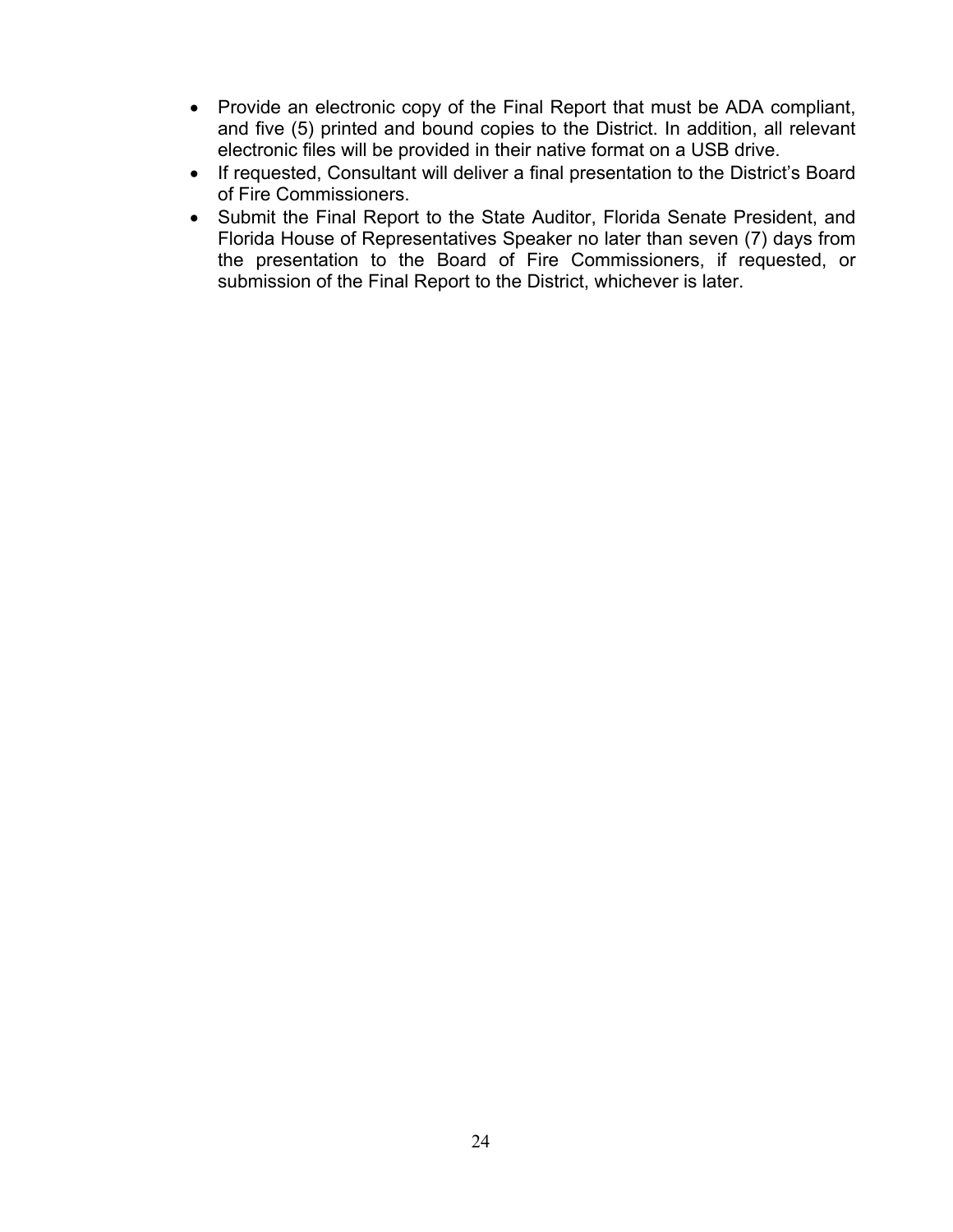- Provide an electronic copy of the Final Report that must be ADA compliant, and five (5) printed and bound copies to the District. In addition, all relevant electronic files will be provided in their native format on a USB drive.
- If requested, Consultant will deliver a final presentation to the District's Board of Fire Commissioners.
- Submit the Final Report to the State Auditor, Florida Senate President, and Florida House of Representatives Speaker no later than seven (7) days from the presentation to the Board of Fire Commissioners, if requested, or submission of the Final Report to the District, whichever is later.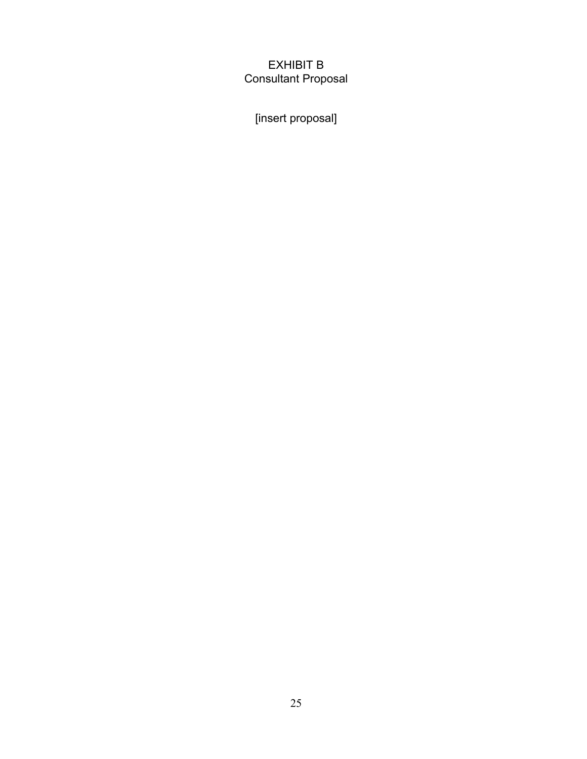# EXHIBIT B
## Consultant Proposal

[insert proposal]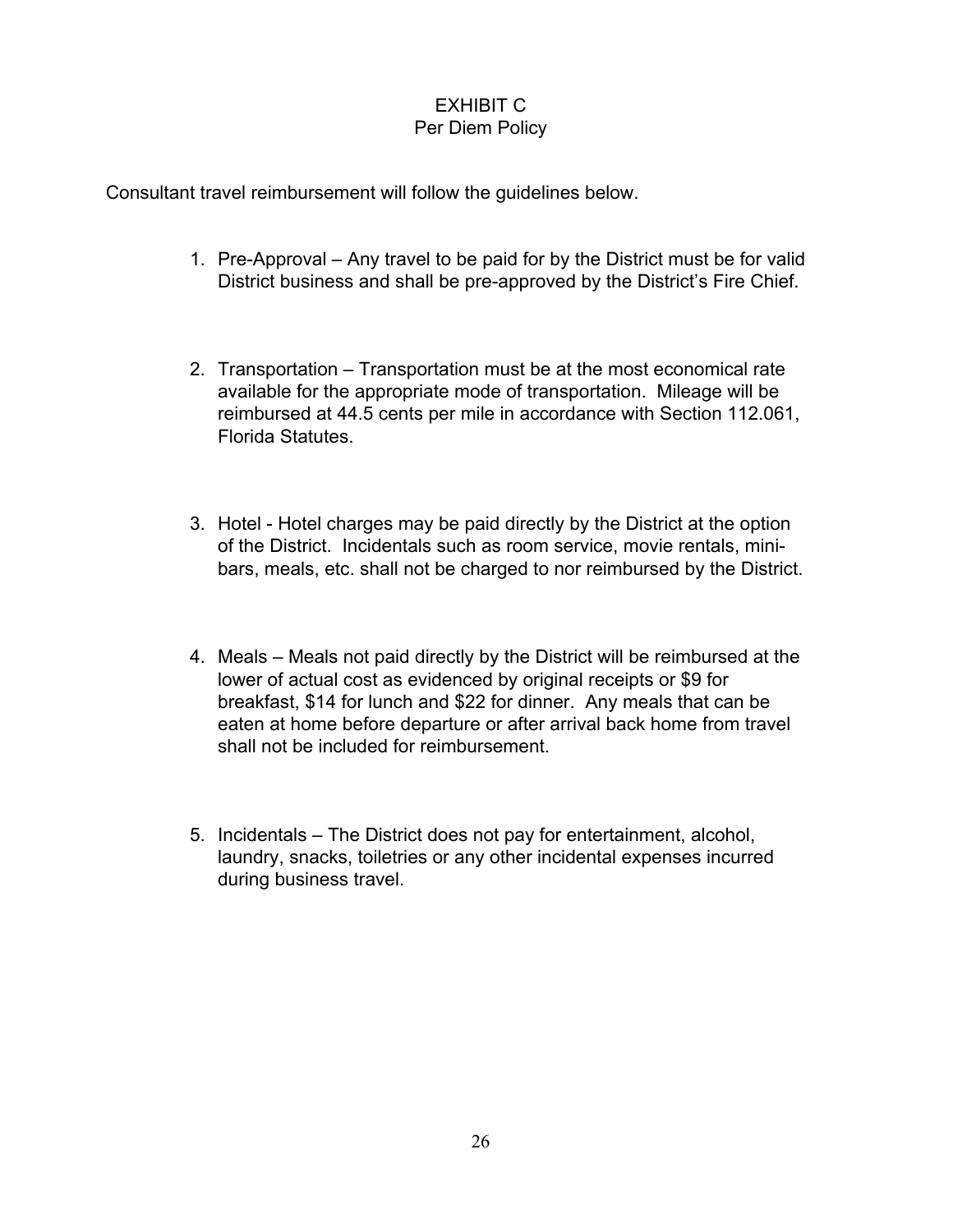# EXHIBIT C
## Per Diem Policy

Consultant travel reimbursement will follow the guidelines below.

1. Pre-Approval – Any travel to be paid for by the District must be for valid District business and shall be pre-approved by the District's Fire Chief.

2. Transportation – Transportation must be at the most economical rate available for the appropriate mode of transportation. Mileage will be reimbursed at 44.5 cents per mile in accordance with Section 112.061, Florida Statutes.

3. Hotel - Hotel charges may be paid directly by the District at the option of the District. Incidentals such as room service, movie rentals, mini-bars, meals, etc. shall not be charged to nor reimbursed by the District.

4. Meals – Meals not paid directly by the District will be reimbursed at the lower of actual cost as evidenced by original receipts or $9 for breakfast, $14 for lunch and $22 for dinner. Any meals that can be eaten at home before departure or after arrival back home from travel shall not be included for reimbursement.

5. Incidentals – The District does not pay for entertainment, alcohol, laundry, snacks, toiletries or any other incidental expenses incurred during business travel.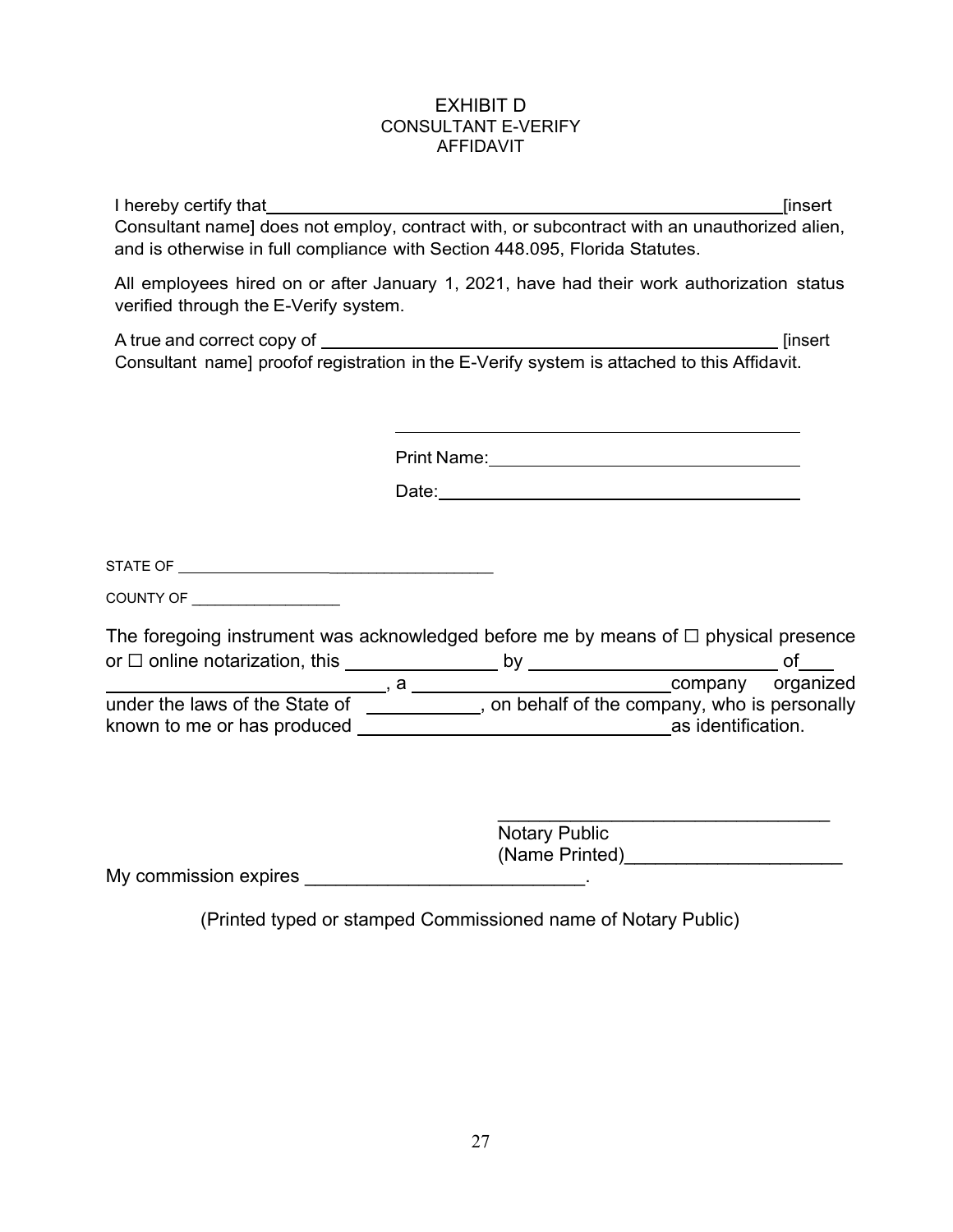# EXHIBIT D
## CONSULTANT E-VERIFY AFFIDAVIT

I hereby certify that \_\_\_\_\_\_\_\_\_\_\_\_\_\_\_\_\_\_\_\_\_\_\_\_\_\_\_\_\_\_\_\_\_\_\_\_\_\_\_\_\_\_\_\_ [insert Consultant name] does not employ, contract with, or subcontract with an unauthorized alien, and is otherwise in full compliance with Section 448.095, Florida Statutes.

All employees hired on or after January 1, 2021, have had their work authorization status verified through the E-Verify system.

A true and correct copy of \_\_\_\_\_\_\_\_\_\_\_\_\_\_\_\_\_\_\_\_\_\_\_\_\_\_\_\_\_\_\_\_\_\_\_\_\_\_\_\_ [insert Consultant name] proofof registration in the E-Verify system is attached to this Affidavit.

\_\_\_\_\_\_\_\_\_\_\_\_\_\_\_\_\_\_\_\_\_\_\_\_\_\_\_\_\_\_\_\_\_\_\_\_\_\_\_\_

Print Name: \_\_\_\_\_\_\_\_\_\_\_\_\_\_\_\_\_\_\_\_\_\_\_\_\_\_\_\_\_\_

Date: \_\_\_\_\_\_\_\_\_\_\_\_\_\_\_\_\_\_\_\_\_\_\_\_\_\_\_\_\_\_\_\_\_\_\_

STATE OF \_\_\_\_\_\_\_\_\_\_\_\_\_\_\_\_\_\_\_\_\_\_\_\_\_\_\_\_\_\_\_\_\_\_\_\_\_\_

COUNTY OF \_\_\_\_\_\_\_\_\_\_\_\_\_\_\_\_\_\_\_

The foregoing instrument was acknowledged before me by means of ☐ physical presence or ☐ online notarization, this \_\_\_\_\_\_\_\_\_\_\_\_\_\_ by \_\_\_\_\_\_\_\_\_\_\_\_\_\_\_\_\_\_\_\_\_\_\_ of \_\_\_\_\_\_\_\_\_\_\_\_\_\_\_\_\_\_\_\_\_\_\_\_\_\_\_\_, a \_\_\_\_\_\_\_\_\_\_\_\_\_\_\_\_\_\_\_\_\_\_\_\_\_ company organized under the laws of the State of \_\_\_\_\_\_\_\_\_\_\_, on behalf of the company, who is personally known to me or has produced \_\_\_\_\_\_\_\_\_\_\_\_\_\_\_\_\_\_\_\_\_\_\_\_\_\_\_\_\_\_\_ as identification.

\_\_\_\_\_\_\_\_\_\_\_\_\_\_\_\_\_\_\_\_\_\_\_\_\_\_\_\_\_\_\_\_\_\_\_

Notary Public
(Name Printed)\_\_\_\_\_\_\_\_\_\_\_\_\_\_\_\_\_\_\_\_\_

My commission expires \_\_\_\_\_\_\_\_\_\_\_\_\_\_\_\_\_\_\_\_\_\_\_\_\_\_\_.

(Printed typed or stamped Commissioned name of Notary Public)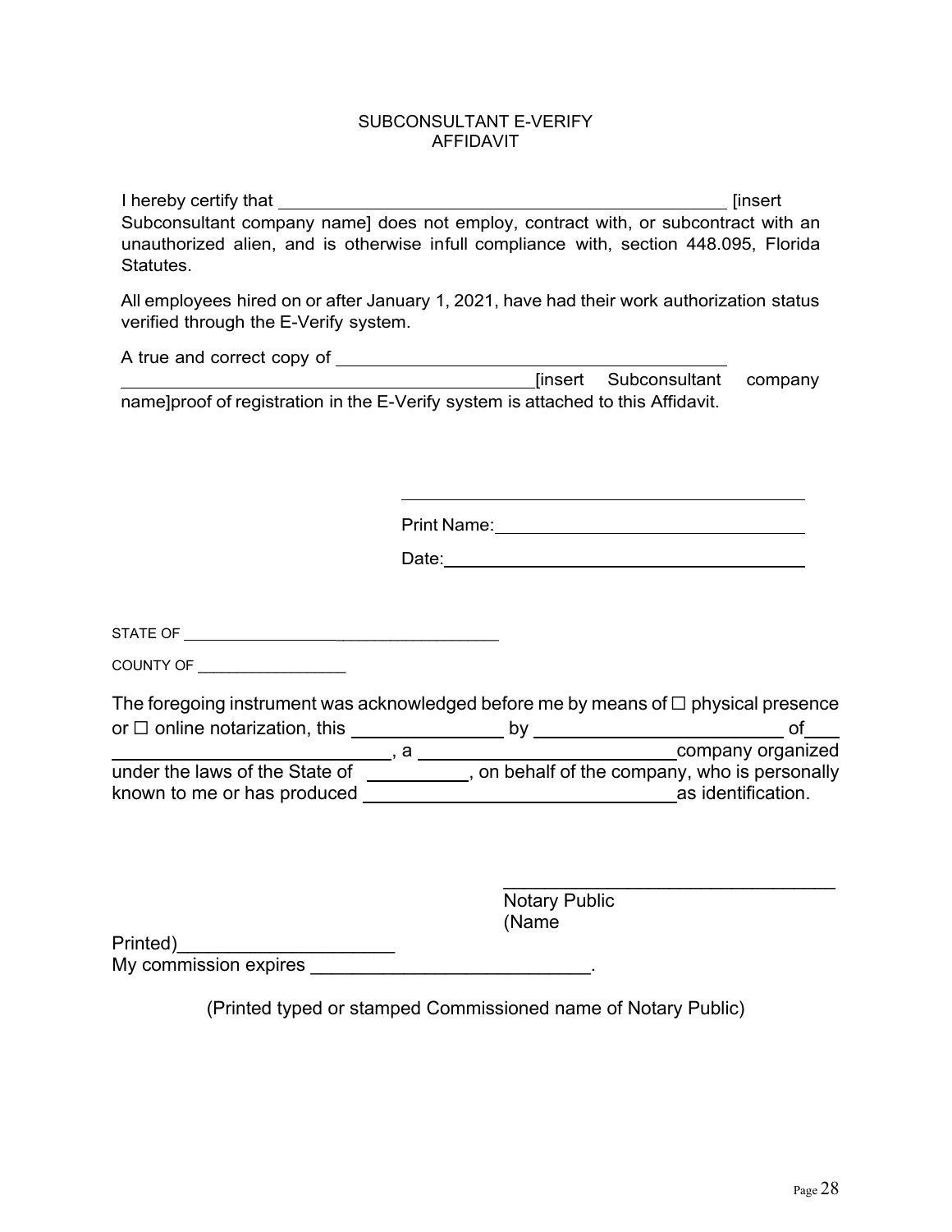# SUBCONSULTANT E-VERIFY AFFIDAVIT

I hereby certify that ______________________________________________ [insert Subconsultant company name] does not employ, contract with, or subcontract with an unauthorized alien, and is otherwise infull compliance with, section 448.095, Florida Statutes.

All employees hired on or after January 1, 2021, have had their work authorization status verified through the E-Verify system.

A true and correct copy of ________________________________________ ____________________________________________[insert Subconsultant company name]proof of registration in the E-Verify system is attached to this Affidavit.

_____________________________________________

Print Name:__________________________________

Date:_______________________________________

STATE OF ________________________________________

COUNTY OF __________________

The foregoing instrument was acknowledged before me by means of ☐ physical presence or ☐ online notarization, this _______________ by ________________________ of ___ ____________________________, a __________________________company organized under the laws of the State of __________, on behalf of the company, who is personally known to me or has produced ________________________________as identification.

_________________________________
Notary Public
(Name Printed)_____________________
My commission expires ___________________________.

(Printed typed or stamped Commissioned name of Notary Public)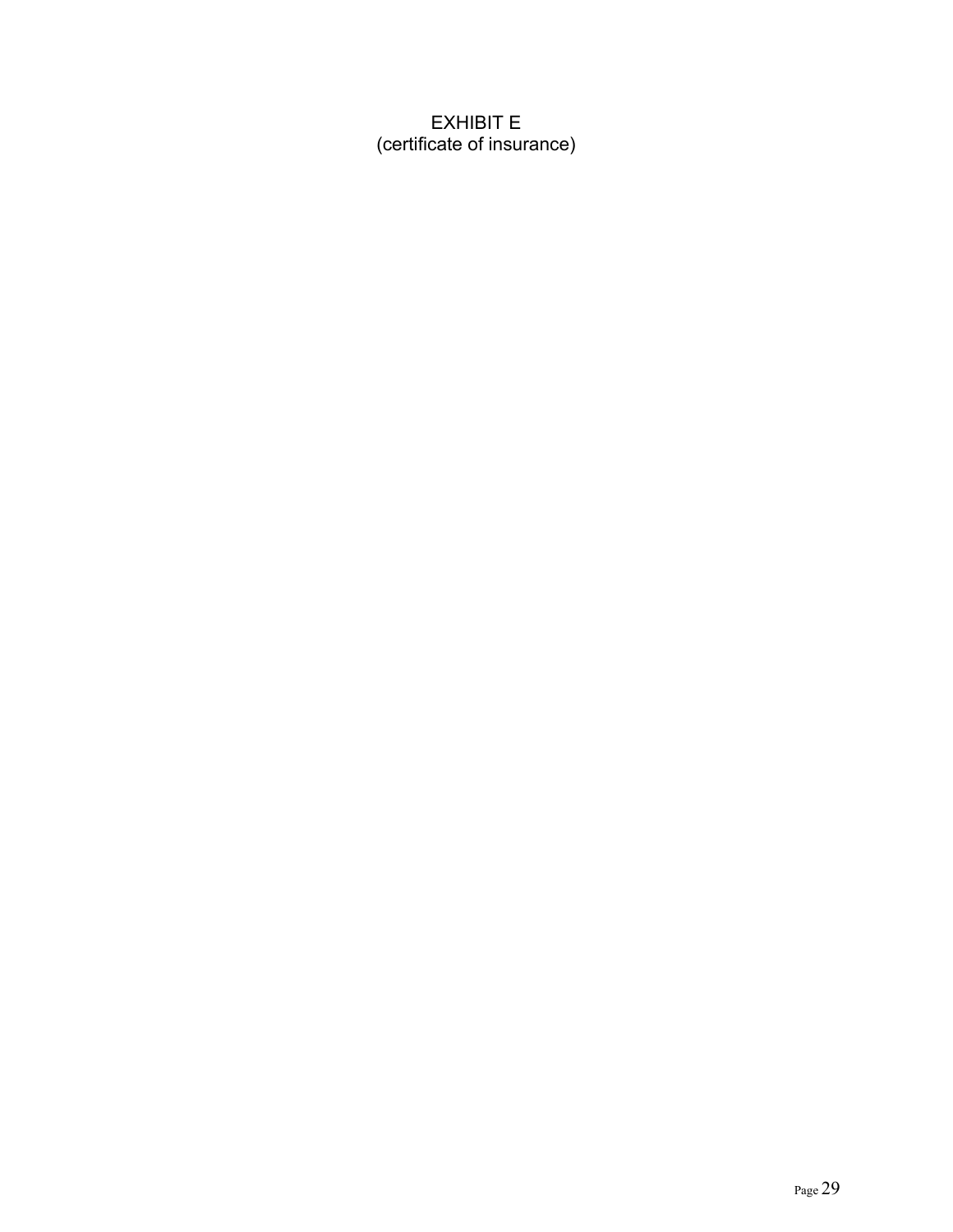# EXHIBIT E
(certificate of insurance)